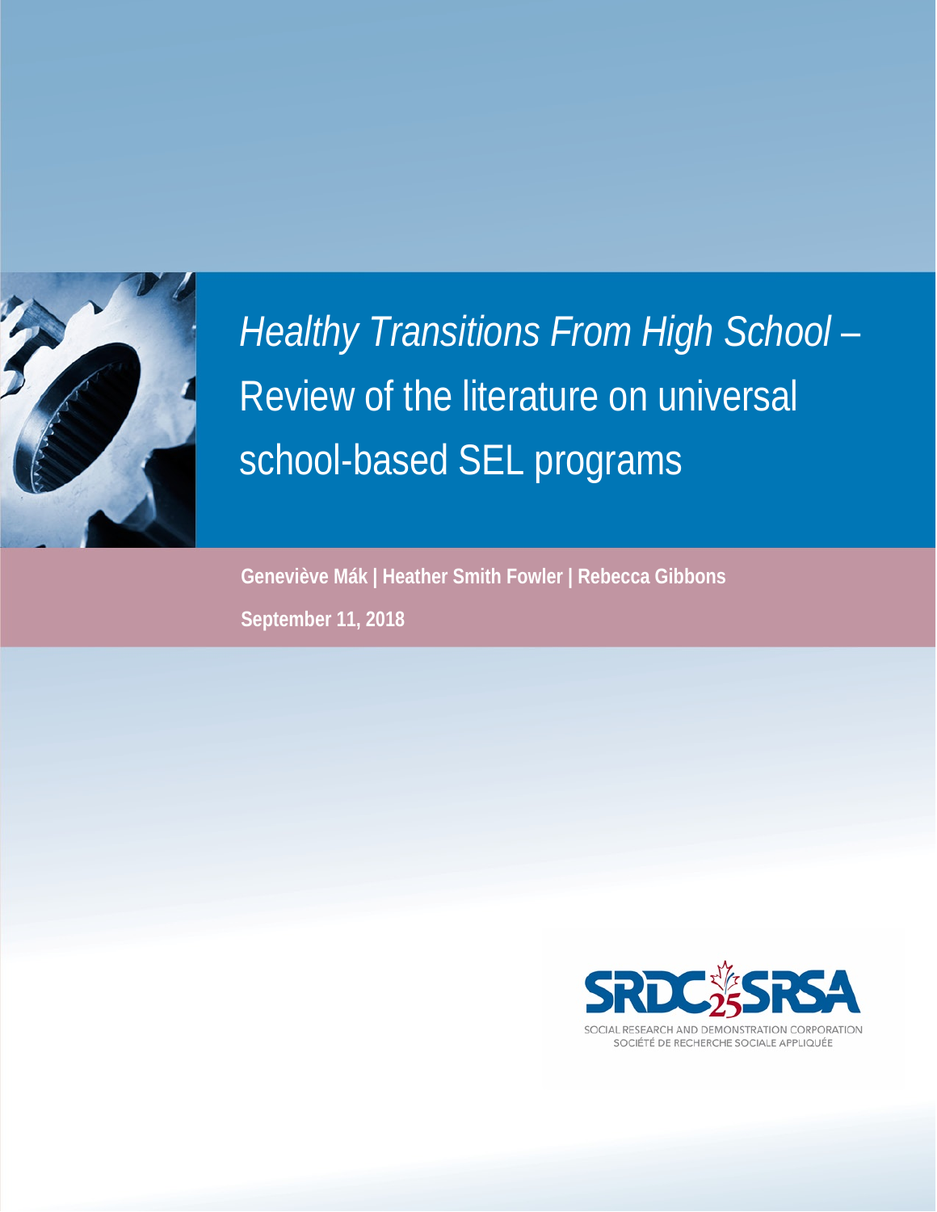# *Healthy Transitions From High School* – Review of the literature on universal school-based SEL programs

**Geneviève Mák | Heather Smith Fowler | Rebecca Gibbons**

**September 11, 2018**

SRDC SRSA

SOCIAL RESEARCH AND DEMONSTRATION CORPORATION
SOCIÉTÉ DE RECHERCHE SOCIALE APPLIQUÉE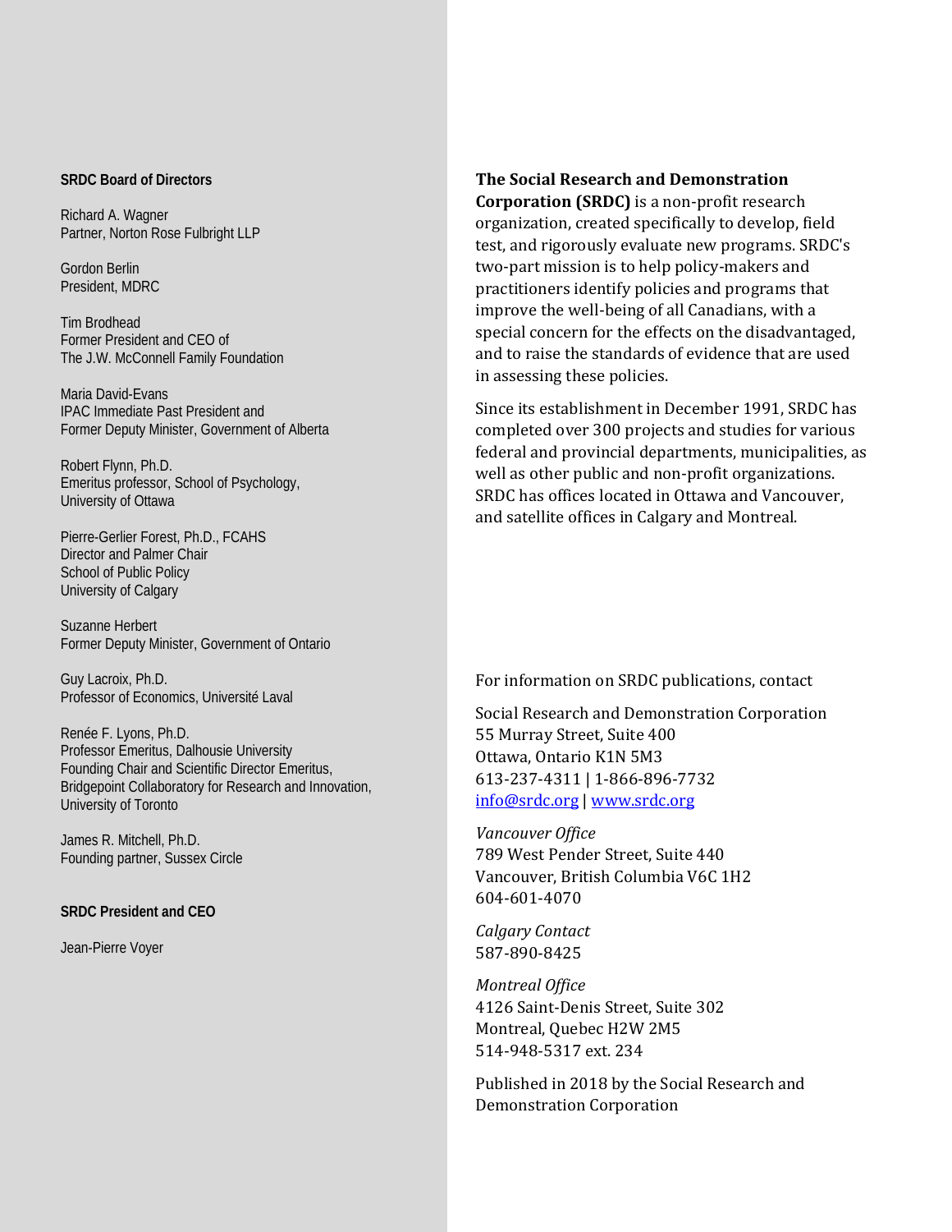**SRDC Board of Directors**

Richard A. Wagner
Partner, Norton Rose Fulbright LLP

Gordon Berlin
President, MDRC

Tim Brodhead
Former President and CEO of
The J.W. McConnell Family Foundation

Maria David-Evans
IPAC Immediate Past President and
Former Deputy Minister, Government of Alberta

Robert Flynn, Ph.D.
Emeritus professor, School of Psychology,
University of Ottawa

Pierre-Gerlier Forest, Ph.D., FCAHS
Director and Palmer Chair
School of Public Policy
University of Calgary

Suzanne Herbert
Former Deputy Minister, Government of Ontario

Guy Lacroix, Ph.D.
Professor of Economics, Université Laval

Renée F. Lyons, Ph.D.
Professor Emeritus, Dalhousie University
Founding Chair and Scientific Director Emeritus,
Bridgepoint Collaboratory for Research and Innovation,
University of Toronto

James R. Mitchell, Ph.D.
Founding partner, Sussex Circle

**SRDC President and CEO**

Jean-Pierre Voyer

**The Social Research and Demonstration Corporation (SRDC)** is a non-profit research organization, created specifically to develop, field test, and rigorously evaluate new programs. SRDC's two-part mission is to help policy-makers and practitioners identify policies and programs that improve the well-being of all Canadians, with a special concern for the effects on the disadvantaged, and to raise the standards of evidence that are used in assessing these policies.

Since its establishment in December 1991, SRDC has completed over 300 projects and studies for various federal and provincial departments, municipalities, as well as other public and non-profit organizations. SRDC has offices located in Ottawa and Vancouver, and satellite offices in Calgary and Montreal.

For information on SRDC publications, contact

Social Research and Demonstration Corporation
55 Murray Street, Suite 400
Ottawa, Ontario K1N 5M3
613-237-4311 | 1-866-896-7732
info@srdc.org | www.srdc.org

*Vancouver Office*
789 West Pender Street, Suite 440
Vancouver, British Columbia V6C 1H2
604-601-4070

*Calgary Contact*
587-890-8425

*Montreal Office*
4126 Saint-Denis Street, Suite 302
Montreal, Quebec H2W 2M5
514-948-5317 ext. 234

Published in 2018 by the Social Research and Demonstration Corporation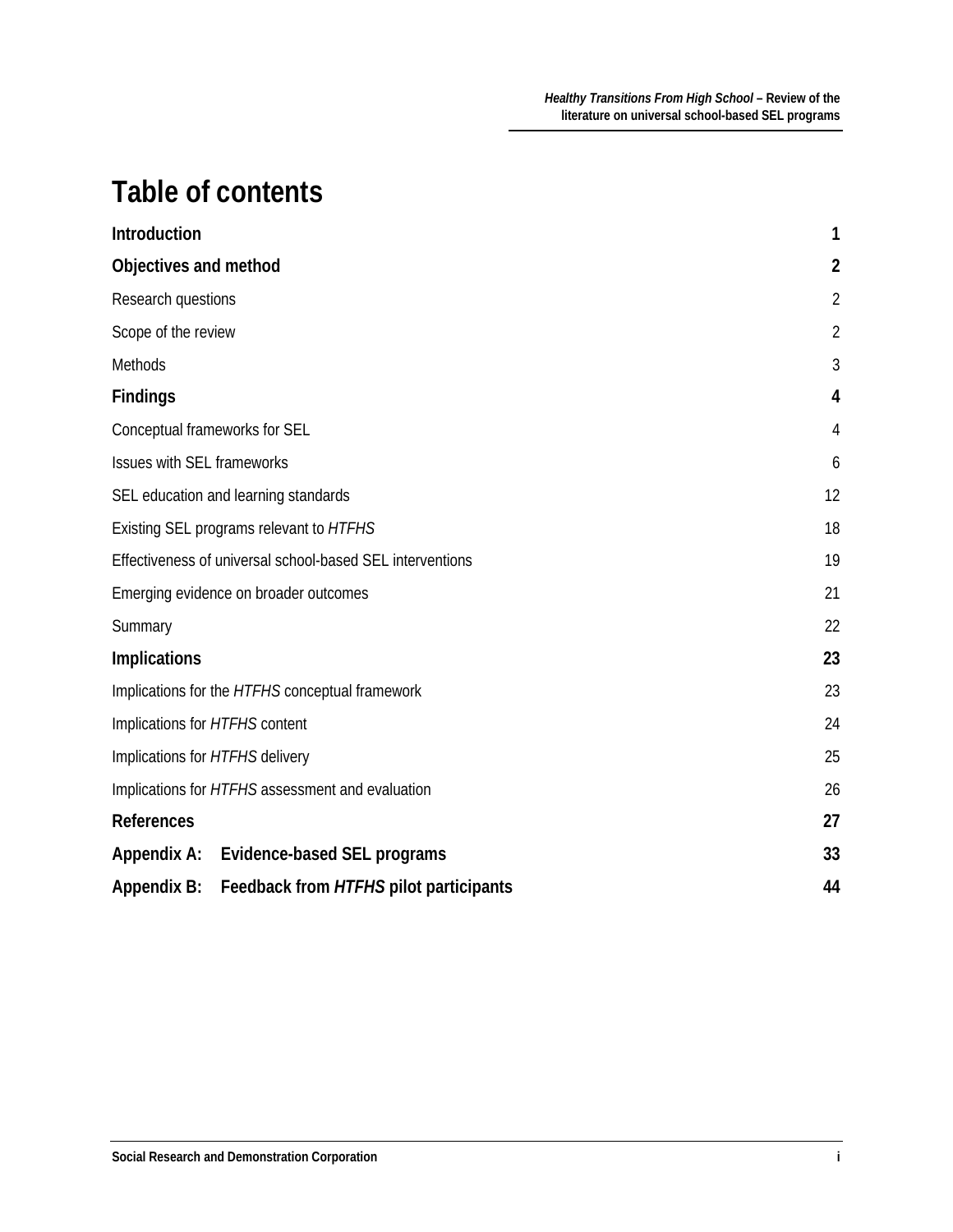# Table of contents

| | |
|---|---|
| **Introduction** | **1** |
| **Objectives and method** | **2** |
| Research questions | 2 |
| Scope of the review | 2 |
| Methods | 3 |
| **Findings** | **4** |
| Conceptual frameworks for SEL | 4 |
| Issues with SEL frameworks | 6 |
| SEL education and learning standards | 12 |
| Existing SEL programs relevant to *HTFHS* | 18 |
| Effectiveness of universal school-based SEL interventions | 19 |
| Emerging evidence on broader outcomes | 21 |
| Summary | 22 |
| **Implications** | **23** |
| Implications for the *HTFHS* conceptual framework | 23 |
| Implications for *HTFHS* content | 24 |
| Implications for *HTFHS* delivery | 25 |
| Implications for *HTFHS* assessment and evaluation | 26 |
| **References** | **27** |
| **Appendix A: Evidence-based SEL programs** | **33** |
| **Appendix B: Feedback from *HTFHS* pilot participants** | **44** |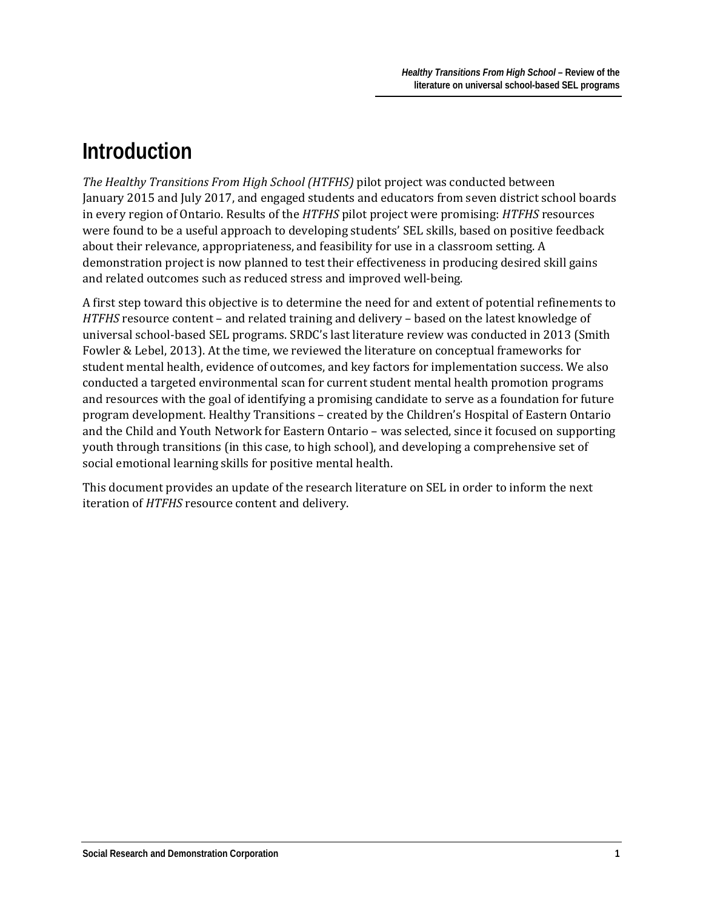# Introduction

*The Healthy Transitions From High School (HTFHS)* pilot project was conducted between January 2015 and July 2017, and engaged students and educators from seven district school boards in every region of Ontario. Results of the *HTFHS* pilot project were promising: *HTFHS* resources were found to be a useful approach to developing students' SEL skills, based on positive feedback about their relevance, appropriateness, and feasibility for use in a classroom setting. A demonstration project is now planned to test their effectiveness in producing desired skill gains and related outcomes such as reduced stress and improved well-being.

A first step toward this objective is to determine the need for and extent of potential refinements to *HTFHS* resource content – and related training and delivery – based on the latest knowledge of universal school-based SEL programs. SRDC's last literature review was conducted in 2013 (Smith Fowler & Lebel, 2013). At the time, we reviewed the literature on conceptual frameworks for student mental health, evidence of outcomes, and key factors for implementation success. We also conducted a targeted environmental scan for current student mental health promotion programs and resources with the goal of identifying a promising candidate to serve as a foundation for future program development. Healthy Transitions – created by the Children's Hospital of Eastern Ontario and the Child and Youth Network for Eastern Ontario – was selected, since it focused on supporting youth through transitions (in this case, to high school), and developing a comprehensive set of social emotional learning skills for positive mental health.

This document provides an update of the research literature on SEL in order to inform the next iteration of *HTFHS* resource content and delivery.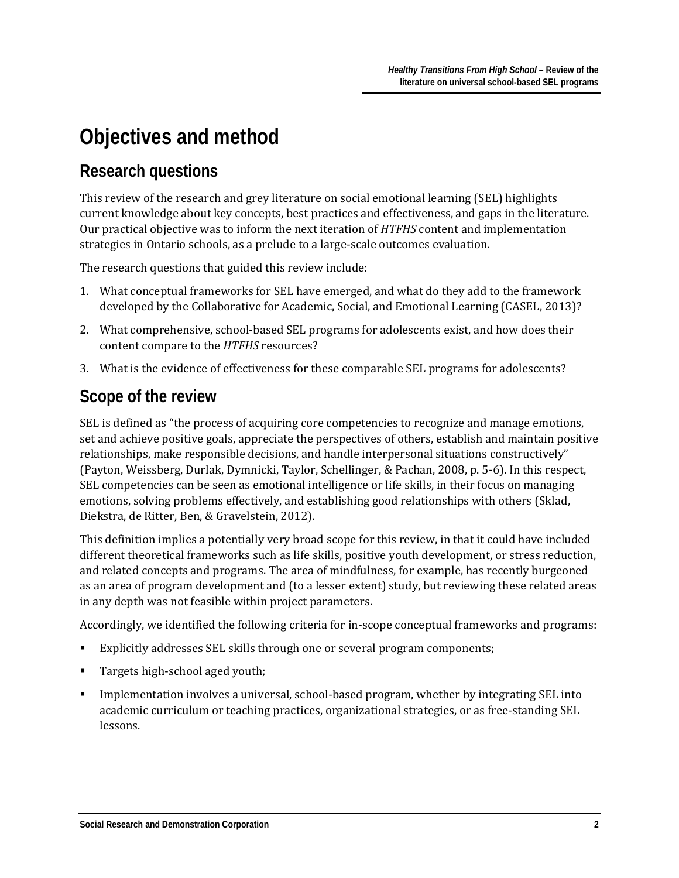# Objectives and method

## Research questions

This review of the research and grey literature on social emotional learning (SEL) highlights current knowledge about key concepts, best practices and effectiveness, and gaps in the literature. Our practical objective was to inform the next iteration of *HTFHS* content and implementation strategies in Ontario schools, as a prelude to a large-scale outcomes evaluation.

The research questions that guided this review include:

1. What conceptual frameworks for SEL have emerged, and what do they add to the framework developed by the Collaborative for Academic, Social, and Emotional Learning (CASEL, 2013)?
2. What comprehensive, school-based SEL programs for adolescents exist, and how does their content compare to the *HTFHS* resources?
3. What is the evidence of effectiveness for these comparable SEL programs for adolescents?

## Scope of the review

SEL is defined as "the process of acquiring core competencies to recognize and manage emotions, set and achieve positive goals, appreciate the perspectives of others, establish and maintain positive relationships, make responsible decisions, and handle interpersonal situations constructively" (Payton, Weissberg, Durlak, Dymnicki, Taylor, Schellinger, & Pachan, 2008, p. 5-6). In this respect, SEL competencies can be seen as emotional intelligence or life skills, in their focus on managing emotions, solving problems effectively, and establishing good relationships with others (Sklad, Diekstra, de Ritter, Ben, & Gravelstein, 2012).

This definition implies a potentially very broad scope for this review, in that it could have included different theoretical frameworks such as life skills, positive youth development, or stress reduction, and related concepts and programs. The area of mindfulness, for example, has recently burgeoned as an area of program development and (to a lesser extent) study, but reviewing these related areas in any depth was not feasible within project parameters.

Accordingly, we identified the following criteria for in-scope conceptual frameworks and programs:

- Explicitly addresses SEL skills through one or several program components;
- Targets high-school aged youth;
- Implementation involves a universal, school-based program, whether by integrating SEL into academic curriculum or teaching practices, organizational strategies, or as free-standing SEL lessons.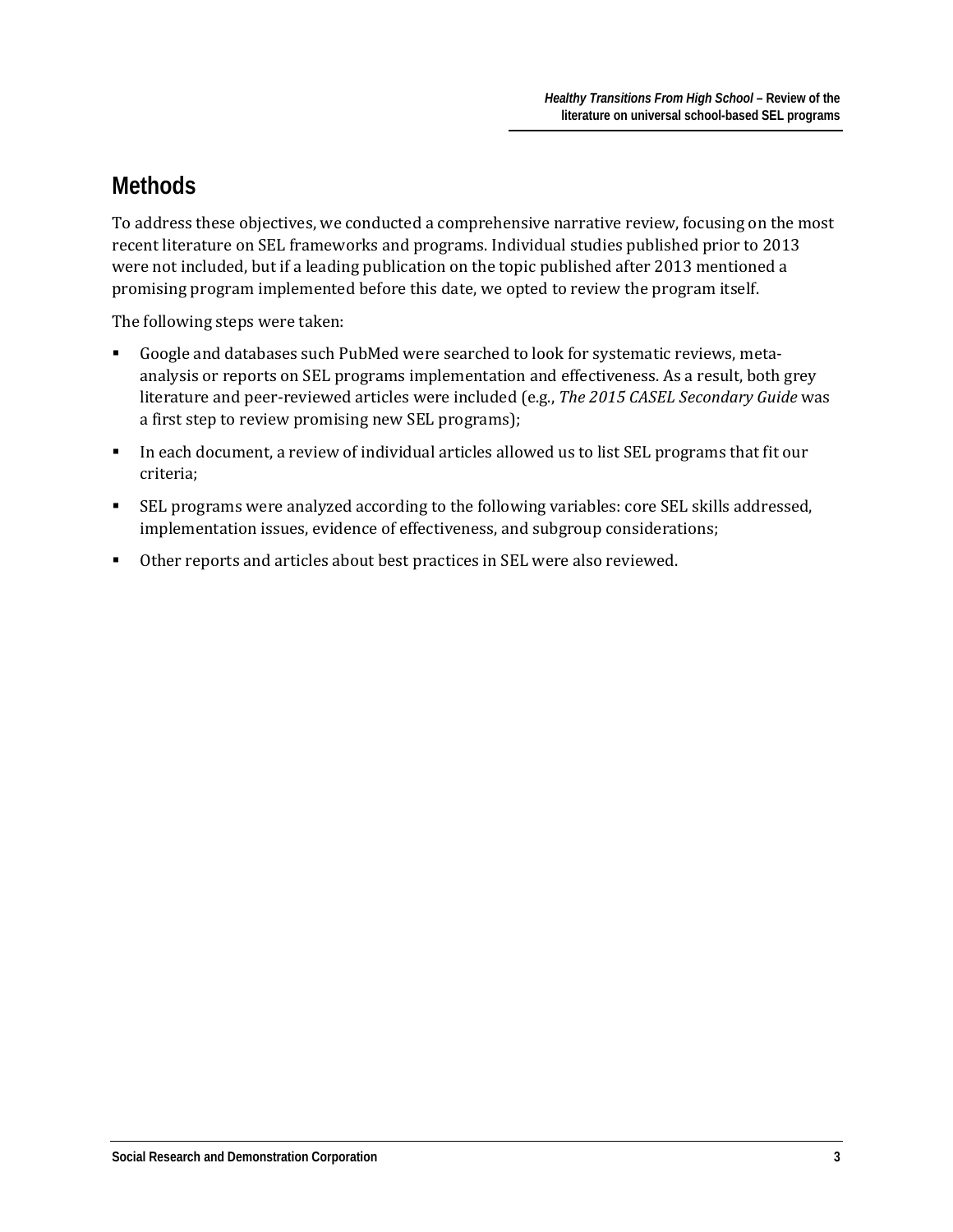## Methods

To address these objectives, we conducted a comprehensive narrative review, focusing on the most recent literature on SEL frameworks and programs. Individual studies published prior to 2013 were not included, but if a leading publication on the topic published after 2013 mentioned a promising program implemented before this date, we opted to review the program itself.

The following steps were taken:

- Google and databases such PubMed were searched to look for systematic reviews, meta-analysis or reports on SEL programs implementation and effectiveness. As a result, both grey literature and peer-reviewed articles were included (e.g., *The 2015 CASEL Secondary Guide* was a first step to review promising new SEL programs);
- In each document, a review of individual articles allowed us to list SEL programs that fit our criteria;
- SEL programs were analyzed according to the following variables: core SEL skills addressed, implementation issues, evidence of effectiveness, and subgroup considerations;
- Other reports and articles about best practices in SEL were also reviewed.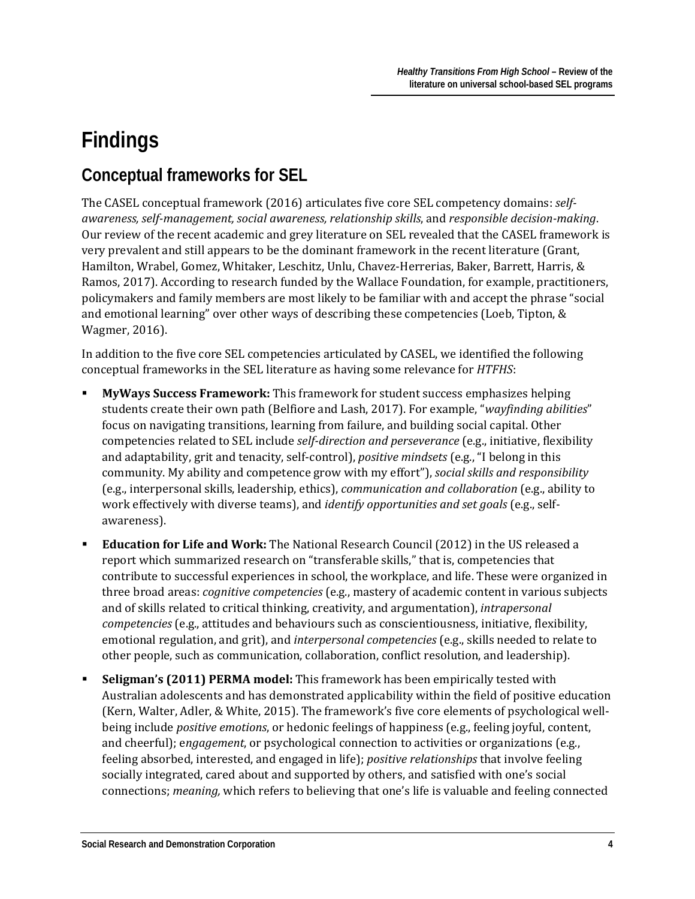# Findings

## Conceptual frameworks for SEL

The CASEL conceptual framework (2016) articulates five core SEL competency domains: *self-awareness, self-management, social awareness, relationship skills*, and *responsible decision-making*. Our review of the recent academic and grey literature on SEL revealed that the CASEL framework is very prevalent and still appears to be the dominant framework in the recent literature (Grant, Hamilton, Wrabel, Gomez, Whitaker, Leschitz, Unlu, Chavez-Herrerias, Baker, Barrett, Harris, & Ramos, 2017). According to research funded by the Wallace Foundation, for example, practitioners, policymakers and family members are most likely to be familiar with and accept the phrase "social and emotional learning" over other ways of describing these competencies (Loeb, Tipton, & Wagmer, 2016).

In addition to the five core SEL competencies articulated by CASEL, we identified the following conceptual frameworks in the SEL literature as having some relevance for *HTFHS*:

- **MyWays Success Framework:** This framework for student success emphasizes helping students create their own path (Belfiore and Lash, 2017). For example, "*wayfinding abilities*" focus on navigating transitions, learning from failure, and building social capital. Other competencies related to SEL include *self-direction and perseverance* (e.g., initiative, flexibility and adaptability, grit and tenacity, self-control), *positive mindsets* (e.g., "I belong in this community. My ability and competence grow with my effort"), *social skills and responsibility* (e.g., interpersonal skills, leadership, ethics), *communication and collaboration* (e.g., ability to work effectively with diverse teams), and *identify opportunities and set goals* (e.g., self-awareness).
- **Education for Life and Work:** The National Research Council (2012) in the US released a report which summarized research on "transferable skills," that is, competencies that contribute to successful experiences in school, the workplace, and life. These were organized in three broad areas: *cognitive competencies* (e.g., mastery of academic content in various subjects and of skills related to critical thinking, creativity, and argumentation), *intrapersonal competencies* (e.g., attitudes and behaviours such as conscientiousness, initiative, flexibility, emotional regulation, and grit), and *interpersonal competencies* (e.g., skills needed to relate to other people, such as communication, collaboration, conflict resolution, and leadership).
- **Seligman's (2011) PERMA model:** This framework has been empirically tested with Australian adolescents and has demonstrated applicability within the field of positive education (Kern, Walter, Adler, & White, 2015). The framework's five core elements of psychological well-being include *positive emotions*, or hedonic feelings of happiness (e.g., feeling joyful, content, and cheerful); e*ngagement*, or psychological connection to activities or organizations (e.g., feeling absorbed, interested, and engaged in life); *positive relationships* that involve feeling socially integrated, cared about and supported by others, and satisfied with one's social connections; *meaning,* which refers to believing that one's life is valuable and feeling connected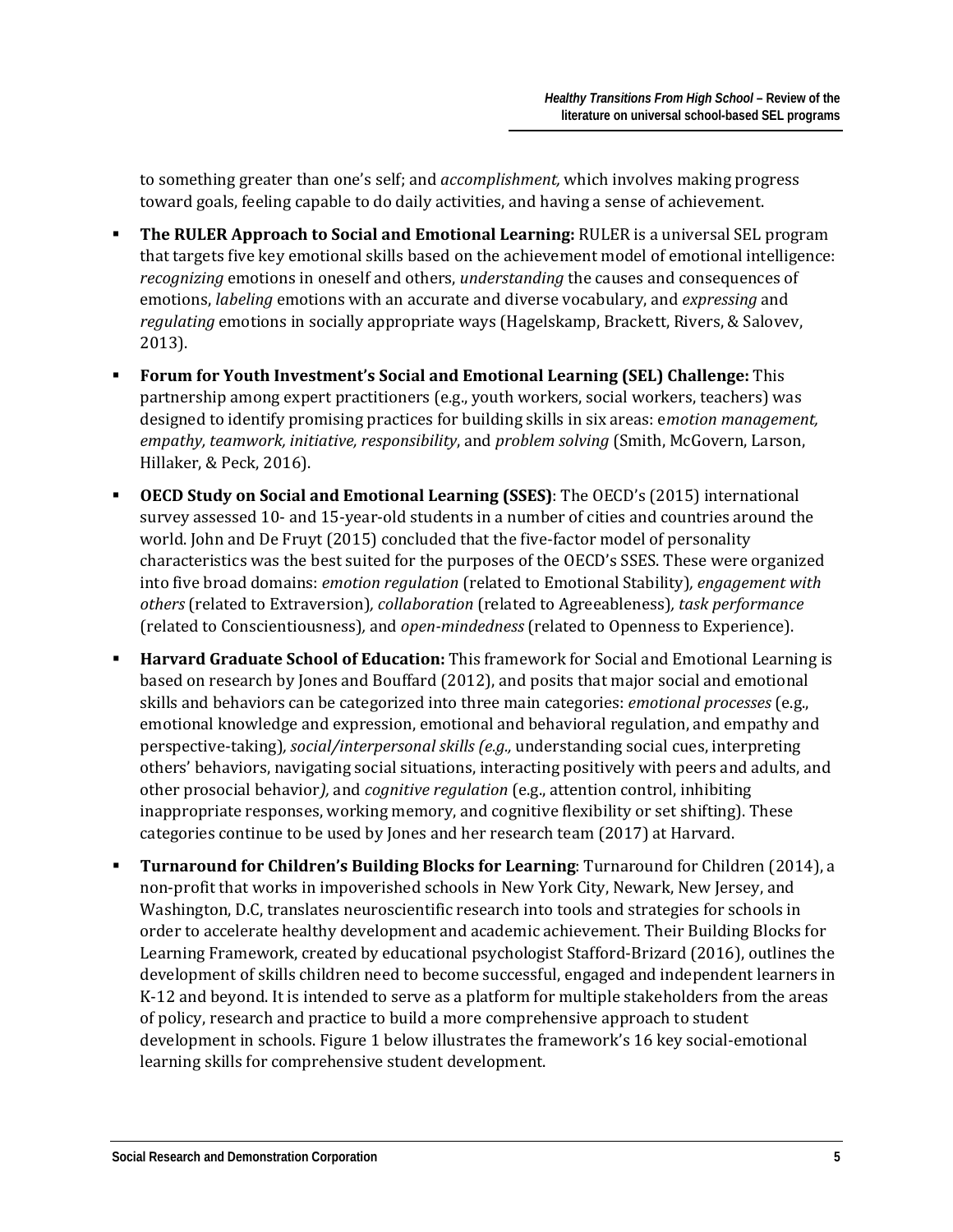to something greater than one's self; and *accomplishment,* which involves making progress toward goals, feeling capable to do daily activities, and having a sense of achievement.

- **The RULER Approach to Social and Emotional Learning:** RULER is a universal SEL program that targets five key emotional skills based on the achievement model of emotional intelligence: *recognizing* emotions in oneself and others, *understanding* the causes and consequences of emotions, *labeling* emotions with an accurate and diverse vocabulary, and *expressing* and *regulating* emotions in socially appropriate ways (Hagelskamp, Brackett, Rivers, & Salovev, 2013).
- **Forum for Youth Investment's Social and Emotional Learning (SEL) Challenge:** This partnership among expert practitioners (e.g., youth workers, social workers, teachers) was designed to identify promising practices for building skills in six areas: e*motion management, empathy, teamwork, initiative, responsibility*, and *problem solving* (Smith, McGovern, Larson, Hillaker, & Peck, 2016).
- **OECD Study on Social and Emotional Learning (SSES)**: The OECD's (2015) international survey assessed 10- and 15-year-old students in a number of cities and countries around the world. John and De Fruyt (2015) concluded that the five-factor model of personality characteristics was the best suited for the purposes of the OECD's SSES. These were organized into five broad domains: *emotion regulation* (related to Emotional Stability)*, engagement with others* (related to Extraversion)*, collaboration* (related to Agreeableness)*, task performance* (related to Conscientiousness)*,* and *open-mindedness* (related to Openness to Experience).
- **Harvard Graduate School of Education:** This framework for Social and Emotional Learning is based on research by Jones and Bouffard (2012), and posits that major social and emotional skills and behaviors can be categorized into three main categories: *emotional processes* (e.g., emotional knowledge and expression, emotional and behavioral regulation, and empathy and perspective-taking)*, social/interpersonal skills (e.g.,* understanding social cues, interpreting others' behaviors, navigating social situations, interacting positively with peers and adults, and other prosocial behavior*),* and *cognitive regulation* (e.g., attention control, inhibiting inappropriate responses, working memory, and cognitive flexibility or set shifting). These categories continue to be used by Jones and her research team (2017) at Harvard.
- **Turnaround for Children's Building Blocks for Learning**: Turnaround for Children (2014), a non-profit that works in impoverished schools in New York City, Newark, New Jersey, and Washington, D.C, translates neuroscientific research into tools and strategies for schools in order to accelerate healthy development and academic achievement. Their Building Blocks for Learning Framework, created by educational psychologist Stafford-Brizard (2016), outlines the development of skills children need to become successful, engaged and independent learners in K-12 and beyond. It is intended to serve as a platform for multiple stakeholders from the areas of policy, research and practice to build a more comprehensive approach to student development in schools. Figure 1 below illustrates the framework's 16 key social-emotional learning skills for comprehensive student development.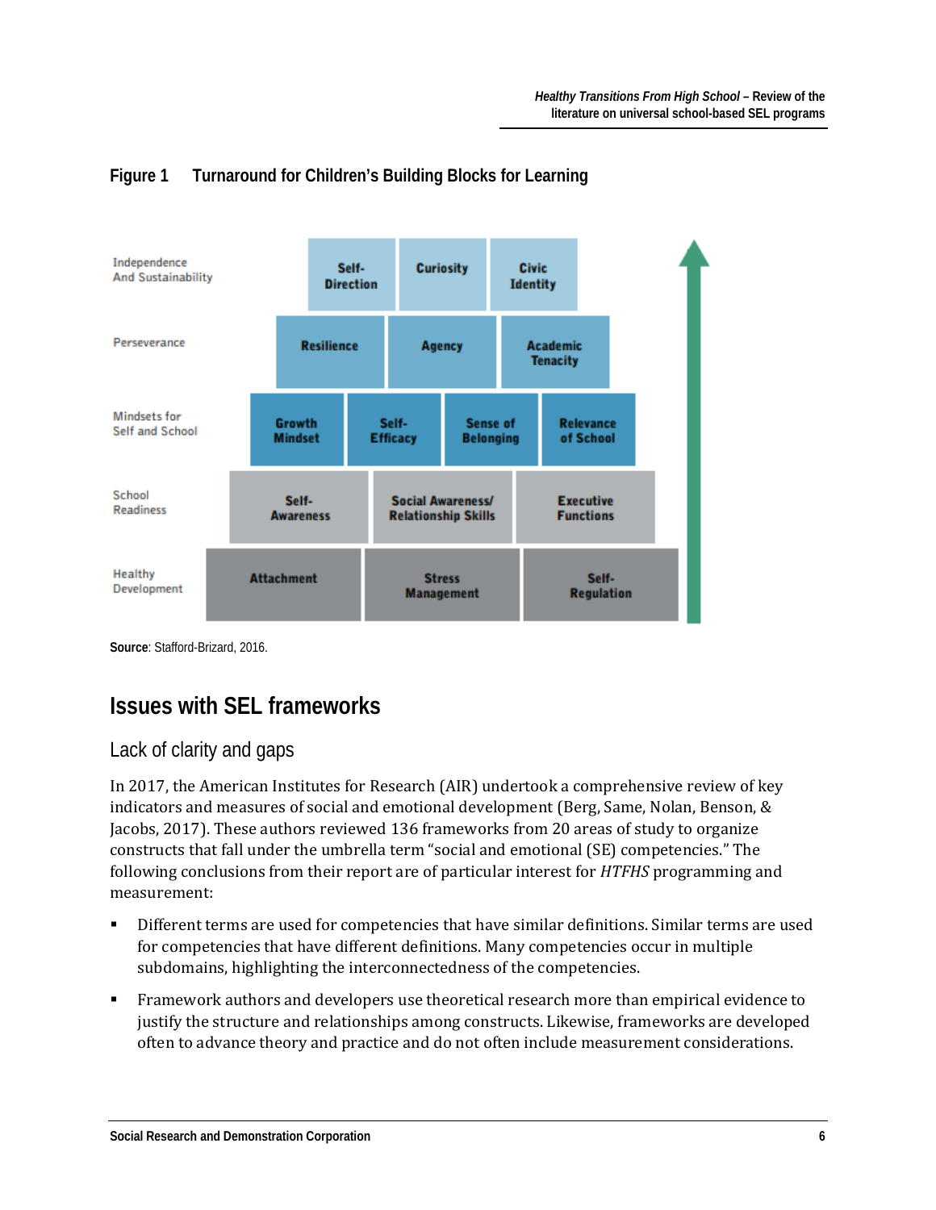**Figure 1 Turnaround for Children's Building Blocks for Learning**

| Level | Building Blocks | | | |
|---|---|---|---|---|
| Independence And Sustainability | Self-Direction | Curiosity | Civic Identity | |
| Perseverance | Resilience | Agency | Academic Tenacity | |
| Mindsets for Self and School | Growth Mindset | Self-Efficacy | Sense of Belonging | Relevance of School |
| School Readiness | Self-Awareness | Social Awareness/ Relationship Skills | Executive Functions | |
| Healthy Development | Attachment | Stress Management | Self-Regulation | |

**Source**: Stafford-Brizard, 2016.

## Issues with SEL frameworks

### Lack of clarity and gaps

In 2017, the American Institutes for Research (AIR) undertook a comprehensive review of key indicators and measures of social and emotional development (Berg, Same, Nolan, Benson, & Jacobs, 2017). These authors reviewed 136 frameworks from 20 areas of study to organize constructs that fall under the umbrella term "social and emotional (SE) competencies." The following conclusions from their report are of particular interest for *HTFHS* programming and measurement:

- Different terms are used for competencies that have similar definitions. Similar terms are used for competencies that have different definitions. Many competencies occur in multiple subdomains, highlighting the interconnectedness of the competencies.
- Framework authors and developers use theoretical research more than empirical evidence to justify the structure and relationships among constructs. Likewise, frameworks are developed often to advance theory and practice and do not often include measurement considerations.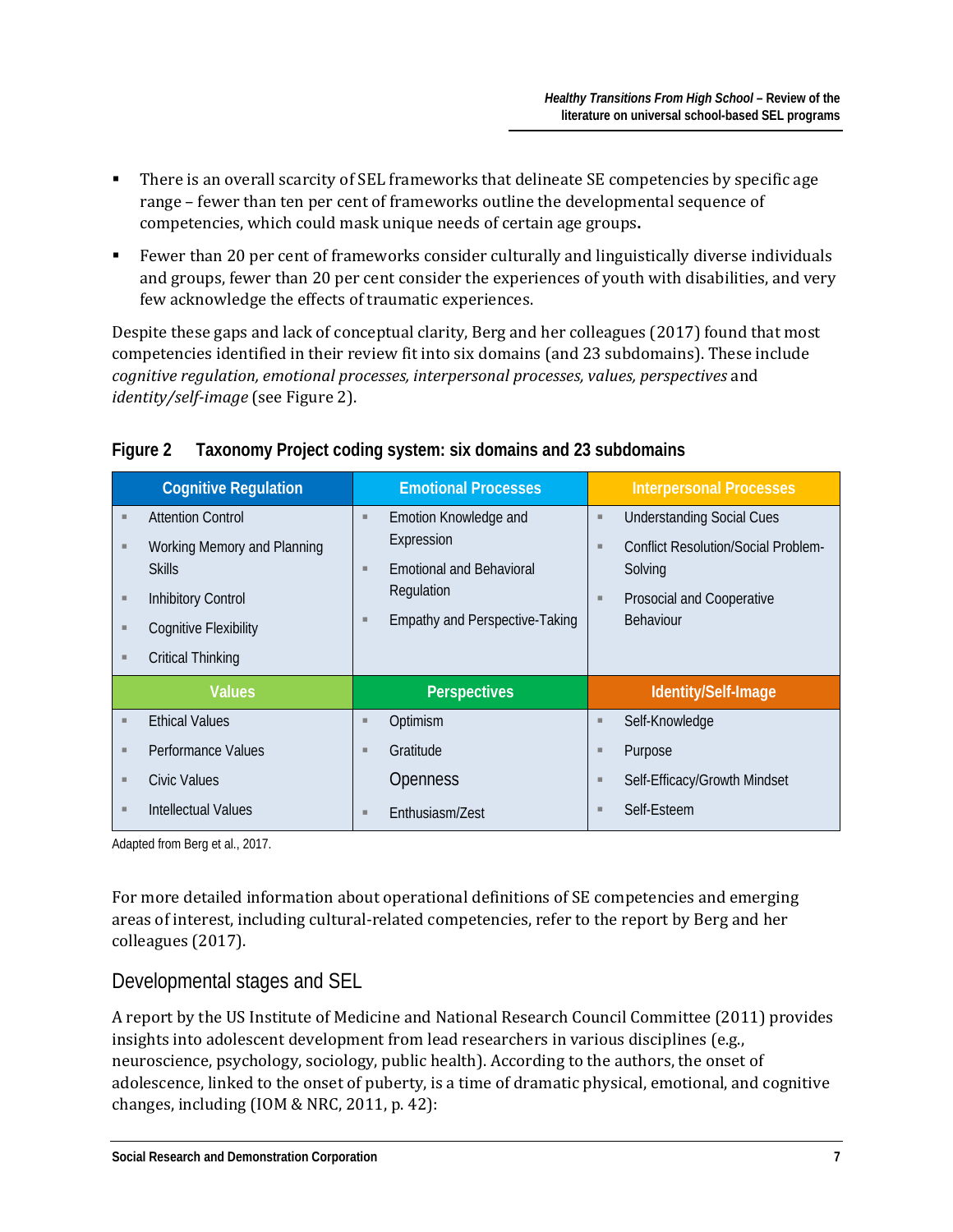- There is an overall scarcity of SEL frameworks that delineate SE competencies by specific age range – fewer than ten per cent of frameworks outline the developmental sequence of competencies, which could mask unique needs of certain age groups**.**
- Fewer than 20 per cent of frameworks consider culturally and linguistically diverse individuals and groups, fewer than 20 per cent consider the experiences of youth with disabilities, and very few acknowledge the effects of traumatic experiences.

Despite these gaps and lack of conceptual clarity, Berg and her colleagues (2017) found that most competencies identified in their review fit into six domains (and 23 subdomains). These include *cognitive regulation, emotional processes, interpersonal processes, values, perspectives* and *identity/self-image* (see Figure 2).

**Figure 2 Taxonomy Project coding system: six domains and 23 subdomains**

| Cognitive Regulation | Emotional Processes | Interpersonal Processes |
| --- | --- | --- |
| ▪ Attention Control<br>▪ Working Memory and Planning Skills<br>▪ Inhibitory Control<br>▪ Cognitive Flexibility<br>▪ Critical Thinking | ▪ Emotion Knowledge and Expression<br>▪ Emotional and Behavioral Regulation<br>▪ Empathy and Perspective-Taking | ▪ Understanding Social Cues<br>▪ Conflict Resolution/Social Problem-Solving<br>▪ Prosocial and Cooperative Behaviour |
| **Values** | **Perspectives** | **Identity/Self-Image** |
| ▪ Ethical Values<br>▪ Performance Values<br>▪ Civic Values<br>▪ Intellectual Values | ▪ Optimism<br>▪ Gratitude<br>Openness<br>▪ Enthusiasm/Zest | ▪ Self-Knowledge<br>▪ Purpose<br>▪ Self-Efficacy/Growth Mindset<br>▪ Self-Esteem |

Adapted from Berg et al., 2017.

For more detailed information about operational definitions of SE competencies and emerging areas of interest, including cultural-related competencies, refer to the report by Berg and her colleagues (2017).

## Developmental stages and SEL

A report by the US Institute of Medicine and National Research Council Committee (2011) provides insights into adolescent development from lead researchers in various disciplines (e.g., neuroscience, psychology, sociology, public health). According to the authors, the onset of adolescence, linked to the onset of puberty, is a time of dramatic physical, emotional, and cognitive changes, including (IOM & NRC, 2011, p. 42):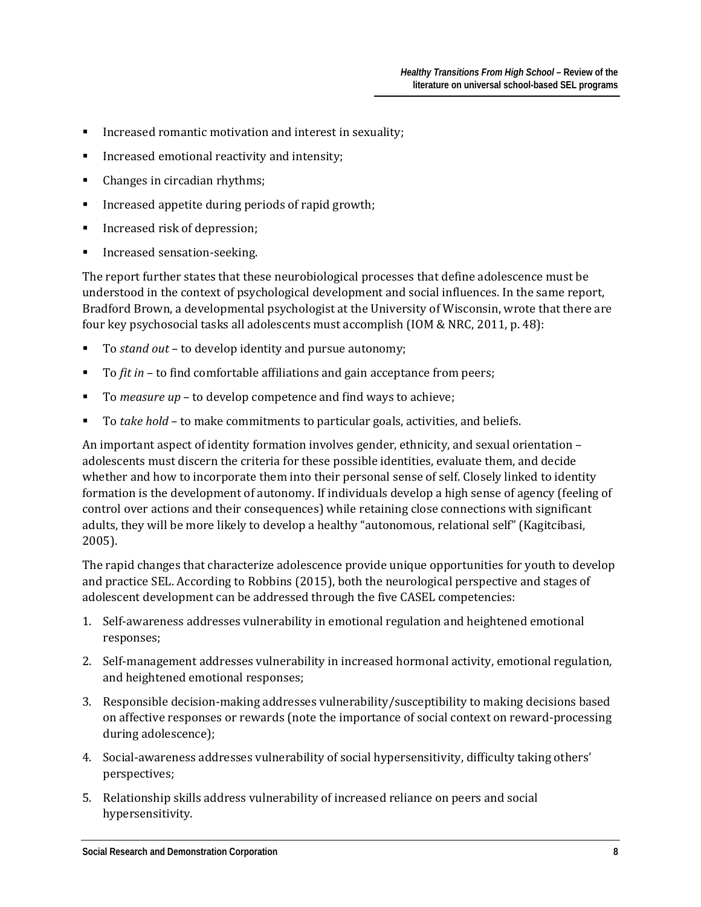- Increased romantic motivation and interest in sexuality;
- Increased emotional reactivity and intensity;
- Changes in circadian rhythms;
- Increased appetite during periods of rapid growth;
- Increased risk of depression;
- Increased sensation-seeking.

The report further states that these neurobiological processes that define adolescence must be understood in the context of psychological development and social influences. In the same report, Bradford Brown, a developmental psychologist at the University of Wisconsin, wrote that there are four key psychosocial tasks all adolescents must accomplish (IOM & NRC, 2011, p. 48):

- To *stand out* – to develop identity and pursue autonomy;
- To *fit in* – to find comfortable affiliations and gain acceptance from peers;
- To *measure up* – to develop competence and find ways to achieve;
- To *take hold* – to make commitments to particular goals, activities, and beliefs.

An important aspect of identity formation involves gender, ethnicity, and sexual orientation – adolescents must discern the criteria for these possible identities, evaluate them, and decide whether and how to incorporate them into their personal sense of self. Closely linked to identity formation is the development of autonomy. If individuals develop a high sense of agency (feeling of control over actions and their consequences) while retaining close connections with significant adults, they will be more likely to develop a healthy "autonomous, relational self" (Kagitcibasi, 2005).

The rapid changes that characterize adolescence provide unique opportunities for youth to develop and practice SEL. According to Robbins (2015), both the neurological perspective and stages of adolescent development can be addressed through the five CASEL competencies:

1. Self-awareness addresses vulnerability in emotional regulation and heightened emotional responses;
2. Self-management addresses vulnerability in increased hormonal activity, emotional regulation, and heightened emotional responses;
3. Responsible decision-making addresses vulnerability/susceptibility to making decisions based on affective responses or rewards (note the importance of social context on reward-processing during adolescence);
4. Social-awareness addresses vulnerability of social hypersensitivity, difficulty taking others' perspectives;
5. Relationship skills address vulnerability of increased reliance on peers and social hypersensitivity.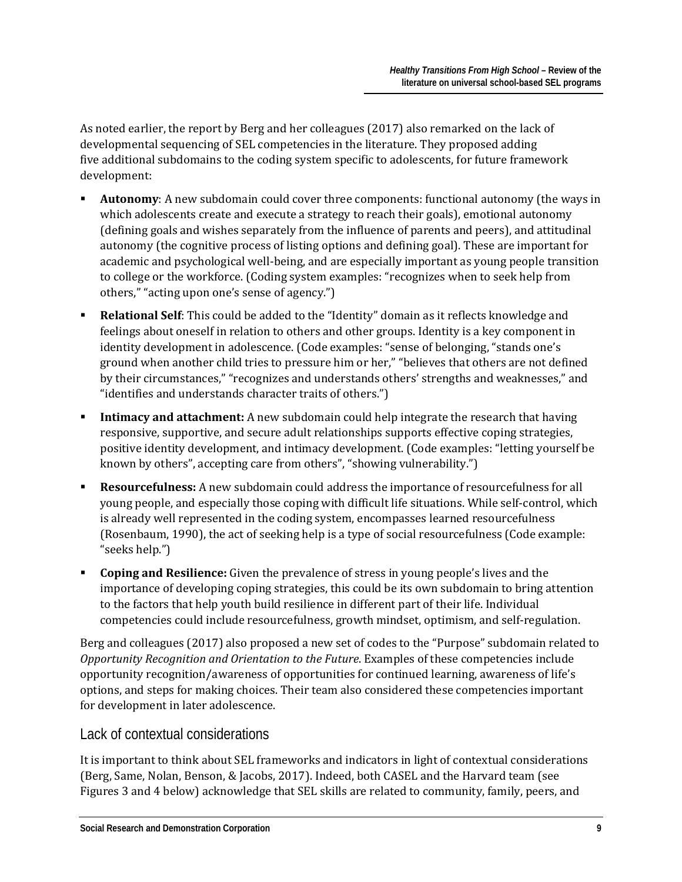As noted earlier, the report by Berg and her colleagues (2017) also remarked on the lack of developmental sequencing of SEL competencies in the literature. They proposed adding five additional subdomains to the coding system specific to adolescents, for future framework development:

- **Autonomy**: A new subdomain could cover three components: functional autonomy (the ways in which adolescents create and execute a strategy to reach their goals), emotional autonomy (defining goals and wishes separately from the influence of parents and peers), and attitudinal autonomy (the cognitive process of listing options and defining goal). These are important for academic and psychological well-being, and are especially important as young people transition to college or the workforce. (Coding system examples: "recognizes when to seek help from others," "acting upon one's sense of agency.")
- **Relational Self**: This could be added to the "Identity" domain as it reflects knowledge and feelings about oneself in relation to others and other groups. Identity is a key component in identity development in adolescence. (Code examples: "sense of belonging, "stands one's ground when another child tries to pressure him or her," "believes that others are not defined by their circumstances," "recognizes and understands others' strengths and weaknesses," and "identifies and understands character traits of others.")
- **Intimacy and attachment:** A new subdomain could help integrate the research that having responsive, supportive, and secure adult relationships supports effective coping strategies, positive identity development, and intimacy development. (Code examples: "letting yourself be known by others", accepting care from others", "showing vulnerability.")
- **Resourcefulness:** A new subdomain could address the importance of resourcefulness for all young people, and especially those coping with difficult life situations. While self-control, which is already well represented in the coding system, encompasses learned resourcefulness (Rosenbaum, 1990), the act of seeking help is a type of social resourcefulness (Code example: "seeks help.")
- **Coping and Resilience:** Given the prevalence of stress in young people's lives and the importance of developing coping strategies, this could be its own subdomain to bring attention to the factors that help youth build resilience in different part of their life. Individual competencies could include resourcefulness, growth mindset, optimism, and self-regulation.

Berg and colleagues (2017) also proposed a new set of codes to the "Purpose" subdomain related to *Opportunity Recognition and Orientation to the Future*. Examples of these competencies include opportunity recognition/awareness of opportunities for continued learning, awareness of life's options, and steps for making choices. Their team also considered these competencies important for development in later adolescence.

## Lack of contextual considerations

It is important to think about SEL frameworks and indicators in light of contextual considerations (Berg, Same, Nolan, Benson, & Jacobs, 2017). Indeed, both CASEL and the Harvard team (see Figures 3 and 4 below) acknowledge that SEL skills are related to community, family, peers, and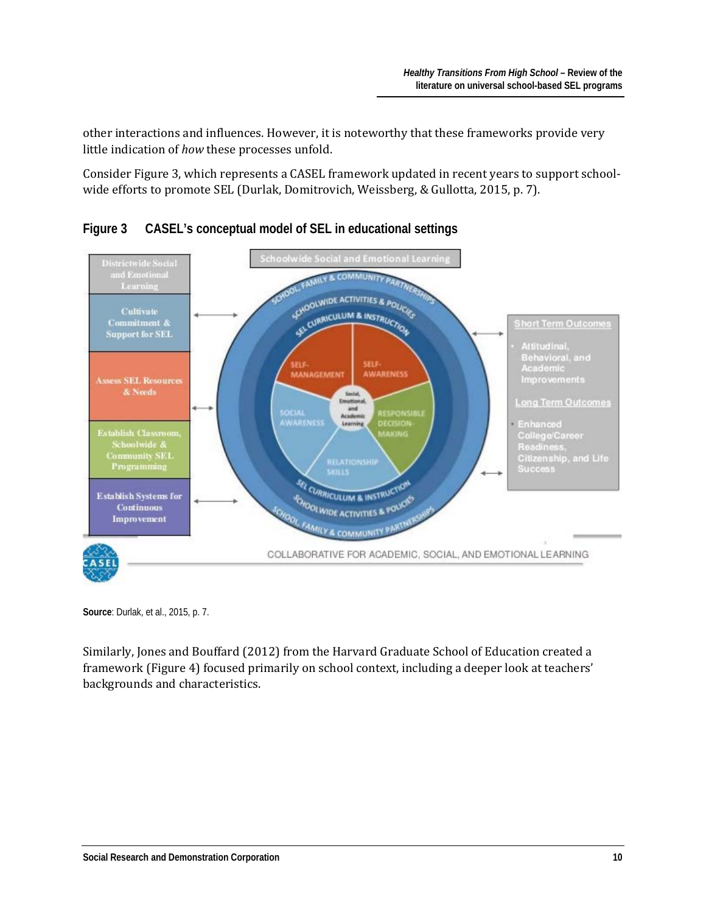other interactions and influences. However, it is noteworthy that these frameworks provide very little indication of *how* these processes unfold.

Consider Figure 3, which represents a CASEL framework updated in recent years to support school-wide efforts to promote SEL (Durlak, Domitrovich, Weissberg, & Gullotta, 2015, p. 7).

**Figure 3 CASEL's conceptual model of SEL in educational settings**

**Source**: Durlak, et al., 2015, p. 7.

Similarly, Jones and Bouffard (2012) from the Harvard Graduate School of Education created a framework (Figure 4) focused primarily on school context, including a deeper look at teachers' backgrounds and characteristics.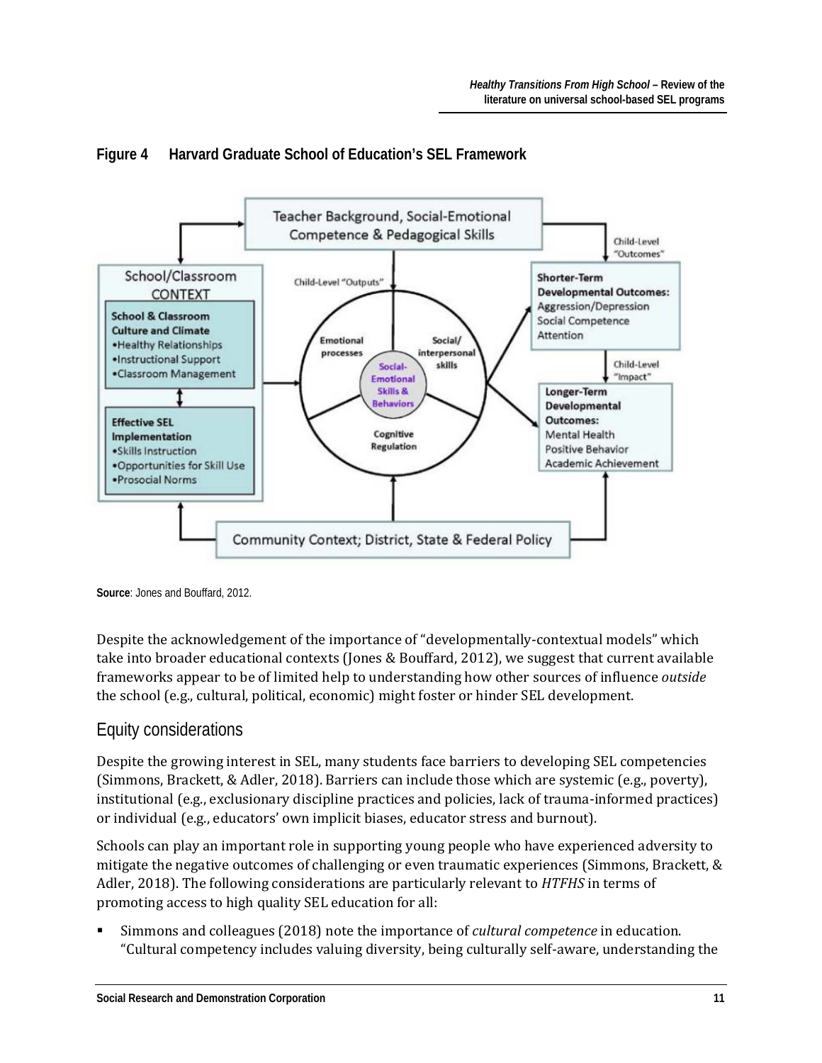**Figure 4 Harvard Graduate School of Education's SEL Framework**

**Source**: Jones and Bouffard, 2012.

Despite the acknowledgement of the importance of "developmentally-contextual models" which take into broader educational contexts (Jones & Bouffard, 2012), we suggest that current available frameworks appear to be of limited help to understanding how other sources of influence *outside* the school (e.g., cultural, political, economic) might foster or hinder SEL development.

## Equity considerations

Despite the growing interest in SEL, many students face barriers to developing SEL competencies (Simmons, Brackett, & Adler, 2018). Barriers can include those which are systemic (e.g., poverty), institutional (e.g., exclusionary discipline practices and policies, lack of trauma-informed practices) or individual (e.g., educators' own implicit biases, educator stress and burnout).

Schools can play an important role in supporting young people who have experienced adversity to mitigate the negative outcomes of challenging or even traumatic experiences (Simmons, Brackett, & Adler, 2018). The following considerations are particularly relevant to *HTFHS* in terms of promoting access to high quality SEL education for all:

- Simmons and colleagues (2018) note the importance of *cultural competence* in education. "Cultural competency includes valuing diversity, being culturally self-aware, understanding the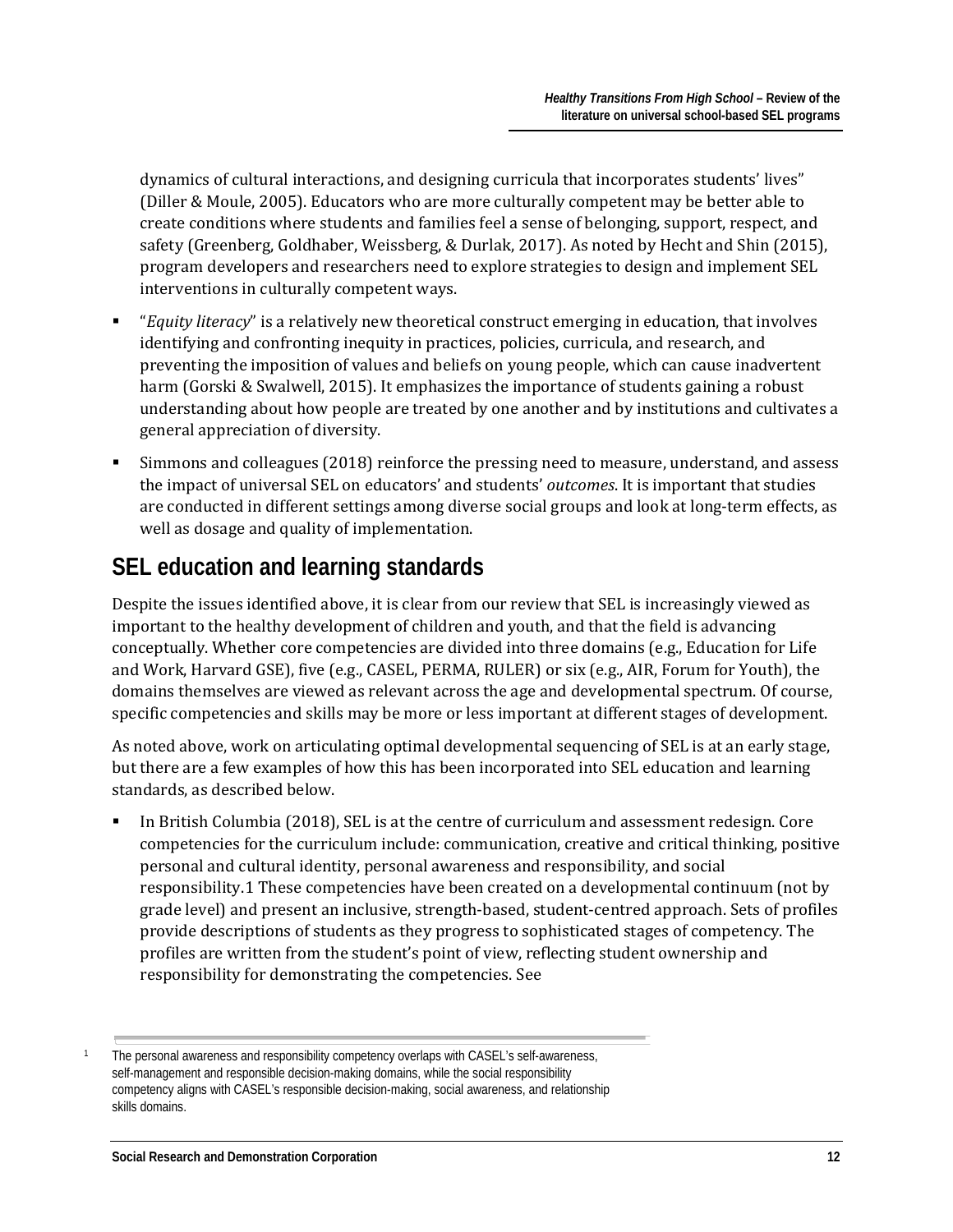dynamics of cultural interactions, and designing curricula that incorporates students' lives" (Diller & Moule, 2005). Educators who are more culturally competent may be better able to create conditions where students and families feel a sense of belonging, support, respect, and safety (Greenberg, Goldhaber, Weissberg, & Durlak, 2017). As noted by Hecht and Shin (2015), program developers and researchers need to explore strategies to design and implement SEL interventions in culturally competent ways.

- "*Equity literacy*" is a relatively new theoretical construct emerging in education, that involves identifying and confronting inequity in practices, policies, curricula, and research, and preventing the imposition of values and beliefs on young people, which can cause inadvertent harm (Gorski & Swalwell, 2015). It emphasizes the importance of students gaining a robust understanding about how people are treated by one another and by institutions and cultivates a general appreciation of diversity.
- Simmons and colleagues (2018) reinforce the pressing need to measure, understand, and assess the impact of universal SEL on educators' and students' *outcomes*. It is important that studies are conducted in different settings among diverse social groups and look at long-term effects, as well as dosage and quality of implementation.

## SEL education and learning standards

Despite the issues identified above, it is clear from our review that SEL is increasingly viewed as important to the healthy development of children and youth, and that the field is advancing conceptually. Whether core competencies are divided into three domains (e.g., Education for Life and Work, Harvard GSE), five (e.g., CASEL, PERMA, RULER) or six (e.g., AIR, Forum for Youth), the domains themselves are viewed as relevant across the age and developmental spectrum. Of course, specific competencies and skills may be more or less important at different stages of development.

As noted above, work on articulating optimal developmental sequencing of SEL is at an early stage, but there are a few examples of how this has been incorporated into SEL education and learning standards, as described below.

- In British Columbia (2018), SEL is at the centre of curriculum and assessment redesign. Core competencies for the curriculum include: communication, creative and critical thinking, positive personal and cultural identity, personal awareness and responsibility, and social responsibility.[1] These competencies have been created on a developmental continuum (not by grade level) and present an inclusive, strength-based, student-centred approach. Sets of profiles provide descriptions of students as they progress to sophisticated stages of competency. The profiles are written from the student's point of view, reflecting student ownership and responsibility for demonstrating the competencies. See

[1] The personal awareness and responsibility competency overlaps with CASEL's self-awareness, self-management and responsible decision-making domains, while the social responsibility competency aligns with CASEL's responsible decision-making, social awareness, and relationship skills domains.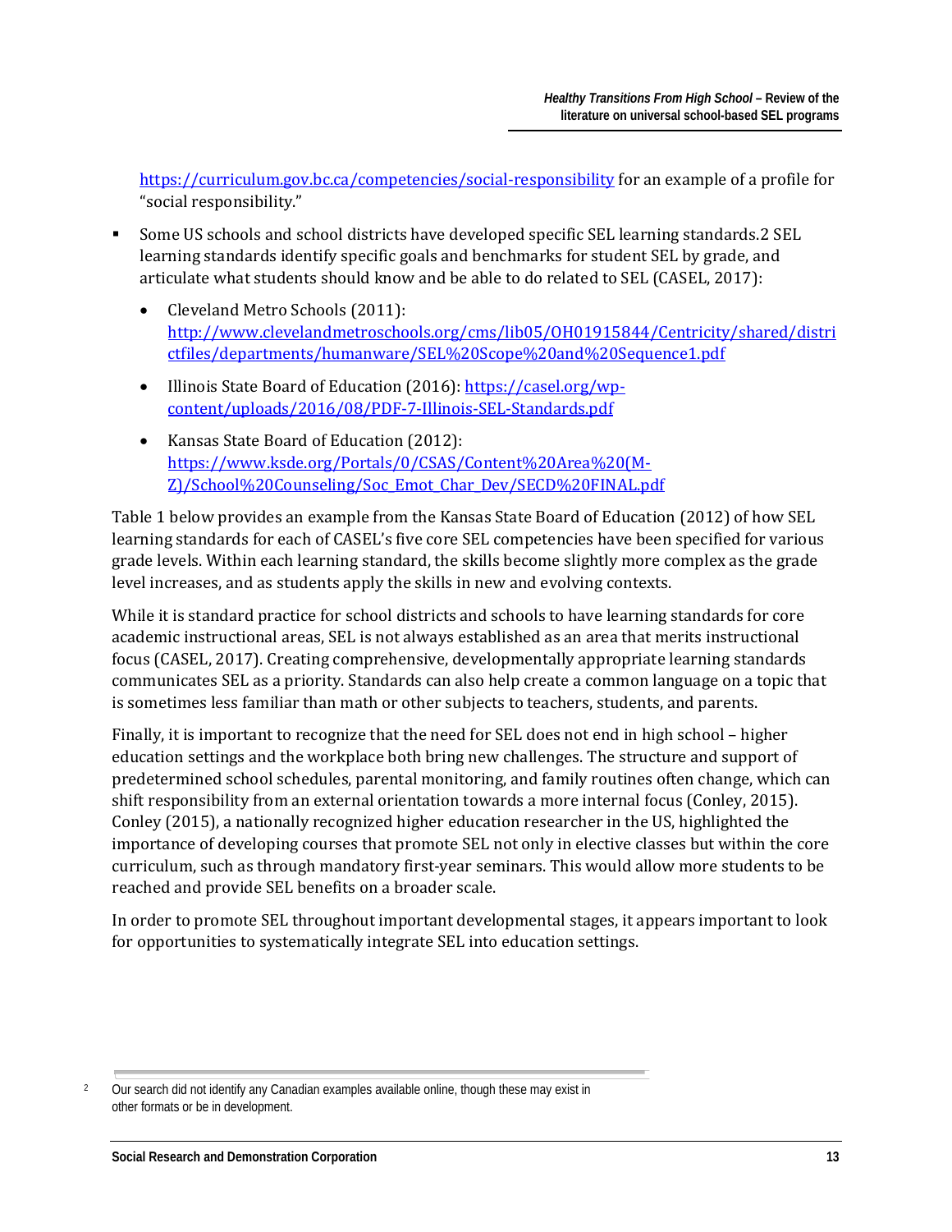https://curriculum.gov.bc.ca/competencies/social-responsibility for an example of a profile for "social responsibility."

- Some US schools and school districts have developed specific SEL learning standards.[2] SEL learning standards identify specific goals and benchmarks for student SEL by grade, and articulate what students should know and be able to do related to SEL (CASEL, 2017):
  - Cleveland Metro Schools (2011): http://www.clevelandmetroschools.org/cms/lib05/OH01915844/Centricity/shared/districtfiles/departments/humanware/SEL%20Scope%20and%20Sequence1.pdf
  - Illinois State Board of Education (2016): https://casel.org/wp-content/uploads/2016/08/PDF-7-Illinois-SEL-Standards.pdf
  - Kansas State Board of Education (2012): https://www.ksde.org/Portals/0/CSAS/Content%20Area%20(M-Z)/School%20Counseling/Soc_Emot_Char_Dev/SECD%20FINAL.pdf

Table 1 below provides an example from the Kansas State Board of Education (2012) of how SEL learning standards for each of CASEL's five core SEL competencies have been specified for various grade levels. Within each learning standard, the skills become slightly more complex as the grade level increases, and as students apply the skills in new and evolving contexts.

While it is standard practice for school districts and schools to have learning standards for core academic instructional areas, SEL is not always established as an area that merits instructional focus (CASEL, 2017). Creating comprehensive, developmentally appropriate learning standards communicates SEL as a priority. Standards can also help create a common language on a topic that is sometimes less familiar than math or other subjects to teachers, students, and parents.

Finally, it is important to recognize that the need for SEL does not end in high school – higher education settings and the workplace both bring new challenges. The structure and support of predetermined school schedules, parental monitoring, and family routines often change, which can shift responsibility from an external orientation towards a more internal focus (Conley, 2015). Conley (2015), a nationally recognized higher education researcher in the US, highlighted the importance of developing courses that promote SEL not only in elective classes but within the core curriculum, such as through mandatory first-year seminars. This would allow more students to be reached and provide SEL benefits on a broader scale.

In order to promote SEL throughout important developmental stages, it appears important to look for opportunities to systematically integrate SEL into education settings.

[2] Our search did not identify any Canadian examples available online, though these may exist in other formats or be in development.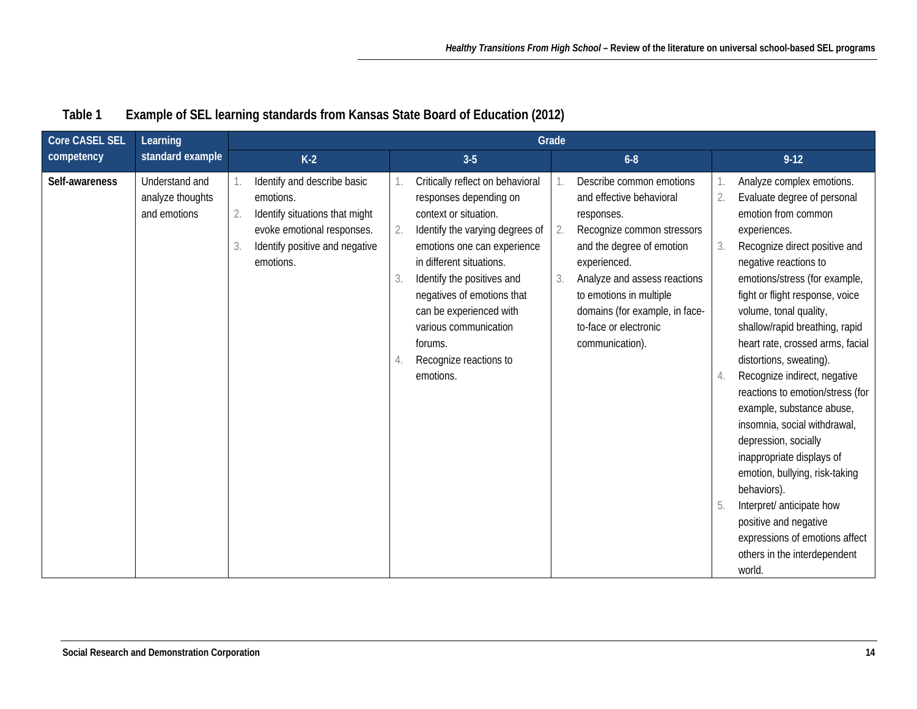**Table 1 Example of SEL learning standards from Kansas State Board of Education (2012)**

| Core CASEL SEL competency | Learning standard example | Grade | | | |
|---|---|---|---|---|---|
| | | K-2 | 3-5 | 6-8 | 9-12 |
| **Self-awareness** | Understand and analyze thoughts and emotions | 1. Identify and describe basic emotions.<br>2. Identify situations that might evoke emotional responses.<br>3. Identify positive and negative emotions. | 1. Critically reflect on behavioral responses depending on context or situation.<br>2. Identify the varying degrees of emotions one can experience in different situations.<br>3. Identify the positives and negatives of emotions that can be experienced with various communication forums.<br>4. Recognize reactions to emotions. | 1. Describe common emotions and effective behavioral responses.<br>2. Recognize common stressors and the degree of emotion experienced.<br>3. Analyze and assess reactions to emotions in multiple domains (for example, in face-to-face or electronic communication). | 1. Analyze complex emotions.<br>2. Evaluate degree of personal emotion from common experiences.<br>3. Recognize direct positive and negative reactions to emotions/stress (for example, fight or flight response, voice volume, tonal quality, shallow/rapid breathing, rapid heart rate, crossed arms, facial distortions, sweating).<br>4. Recognize indirect, negative reactions to emotion/stress (for example, substance abuse, insomnia, social withdrawal, depression, socially inappropriate displays of emotion, bullying, risk-taking behaviors).<br>5. Interpret/ anticipate how positive and negative expressions of emotions affect others in the interdependent world. |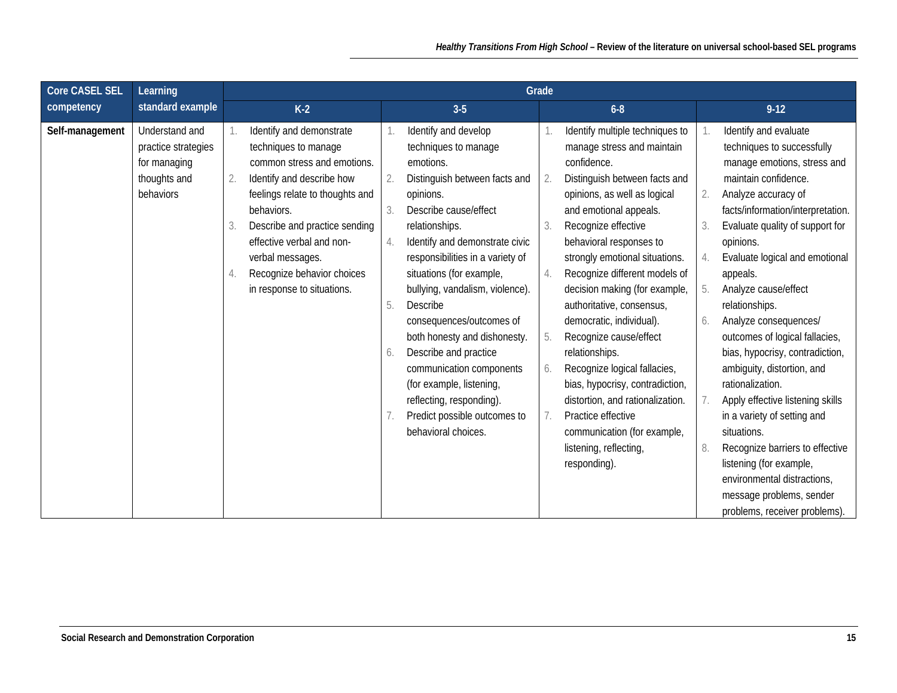| Core CASEL SEL competency | Learning standard example | Grade | | | |
|---|---|---|---|---|---|
| | | K-2 | 3-5 | 6-8 | 9-12 |
| **Self-management** | Understand and practice strategies for managing thoughts and behaviors | 1. Identify and demonstrate techniques to manage common stress and emotions.<br>2. Identify and describe how feelings relate to thoughts and behaviors.<br>3. Describe and practice sending effective verbal and non-verbal messages.<br>4. Recognize behavior choices in response to situations. | 1. Identify and develop techniques to manage emotions.<br>2. Distinguish between facts and opinions.<br>3. Describe cause/effect relationships.<br>4. Identify and demonstrate civic responsibilities in a variety of situations (for example, bullying, vandalism, violence).<br>5. Describe consequences/outcomes of both honesty and dishonesty.<br>6. Describe and practice communication components (for example, listening, reflecting, responding).<br>7. Predict possible outcomes to behavioral choices. | 1. Identify multiple techniques to manage stress and maintain confidence.<br>2. Distinguish between facts and opinions, as well as logical and emotional appeals.<br>3. Recognize effective behavioral responses to strongly emotional situations.<br>4. Recognize different models of decision making (for example, authoritative, consensus, democratic, individual).<br>5. Recognize cause/effect relationships.<br>6. Recognize logical fallacies, bias, hypocrisy, contradiction, distortion, and rationalization.<br>7. Practice effective communication (for example, listening, reflecting, responding). | 1. Identify and evaluate techniques to successfully manage emotions, stress and maintain confidence.<br>2. Analyze accuracy of facts/information/interpretation.<br>3. Evaluate quality of support for opinions.<br>4. Evaluate logical and emotional appeals.<br>5. Analyze cause/effect relationships.<br>6. Analyze consequences/ outcomes of logical fallacies, bias, hypocrisy, contradiction, ambiguity, distortion, and rationalization.<br>7. Apply effective listening skills in a variety of setting and situations.<br>8. Recognize barriers to effective listening (for example, environmental distractions, message problems, sender problems, receiver problems). |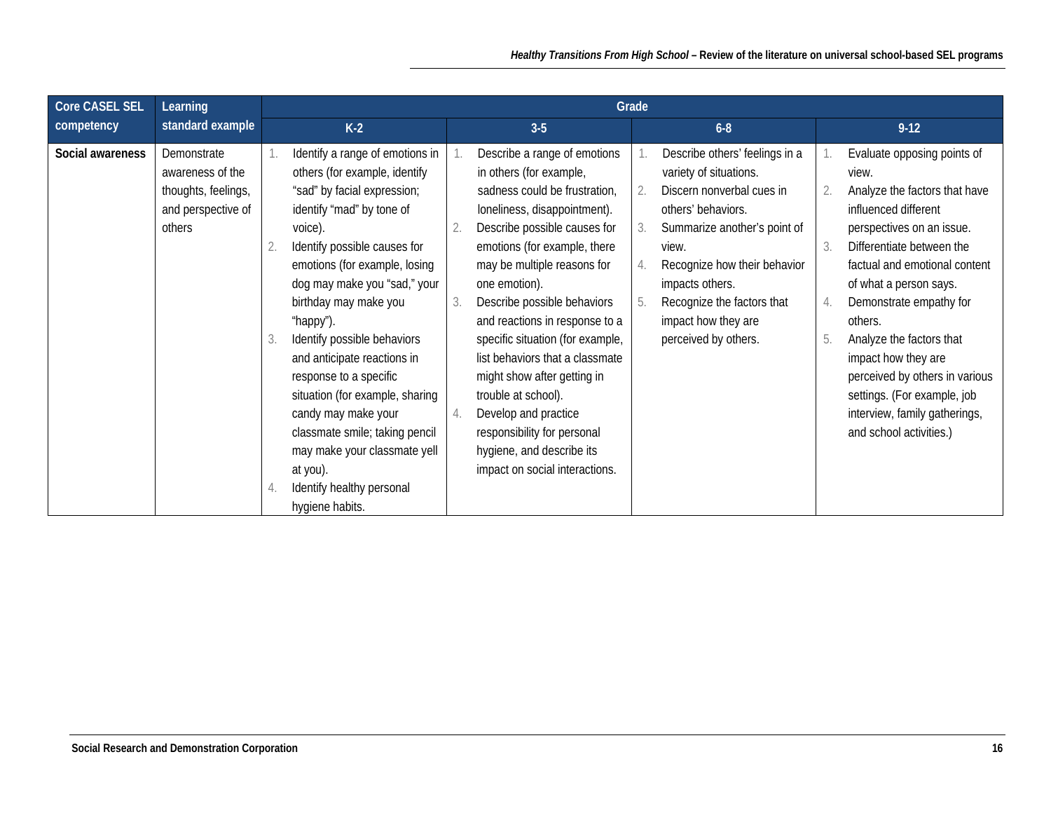| Core CASEL SEL competency | Learning standard example | Grade | | | |
|---|---|---|---|---|---|
| | | K-2 | 3-5 | 6-8 | 9-12 |
| **Social awareness** | Demonstrate awareness of the thoughts, feelings, and perspective of others | 1. Identify a range of emotions in others (for example, identify "sad" by facial expression; identify "mad" by tone of voice).<br>2. Identify possible causes for emotions (for example, losing dog may make you "sad," your birthday may make you "happy").<br>3. Identify possible behaviors and anticipate reactions in response to a specific situation (for example, sharing candy may make your classmate smile; taking pencil may make your classmate yell at you).<br>4. Identify healthy personal hygiene habits. | 1. Describe a range of emotions in others (for example, sadness could be frustration, loneliness, disappointment).<br>2. Describe possible causes for emotions (for example, there may be multiple reasons for one emotion).<br>3. Describe possible behaviors and reactions in response to a specific situation (for example, list behaviors that a classmate might show after getting in trouble at school).<br>4. Develop and practice responsibility for personal hygiene, and describe its impact on social interactions. | 1. Describe others' feelings in a variety of situations.<br>2. Discern nonverbal cues in others' behaviors.<br>3. Summarize another's point of view.<br>4. Recognize how their behavior impacts others.<br>5. Recognize the factors that impact how they are perceived by others. | 1. Evaluate opposing points of view.<br>2. Analyze the factors that have influenced different perspectives on an issue.<br>3. Differentiate between the factual and emotional content of what a person says.<br>4. Demonstrate empathy for others.<br>5. Analyze the factors that impact how they are perceived by others in various settings. (For example, job interview, family gatherings, and school activities.) |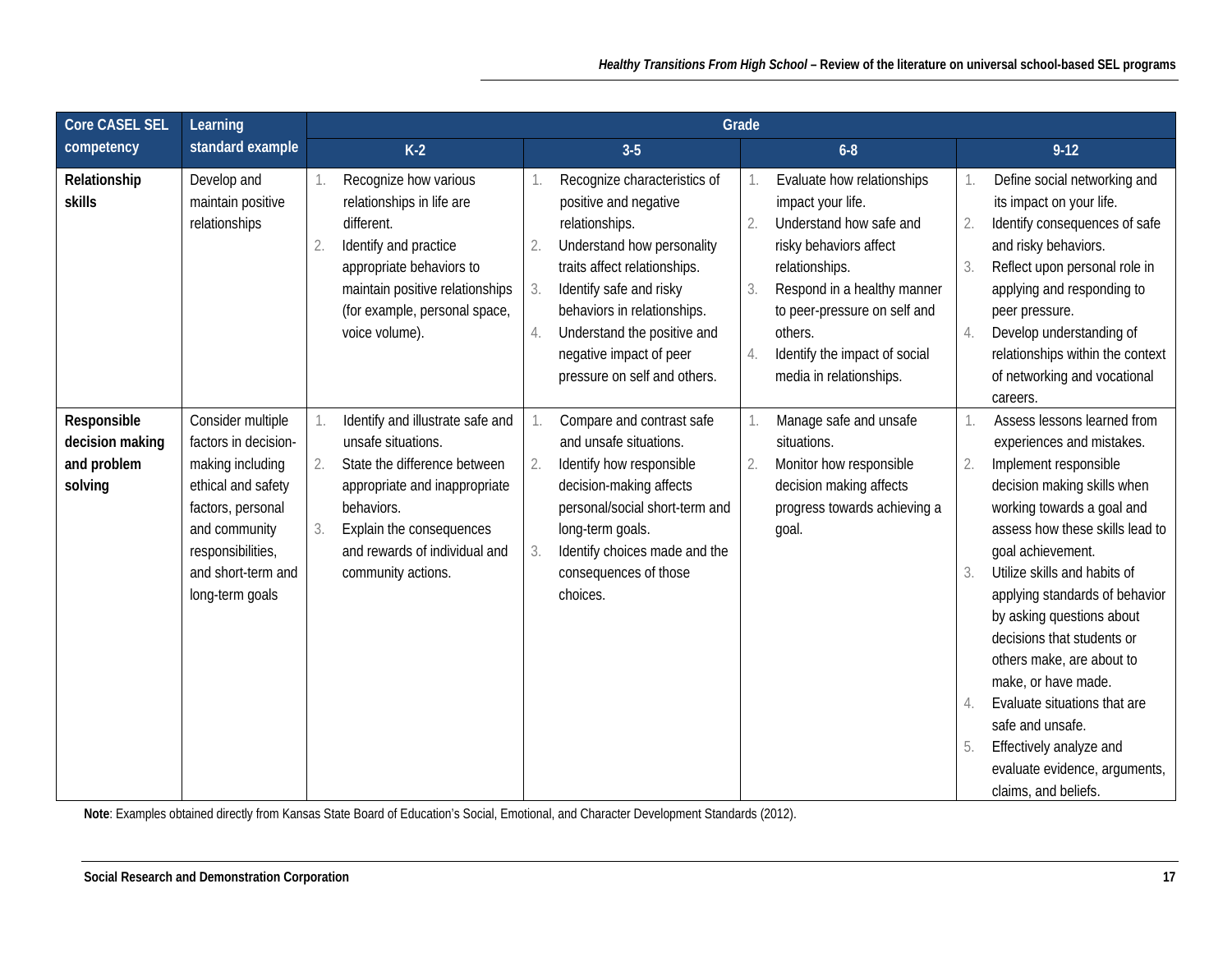| Core CASEL SEL competency | Learning standard example | Grade | | | |
|---|---|---|---|---|---|
| | | K-2 | 3-5 | 6-8 | 9-12 |
| **Relationship skills** | Develop and maintain positive relationships | 1. Recognize how various relationships in life are different.<br>2. Identify and practice appropriate behaviors to maintain positive relationships (for example, personal space, voice volume). | 1. Recognize characteristics of positive and negative relationships.<br>2. Understand how personality traits affect relationships.<br>3. Identify safe and risky behaviors in relationships.<br>4. Understand the positive and negative impact of peer pressure on self and others. | 1. Evaluate how relationships impact your life.<br>2. Understand how safe and risky behaviors affect relationships.<br>3. Respond in a healthy manner to peer-pressure on self and others.<br>4. Identify the impact of social media in relationships. | 1. Define social networking and its impact on your life.<br>2. Identify consequences of safe and risky behaviors.<br>3. Reflect upon personal role in applying and responding to peer pressure.<br>4. Develop understanding of relationships within the context of networking and vocational careers. |
| **Responsible decision making and problem solving** | Consider multiple factors in decision-making including ethical and safety factors, personal and community responsibilities, and short-term and long-term goals | 1. Identify and illustrate safe and unsafe situations.<br>2. State the difference between appropriate and inappropriate behaviors.<br>3. Explain the consequences and rewards of individual and community actions. | 1. Compare and contrast safe and unsafe situations.<br>2. Identify how responsible decision-making affects personal/social short-term and long-term goals.<br>3. Identify choices made and the consequences of those choices. | 1. Manage safe and unsafe situations.<br>2. Monitor how responsible decision making affects progress towards achieving a goal. | 1. Assess lessons learned from experiences and mistakes.<br>2. Implement responsible decision making skills when working towards a goal and assess how these skills lead to goal achievement.<br>3. Utilize skills and habits of applying standards of behavior by asking questions about decisions that students or others make, are about to make, or have made.<br>4. Evaluate situations that are safe and unsafe.<br>5. Effectively analyze and evaluate evidence, arguments, claims, and beliefs. |

**Note**: Examples obtained directly from Kansas State Board of Education's Social, Emotional, and Character Development Standards (2012).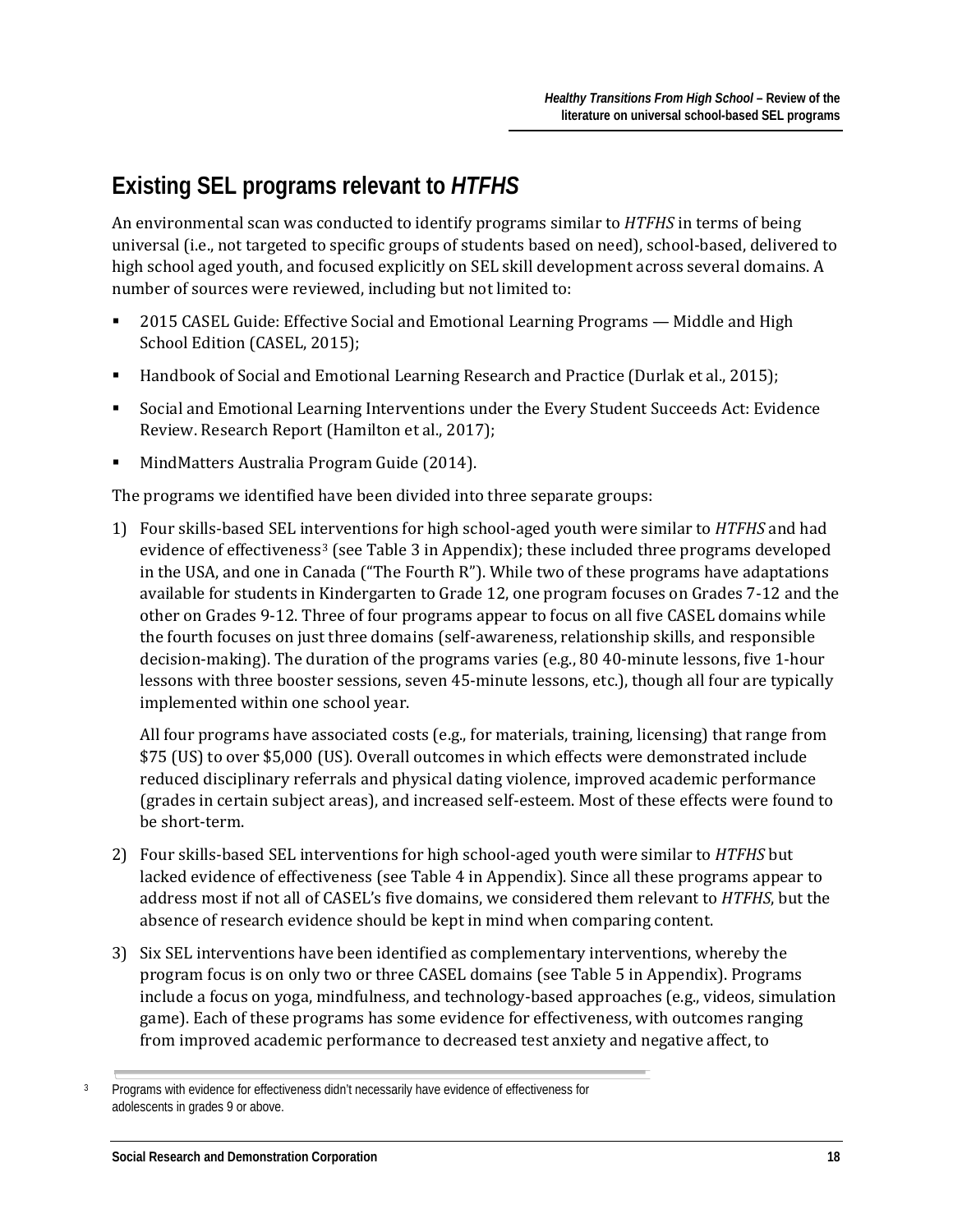## Existing SEL programs relevant to *HTFHS*

An environmental scan was conducted to identify programs similar to *HTFHS* in terms of being universal (i.e., not targeted to specific groups of students based on need), school-based, delivered to high school aged youth, and focused explicitly on SEL skill development across several domains. A number of sources were reviewed, including but not limited to:

- 2015 CASEL Guide: Effective Social and Emotional Learning Programs — Middle and High School Edition (CASEL, 2015);
- Handbook of Social and Emotional Learning Research and Practice (Durlak et al., 2015);
- Social and Emotional Learning Interventions under the Every Student Succeeds Act: Evidence Review. Research Report (Hamilton et al., 2017);
- MindMatters Australia Program Guide (2014).

The programs we identified have been divided into three separate groups:

1) Four skills-based SEL interventions for high school-aged youth were similar to *HTFHS* and had evidence of effectiveness[3] (see Table 3 in Appendix); these included three programs developed in the USA, and one in Canada ("The Fourth R"). While two of these programs have adaptations available for students in Kindergarten to Grade 12, one program focuses on Grades 7-12 and the other on Grades 9-12. Three of four programs appear to focus on all five CASEL domains while the fourth focuses on just three domains (self-awareness, relationship skills, and responsible decision-making). The duration of the programs varies (e.g., 80 40-minute lessons, five 1-hour lessons with three booster sessions, seven 45-minute lessons, etc.), though all four are typically implemented within one school year.

   All four programs have associated costs (e.g., for materials, training, licensing) that range from $75 (US) to over $5,000 (US). Overall outcomes in which effects were demonstrated include reduced disciplinary referrals and physical dating violence, improved academic performance (grades in certain subject areas), and increased self-esteem. Most of these effects were found to be short-term.

2) Four skills-based SEL interventions for high school-aged youth were similar to *HTFHS* but lacked evidence of effectiveness (see Table 4 in Appendix). Since all these programs appear to address most if not all of CASEL's five domains, we considered them relevant to *HTFHS*, but the absence of research evidence should be kept in mind when comparing content.

3) Six SEL interventions have been identified as complementary interventions, whereby the program focus is on only two or three CASEL domains (see Table 5 in Appendix). Programs include a focus on yoga, mindfulness, and technology-based approaches (e.g., videos, simulation game). Each of these programs has some evidence for effectiveness, with outcomes ranging from improved academic performance to decreased test anxiety and negative affect, to

[3] Programs with evidence for effectiveness didn't necessarily have evidence of effectiveness for adolescents in grades 9 or above.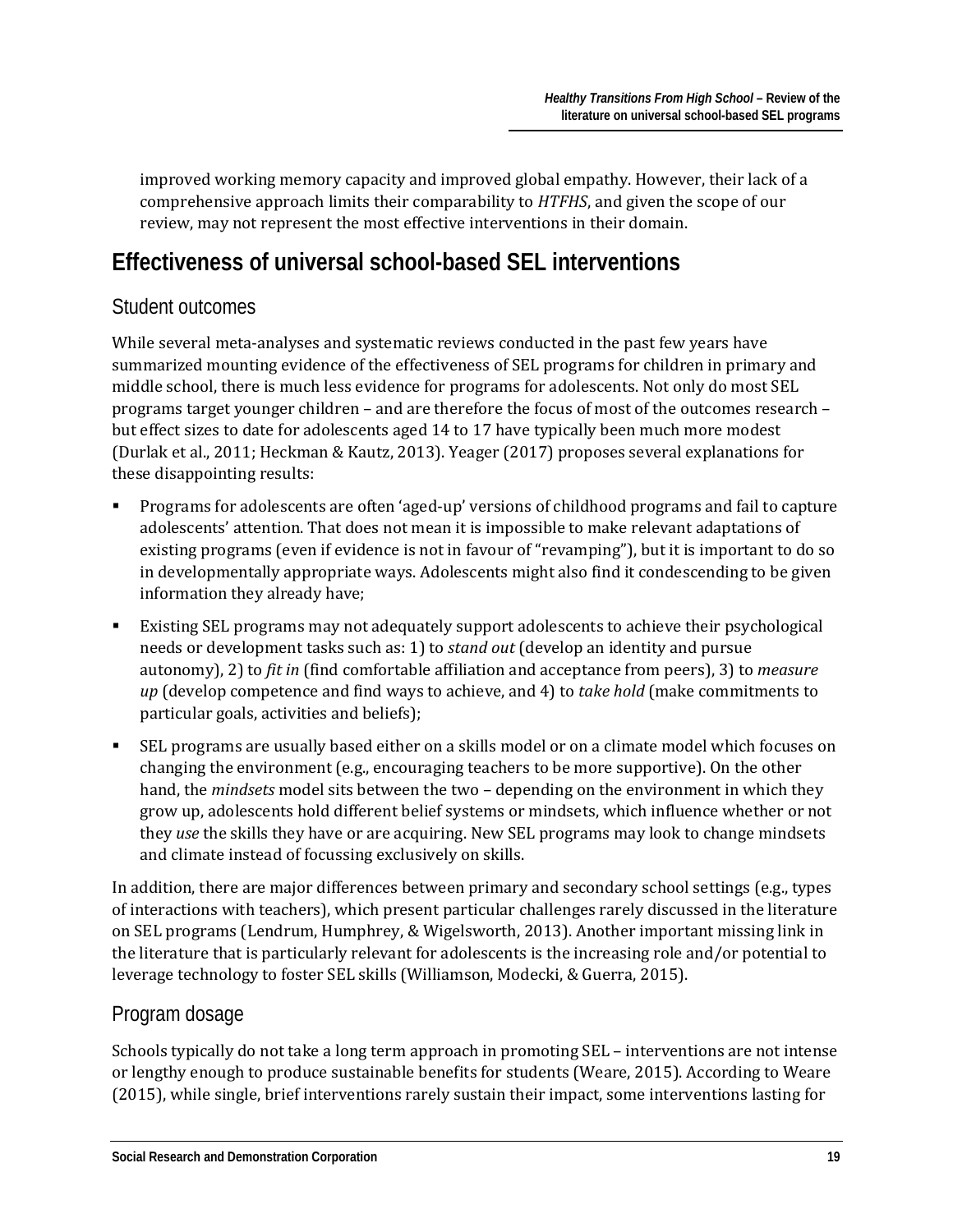improved working memory capacity and improved global empathy. However, their lack of a comprehensive approach limits their comparability to *HTFHS*, and given the scope of our review, may not represent the most effective interventions in their domain.

## Effectiveness of universal school-based SEL interventions

### Student outcomes

While several meta-analyses and systematic reviews conducted in the past few years have summarized mounting evidence of the effectiveness of SEL programs for children in primary and middle school, there is much less evidence for programs for adolescents. Not only do most SEL programs target younger children – and are therefore the focus of most of the outcomes research – but effect sizes to date for adolescents aged 14 to 17 have typically been much more modest (Durlak et al., 2011; Heckman & Kautz, 2013). Yeager (2017) proposes several explanations for these disappointing results:

- Programs for adolescents are often 'aged-up' versions of childhood programs and fail to capture adolescents' attention. That does not mean it is impossible to make relevant adaptations of existing programs (even if evidence is not in favour of "revamping"), but it is important to do so in developmentally appropriate ways. Adolescents might also find it condescending to be given information they already have;
- Existing SEL programs may not adequately support adolescents to achieve their psychological needs or development tasks such as: 1) to *stand out* (develop an identity and pursue autonomy), 2) to *fit in* (find comfortable affiliation and acceptance from peers), 3) to *measure up* (develop competence and find ways to achieve, and 4) to *take hold* (make commitments to particular goals, activities and beliefs);
- SEL programs are usually based either on a skills model or on a climate model which focuses on changing the environment (e.g., encouraging teachers to be more supportive). On the other hand, the *mindsets* model sits between the two – depending on the environment in which they grow up, adolescents hold different belief systems or mindsets, which influence whether or not they *use* the skills they have or are acquiring. New SEL programs may look to change mindsets and climate instead of focussing exclusively on skills.

In addition, there are major differences between primary and secondary school settings (e.g., types of interactions with teachers), which present particular challenges rarely discussed in the literature on SEL programs (Lendrum, Humphrey, & Wigelsworth, 2013). Another important missing link in the literature that is particularly relevant for adolescents is the increasing role and/or potential to leverage technology to foster SEL skills (Williamson, Modecki, & Guerra, 2015).

### Program dosage

Schools typically do not take a long term approach in promoting SEL – interventions are not intense or lengthy enough to produce sustainable benefits for students (Weare, 2015). According to Weare (2015), while single, brief interventions rarely sustain their impact, some interventions lasting for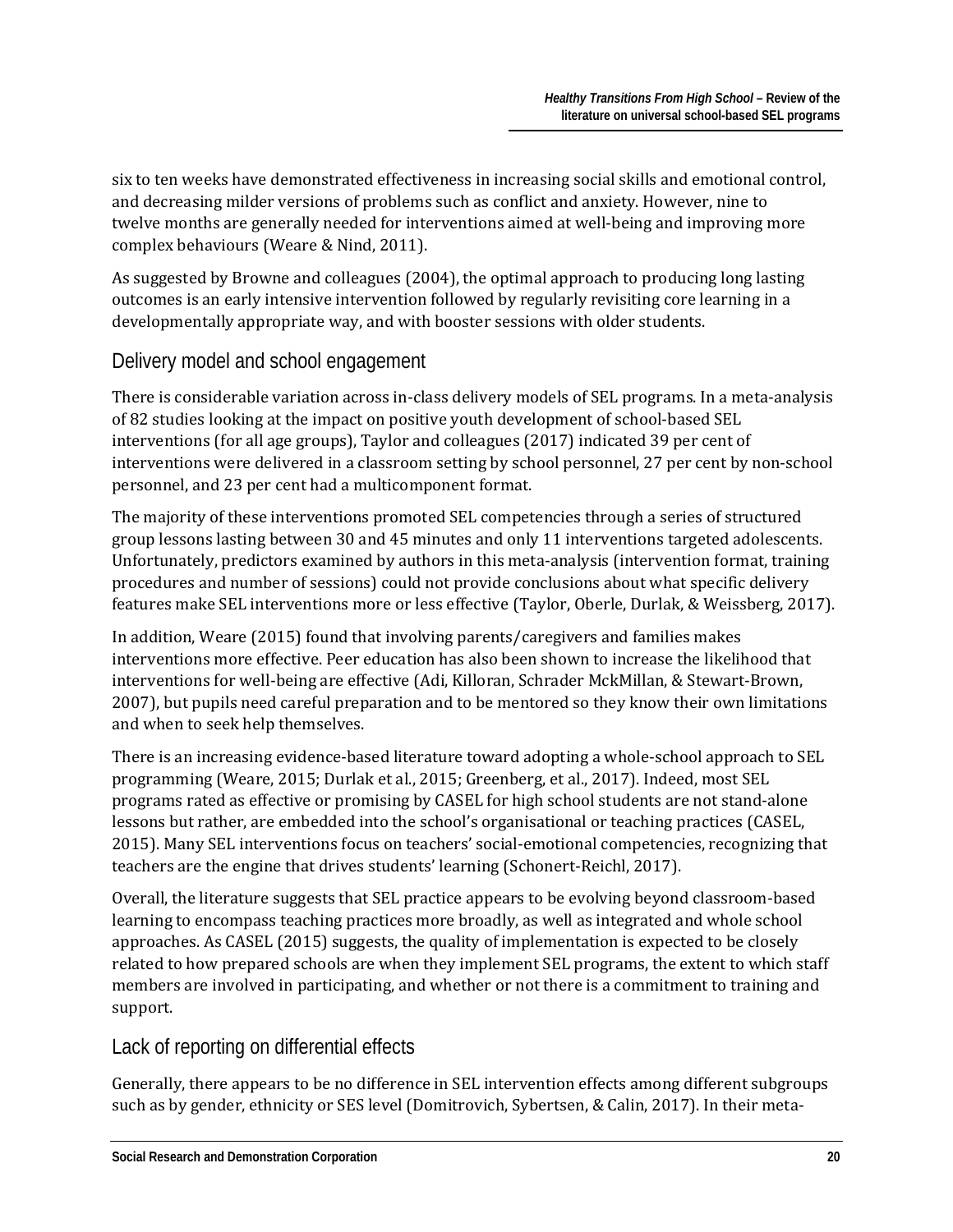six to ten weeks have demonstrated effectiveness in increasing social skills and emotional control, and decreasing milder versions of problems such as conflict and anxiety. However, nine to twelve months are generally needed for interventions aimed at well-being and improving more complex behaviours (Weare & Nind, 2011).

As suggested by Browne and colleagues (2004), the optimal approach to producing long lasting outcomes is an early intensive intervention followed by regularly revisiting core learning in a developmentally appropriate way, and with booster sessions with older students.

## Delivery model and school engagement

There is considerable variation across in-class delivery models of SEL programs. In a meta-analysis of 82 studies looking at the impact on positive youth development of school-based SEL interventions (for all age groups), Taylor and colleagues (2017) indicated 39 per cent of interventions were delivered in a classroom setting by school personnel, 27 per cent by non-school personnel, and 23 per cent had a multicomponent format.

The majority of these interventions promoted SEL competencies through a series of structured group lessons lasting between 30 and 45 minutes and only 11 interventions targeted adolescents. Unfortunately, predictors examined by authors in this meta-analysis (intervention format, training procedures and number of sessions) could not provide conclusions about what specific delivery features make SEL interventions more or less effective (Taylor, Oberle, Durlak, & Weissberg, 2017).

In addition, Weare (2015) found that involving parents/caregivers and families makes interventions more effective. Peer education has also been shown to increase the likelihood that interventions for well-being are effective (Adi, Killoran, Schrader McKMillan, & Stewart-Brown, 2007), but pupils need careful preparation and to be mentored so they know their own limitations and when to seek help themselves.

There is an increasing evidence-based literature toward adopting a whole-school approach to SEL programming (Weare, 2015; Durlak et al., 2015; Greenberg, et al., 2017). Indeed, most SEL programs rated as effective or promising by CASEL for high school students are not stand-alone lessons but rather, are embedded into the school's organisational or teaching practices (CASEL, 2015). Many SEL interventions focus on teachers' social-emotional competencies, recognizing that teachers are the engine that drives students' learning (Schonert-Reichl, 2017).

Overall, the literature suggests that SEL practice appears to be evolving beyond classroom-based learning to encompass teaching practices more broadly, as well as integrated and whole school approaches. As CASEL (2015) suggests, the quality of implementation is expected to be closely related to how prepared schools are when they implement SEL programs, the extent to which staff members are involved in participating, and whether or not there is a commitment to training and support.

## Lack of reporting on differential effects

Generally, there appears to be no difference in SEL intervention effects among different subgroups such as by gender, ethnicity or SES level (Domitrovich, Sybertsen, & Calin, 2017). In their meta-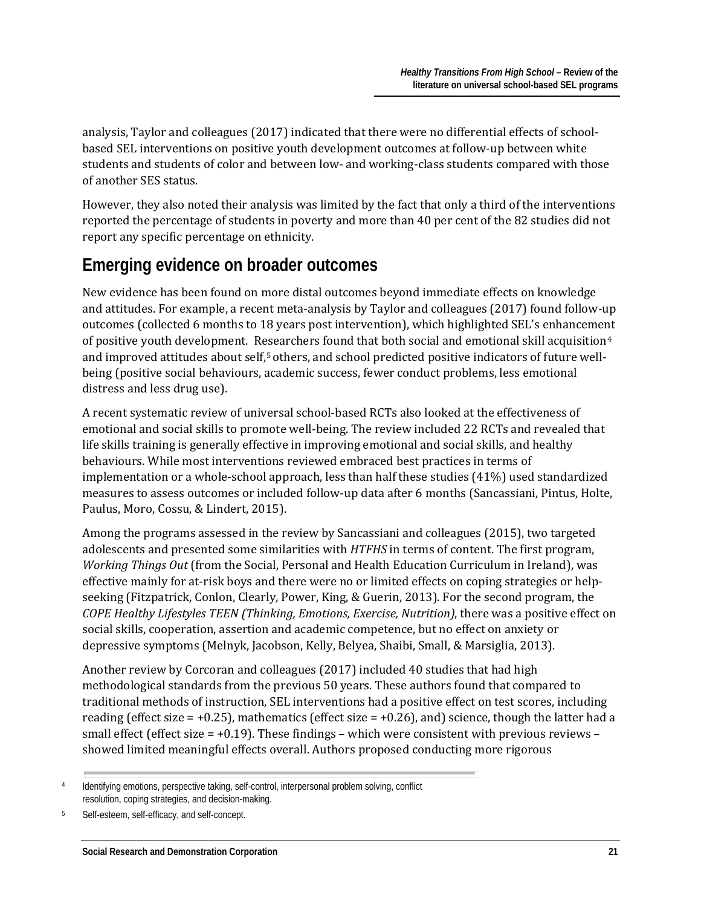analysis, Taylor and colleagues (2017) indicated that there were no differential effects of school-based SEL interventions on positive youth development outcomes at follow-up between white students and students of color and between low- and working-class students compared with those of another SES status.

However, they also noted their analysis was limited by the fact that only a third of the interventions reported the percentage of students in poverty and more than 40 per cent of the 82 studies did not report any specific percentage on ethnicity.

## Emerging evidence on broader outcomes

New evidence has been found on more distal outcomes beyond immediate effects on knowledge and attitudes. For example, a recent meta-analysis by Taylor and colleagues (2017) found follow-up outcomes (collected 6 months to 18 years post intervention), which highlighted SEL's enhancement of positive youth development. Researchers found that both social and emotional skill acquisition[4] and improved attitudes about self,[5] others, and school predicted positive indicators of future well-being (positive social behaviours, academic success, fewer conduct problems, less emotional distress and less drug use).

A recent systematic review of universal school-based RCTs also looked at the effectiveness of emotional and social skills to promote well-being. The review included 22 RCTs and revealed that life skills training is generally effective in improving emotional and social skills, and healthy behaviours. While most interventions reviewed embraced best practices in terms of implementation or a whole-school approach, less than half these studies (41%) used standardized measures to assess outcomes or included follow-up data after 6 months (Sancassiani, Pintus, Holte, Paulus, Moro, Cossu, & Lindert, 2015).

Among the programs assessed in the review by Sancassiani and colleagues (2015), two targeted adolescents and presented some similarities with *HTFHS* in terms of content. The first program, *Working Things Out* (from the Social, Personal and Health Education Curriculum in Ireland), was effective mainly for at-risk boys and there were no or limited effects on coping strategies or help-seeking (Fitzpatrick, Conlon, Clearly, Power, King, & Guerin, 2013). For the second program, the *COPE Healthy Lifestyles TEEN (Thinking, Emotions, Exercise, Nutrition)*, there was a positive effect on social skills, cooperation, assertion and academic competence, but no effect on anxiety or depressive symptoms (Melnyk, Jacobson, Kelly, Belyea, Shaibi, Small, & Marsiglia, 2013).

Another review by Corcoran and colleagues (2017) included 40 studies that had high methodological standards from the previous 50 years. These authors found that compared to traditional methods of instruction, SEL interventions had a positive effect on test scores, including reading (effect size = +0.25), mathematics (effect size = +0.26), and) science, though the latter had a small effect (effect size = +0.19). These findings – which were consistent with previous reviews – showed limited meaningful effects overall. Authors proposed conducting more rigorous

---

[4] Identifying emotions, perspective taking, self-control, interpersonal problem solving, conflict resolution, coping strategies, and decision-making.

[5] Self-esteem, self-efficacy, and self-concept.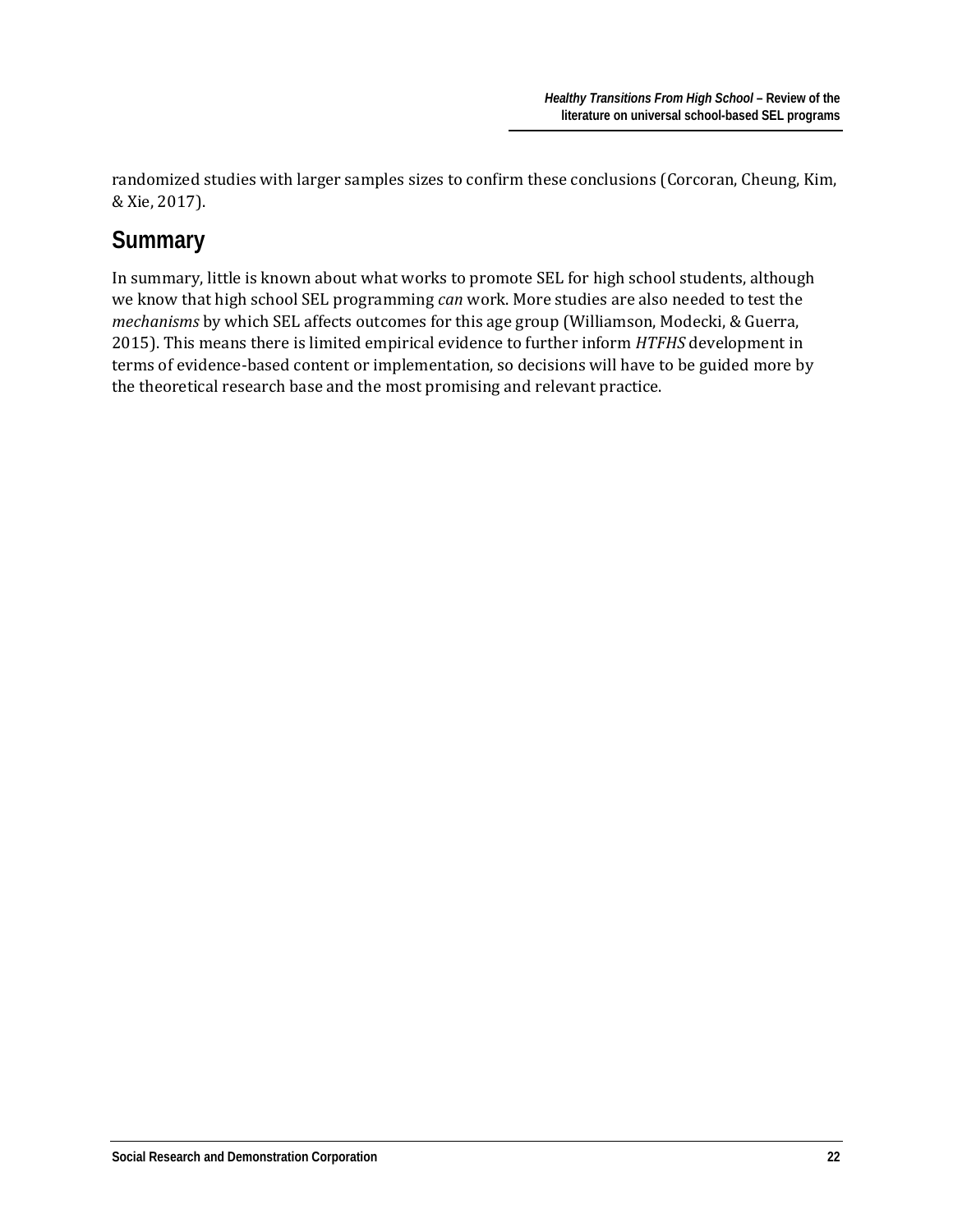randomized studies with larger samples sizes to confirm these conclusions (Corcoran, Cheung, Kim, & Xie, 2017).

## Summary

In summary, little is known about what works to promote SEL for high school students, although we know that high school SEL programming *can* work. More studies are also needed to test the *mechanisms* by which SEL affects outcomes for this age group (Williamson, Modecki, & Guerra, 2015). This means there is limited empirical evidence to further inform *HTFHS* development in terms of evidence-based content or implementation, so decisions will have to be guided more by the theoretical research base and the most promising and relevant practice.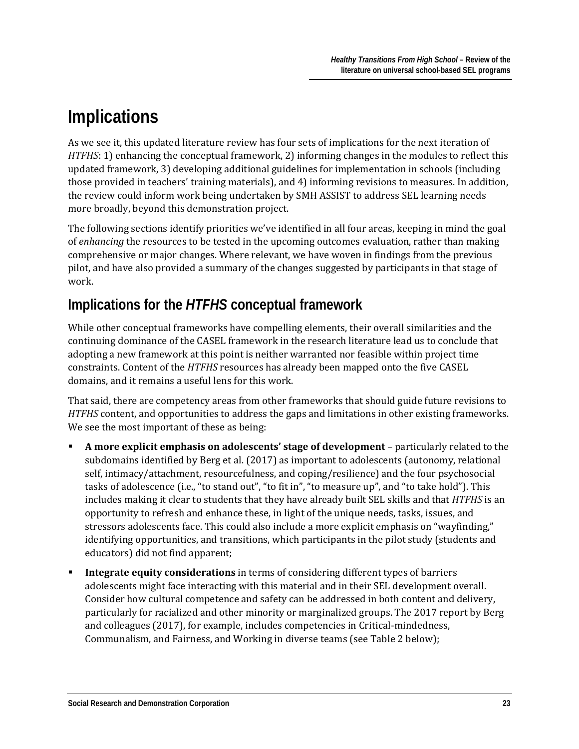# Implications

As we see it, this updated literature review has four sets of implications for the next iteration of *HTFHS*: 1) enhancing the conceptual framework, 2) informing changes in the modules to reflect this updated framework, 3) developing additional guidelines for implementation in schools (including those provided in teachers' training materials), and 4) informing revisions to measures. In addition, the review could inform work being undertaken by SMH ASSIST to address SEL learning needs more broadly, beyond this demonstration project.

The following sections identify priorities we've identified in all four areas, keeping in mind the goal of *enhancing* the resources to be tested in the upcoming outcomes evaluation, rather than making comprehensive or major changes. Where relevant, we have woven in findings from the previous pilot, and have also provided a summary of the changes suggested by participants in that stage of work.

## Implications for the *HTFHS* conceptual framework

While other conceptual frameworks have compelling elements, their overall similarities and the continuing dominance of the CASEL framework in the research literature lead us to conclude that adopting a new framework at this point is neither warranted nor feasible within project time constraints. Content of the *HTFHS* resources has already been mapped onto the five CASEL domains, and it remains a useful lens for this work.

That said, there are competency areas from other frameworks that should guide future revisions to *HTFHS* content, and opportunities to address the gaps and limitations in other existing frameworks. We see the most important of these as being:

- **A more explicit emphasis on adolescents' stage of development** – particularly related to the subdomains identified by Berg et al. (2017) as important to adolescents (autonomy, relational self, intimacy/attachment, resourcefulness, and coping/resilience) and the four psychosocial tasks of adolescence (i.e., "to stand out", "to fit in", "to measure up", and "to take hold"). This includes making it clear to students that they have already built SEL skills and that *HTFHS* is an opportunity to refresh and enhance these, in light of the unique needs, tasks, issues, and stressors adolescents face. This could also include a more explicit emphasis on "wayfinding," identifying opportunities, and transitions, which participants in the pilot study (students and educators) did not find apparent;
- **Integrate equity considerations** in terms of considering different types of barriers adolescents might face interacting with this material and in their SEL development overall. Consider how cultural competence and safety can be addressed in both content and delivery, particularly for racialized and other minority or marginalized groups. The 2017 report by Berg and colleagues (2017), for example, includes competencies in Critical-mindedness, Communalism, and Fairness, and Working in diverse teams (see Table 2 below);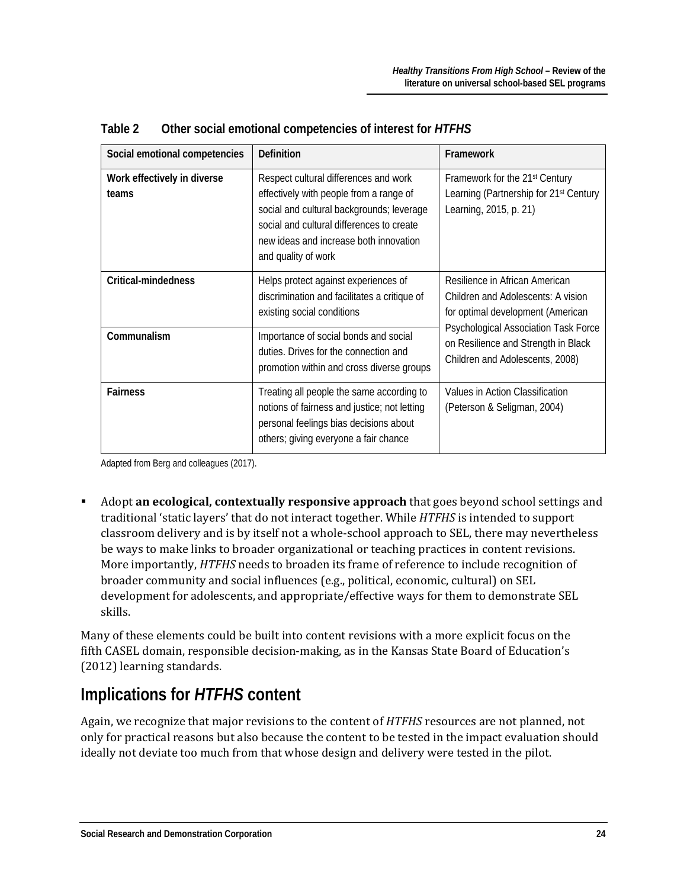**Table 2 Other social emotional competencies of interest for *HTFHS***

| Social emotional competencies | Definition | Framework |
|---|---|---|
| **Work effectively in diverse teams** | Respect cultural differences and work effectively with people from a range of social and cultural backgrounds; leverage social and cultural differences to create new ideas and increase both innovation and quality of work | Framework for the 21st Century Learning (Partnership for 21st Century Learning, 2015, p. 21) |
| **Critical-mindedness** | Helps protect against experiences of discrimination and facilitates a critique of existing social conditions | Resilience in African American Children and Adolescents: A vision for optimal development (American Psychological Association Task Force on Resilience and Strength in Black Children and Adolescents, 2008) |
| **Communalism** | Importance of social bonds and social duties. Drives for the connection and promotion within and cross diverse groups | |
| **Fairness** | Treating all people the same according to notions of fairness and justice; not letting personal feelings bias decisions about others; giving everyone a fair chance | Values in Action Classification (Peterson & Seligman, 2004) |

Adapted from Berg and colleagues (2017).

- Adopt **an ecological, contextually responsive approach** that goes beyond school settings and traditional 'static layers' that do not interact together. While *HTFHS* is intended to support classroom delivery and is by itself not a whole-school approach to SEL, there may nevertheless be ways to make links to broader organizational or teaching practices in content revisions. More importantly, *HTFHS* needs to broaden its frame of reference to include recognition of broader community and social influences (e.g., political, economic, cultural) on SEL development for adolescents, and appropriate/effective ways for them to demonstrate SEL skills.

Many of these elements could be built into content revisions with a more explicit focus on the fifth CASEL domain, responsible decision-making, as in the Kansas State Board of Education's (2012) learning standards.

## Implications for *HTFHS* content

Again, we recognize that major revisions to the content of *HTFHS* resources are not planned, not only for practical reasons but also because the content to be tested in the impact evaluation should ideally not deviate too much from that whose design and delivery were tested in the pilot.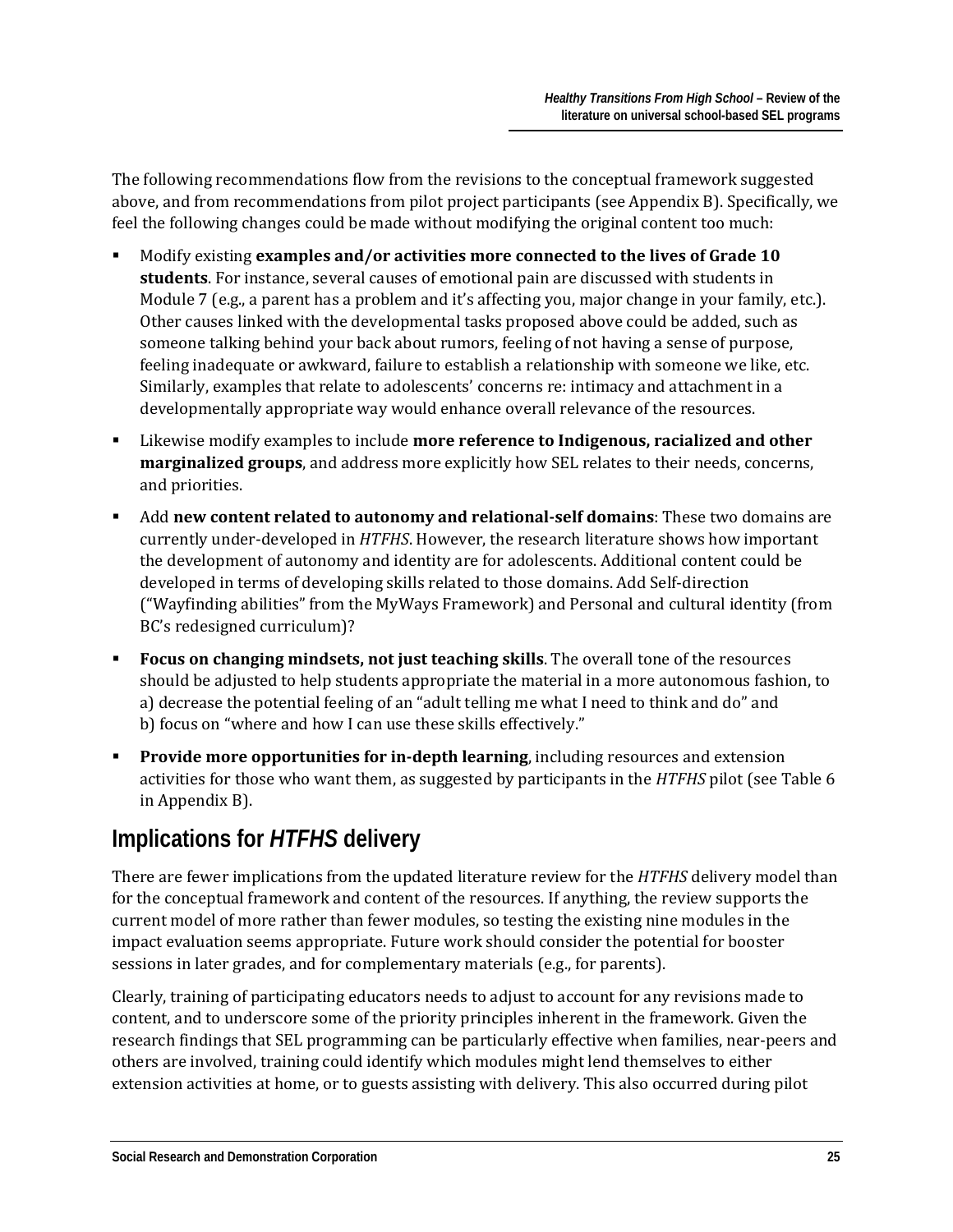The following recommendations flow from the revisions to the conceptual framework suggested above, and from recommendations from pilot project participants (see Appendix B). Specifically, we feel the following changes could be made without modifying the original content too much:

- Modify existing **examples and/or activities more connected to the lives of Grade 10 students**. For instance, several causes of emotional pain are discussed with students in Module 7 (e.g., a parent has a problem and it's affecting you, major change in your family, etc.). Other causes linked with the developmental tasks proposed above could be added, such as someone talking behind your back about rumors, feeling of not having a sense of purpose, feeling inadequate or awkward, failure to establish a relationship with someone we like, etc. Similarly, examples that relate to adolescents' concerns re: intimacy and attachment in a developmentally appropriate way would enhance overall relevance of the resources.
- Likewise modify examples to include **more reference to Indigenous, racialized and other marginalized groups**, and address more explicitly how SEL relates to their needs, concerns, and priorities.
- Add **new content related to autonomy and relational-self domains**: These two domains are currently under-developed in *HTFHS*. However, the research literature shows how important the development of autonomy and identity are for adolescents. Additional content could be developed in terms of developing skills related to those domains. Add Self-direction ("Wayfinding abilities" from the MyWays Framework) and Personal and cultural identity (from BC's redesigned curriculum)?
- **Focus on changing mindsets, not just teaching skills**. The overall tone of the resources should be adjusted to help students appropriate the material in a more autonomous fashion, to a) decrease the potential feeling of an "adult telling me what I need to think and do" and b) focus on "where and how I can use these skills effectively."
- **Provide more opportunities for in-depth learning**, including resources and extension activities for those who want them, as suggested by participants in the *HTFHS* pilot (see Table 6 in Appendix B).

## Implications for *HTFHS* delivery

There are fewer implications from the updated literature review for the *HTFHS* delivery model than for the conceptual framework and content of the resources. If anything, the review supports the current model of more rather than fewer modules, so testing the existing nine modules in the impact evaluation seems appropriate. Future work should consider the potential for booster sessions in later grades, and for complementary materials (e.g., for parents).

Clearly, training of participating educators needs to adjust to account for any revisions made to content, and to underscore some of the priority principles inherent in the framework. Given the research findings that SEL programming can be particularly effective when families, near-peers and others are involved, training could identify which modules might lend themselves to either extension activities at home, or to guests assisting with delivery. This also occurred during pilot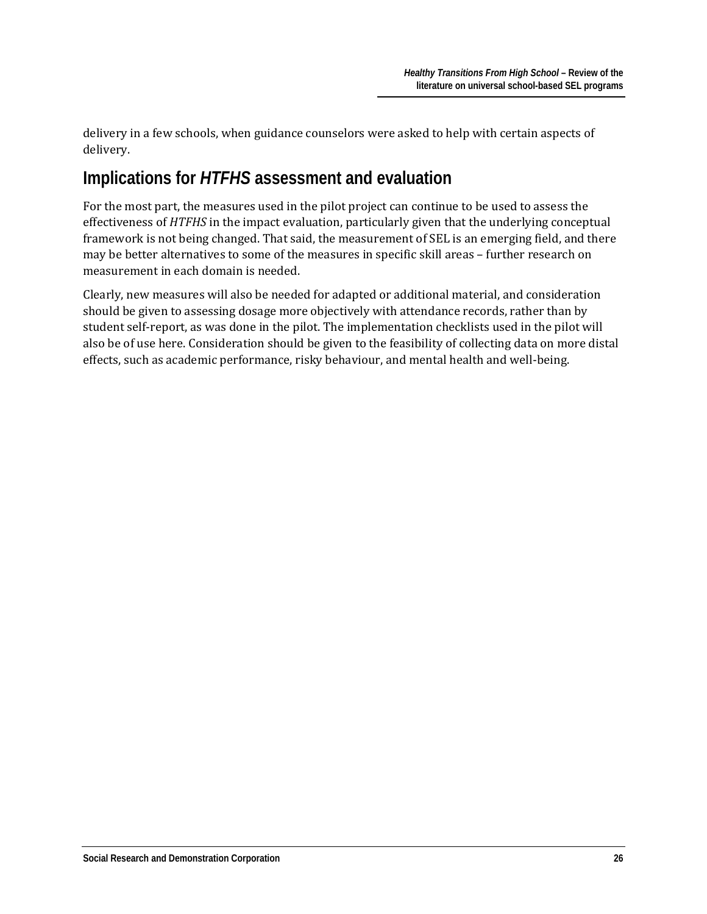delivery in a few schools, when guidance counselors were asked to help with certain aspects of delivery.

## Implications for *HTFHS* assessment and evaluation

For the most part, the measures used in the pilot project can continue to be used to assess the effectiveness of *HTFHS* in the impact evaluation, particularly given that the underlying conceptual framework is not being changed. That said, the measurement of SEL is an emerging field, and there may be better alternatives to some of the measures in specific skill areas – further research on measurement in each domain is needed.

Clearly, new measures will also be needed for adapted or additional material, and consideration should be given to assessing dosage more objectively with attendance records, rather than by student self-report, as was done in the pilot. The implementation checklists used in the pilot will also be of use here. Consideration should be given to the feasibility of collecting data on more distal effects, such as academic performance, risky behaviour, and mental health and well-being.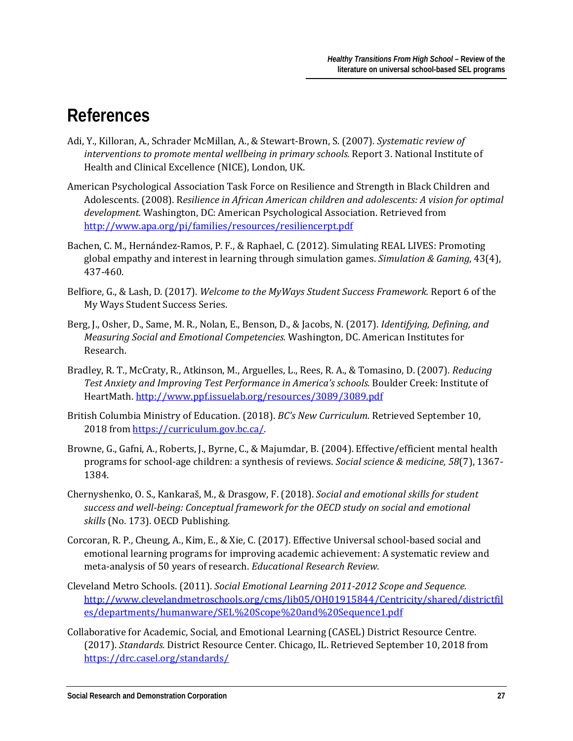# References

Adi, Y., Killoran, A., Schrader McMillan, A., & Stewart-Brown, S. (2007). *Systematic review of interventions to promote mental wellbeing in primary schools.* Report 3. National Institute of Health and Clinical Excellence (NICE), London, UK.

American Psychological Association Task Force on Resilience and Strength in Black Children and Adolescents. (2008). R*esilience in African American children and adolescents: A vision for optimal development.* Washington, DC: American Psychological Association. Retrieved from http://www.apa.org/pi/families/resources/resiliencerpt.pdf

Bachen, C. M., Hernández-Ramos, P. F., & Raphael, C. (2012). Simulating REAL LIVES: Promoting global empathy and interest in learning through simulation games. *Simulation & Gaming*, 43(4), 437-460.

Belfiore, G., & Lash, D. (2017). *Welcome to the MyWays Student Success Framework.* Report 6 of the My Ways Student Success Series.

Berg, J., Osher, D., Same, M. R., Nolan, E., Benson, D., & Jacobs, N. (2017). *Identifying, Defining, and Measuring Social and Emotional Competencies.* Washington, DC. American Institutes for Research.

Bradley, R. T., McCraty, R., Atkinson, M., Arguelles, L., Rees, R. A., & Tomasino, D. (2007). *Reducing Test Anxiety and Improving Test Performance in America's schools.* Boulder Creek: Institute of HeartMath. http://www.ppf.issuelab.org/resources/3089/3089.pdf

British Columbia Ministry of Education. (2018). *BC's New Curriculum.* Retrieved September 10, 2018 from https://curriculum.gov.bc.ca/.

Browne, G., Gafni, A., Roberts, J., Byrne, C., & Majumdar, B. (2004). Effective/efficient mental health programs for school-age children: a synthesis of reviews. *Social science & medicine, 58*(7), 1367-1384.

Chernyshenko, O. S., Kankaraš, M., & Drasgow, F. (2018). *Social and emotional skills for student success and well-being: Conceptual framework for the OECD study on social and emotional skills* (No. 173). OECD Publishing.

Corcoran, R. P., Cheung, A., Kim, E., & Xie, C. (2017). Effective Universal school-based social and emotional learning programs for improving academic achievement: A systematic review and meta-analysis of 50 years of research. *Educational Research Review.*

Cleveland Metro Schools. (2011). *Social Emotional Learning 2011-2012 Scope and Sequence.* http://www.clevelandmetroschools.org/cms/lib05/OH01915844/Centricity/shared/districtfiles/departments/humanware/SEL%20Scope%20and%20Sequence1.pdf

Collaborative for Academic, Social, and Emotional Learning (CASEL) District Resource Centre. (2017). *Standards.* District Resource Center. Chicago, IL. Retrieved September 10, 2018 from https://drc.casel.org/standards/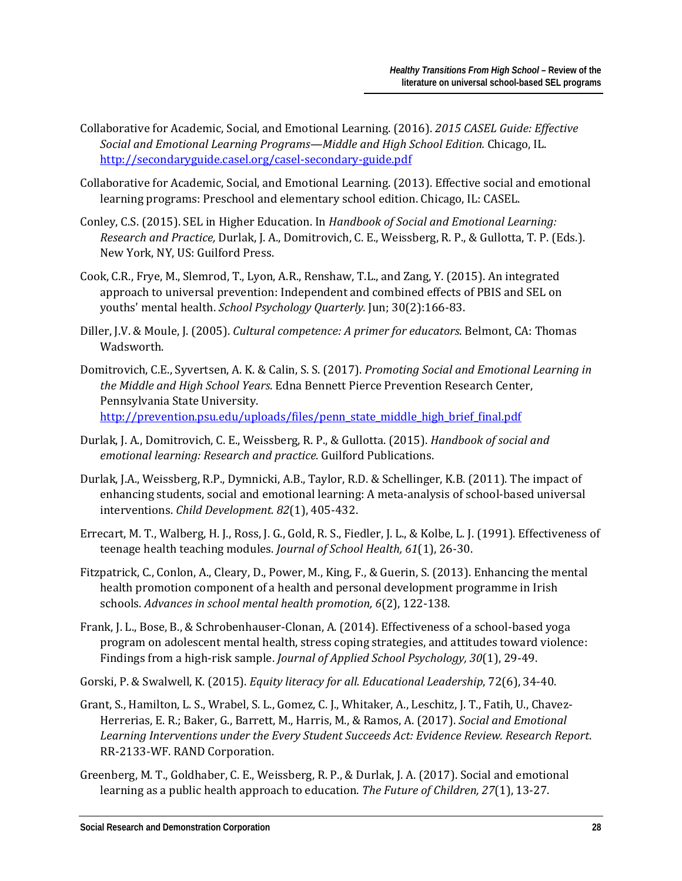Collaborative for Academic, Social, and Emotional Learning. (2016). *2015 CASEL Guide: Effective Social and Emotional Learning Programs—Middle and High School Edition.* Chicago, IL. http://secondaryguide.casel.org/casel-secondary-guide.pdf

Collaborative for Academic, Social, and Emotional Learning. (2013). Effective social and emotional learning programs: Preschool and elementary school edition. Chicago, IL: CASEL.

Conley, C.S. (2015). SEL in Higher Education. In *Handbook of Social and Emotional Learning: Research and Practice,* Durlak, J. A., Domitrovich, C. E., Weissberg, R. P., & Gullotta, T. P. (Eds.). New York, NY, US: Guilford Press.

Cook, C.R., Frye, M., Slemrod, T., Lyon, A.R., Renshaw, T.L., and Zang, Y. (2015). An integrated approach to universal prevention: Independent and combined effects of PBIS and SEL on youths' mental health. *School Psychology Quarterly.* Jun; 30(2):166-83.

Diller, J.V. & Moule, J. (2005). *Cultural competence: A primer for educators*. Belmont, CA: Thomas Wadsworth.

Domitrovich, C.E., Syvertsen, A. K. & Calin, S. S. (2017). *Promoting Social and Emotional Learning in the Middle and High School Years*. Edna Bennett Pierce Prevention Research Center, Pennsylvania State University. http://prevention.psu.edu/uploads/files/penn_state_middle_high_brief_final.pdf

Durlak, J. A., Domitrovich, C. E., Weissberg, R. P., & Gullotta. (2015). *Handbook of social and emotional learning: Research and practice.* Guilford Publications.

Durlak, J.A., Weissberg, R.P., Dymnicki, A.B., Taylor, R.D. & Schellinger, K.B. (2011). The impact of enhancing students, social and emotional learning: A meta-analysis of school-based universal interventions. *Child Development. 82*(1), 405-432.

Errecart, M. T., Walberg, H. J., Ross, J. G., Gold, R. S., Fiedler, J. L., & Kolbe, L. J. (1991). Effectiveness of teenage health teaching modules. *Journal of School Health, 61*(1), 26-30.

Fitzpatrick, C., Conlon, A., Cleary, D., Power, M., King, F., & Guerin, S. (2013). Enhancing the mental health promotion component of a health and personal development programme in Irish schools. *Advances in school mental health promotion, 6*(2), 122-138.

Frank, J. L., Bose, B., & Schrobenhauser-Clonan, A. (2014). Effectiveness of a school-based yoga program on adolescent mental health, stress coping strategies, and attitudes toward violence: Findings from a high-risk sample. *Journal of Applied School Psychology, 30*(1), 29-49.

Gorski, P. & Swalwell, K. (2015). *Equity literacy for all. Educational Leadership*, 72(6), 34-40.

Grant, S., Hamilton, L. S., Wrabel, S. L., Gomez, C. J., Whitaker, A., Leschitz, J. T., Fatih, U., Chavez-Herrerias, E. R.; Baker, G., Barrett, M., Harris, M., & Ramos, A. (2017). *Social and Emotional Learning Interventions under the Every Student Succeeds Act: Evidence Review. Research Report*. RR-2133-WF. RAND Corporation.

Greenberg, M. T., Goldhaber, C. E., Weissberg, R. P., & Durlak, J. A. (2017). Social and emotional learning as a public health approach to education. *The Future of Children, 27*(1), 13-27.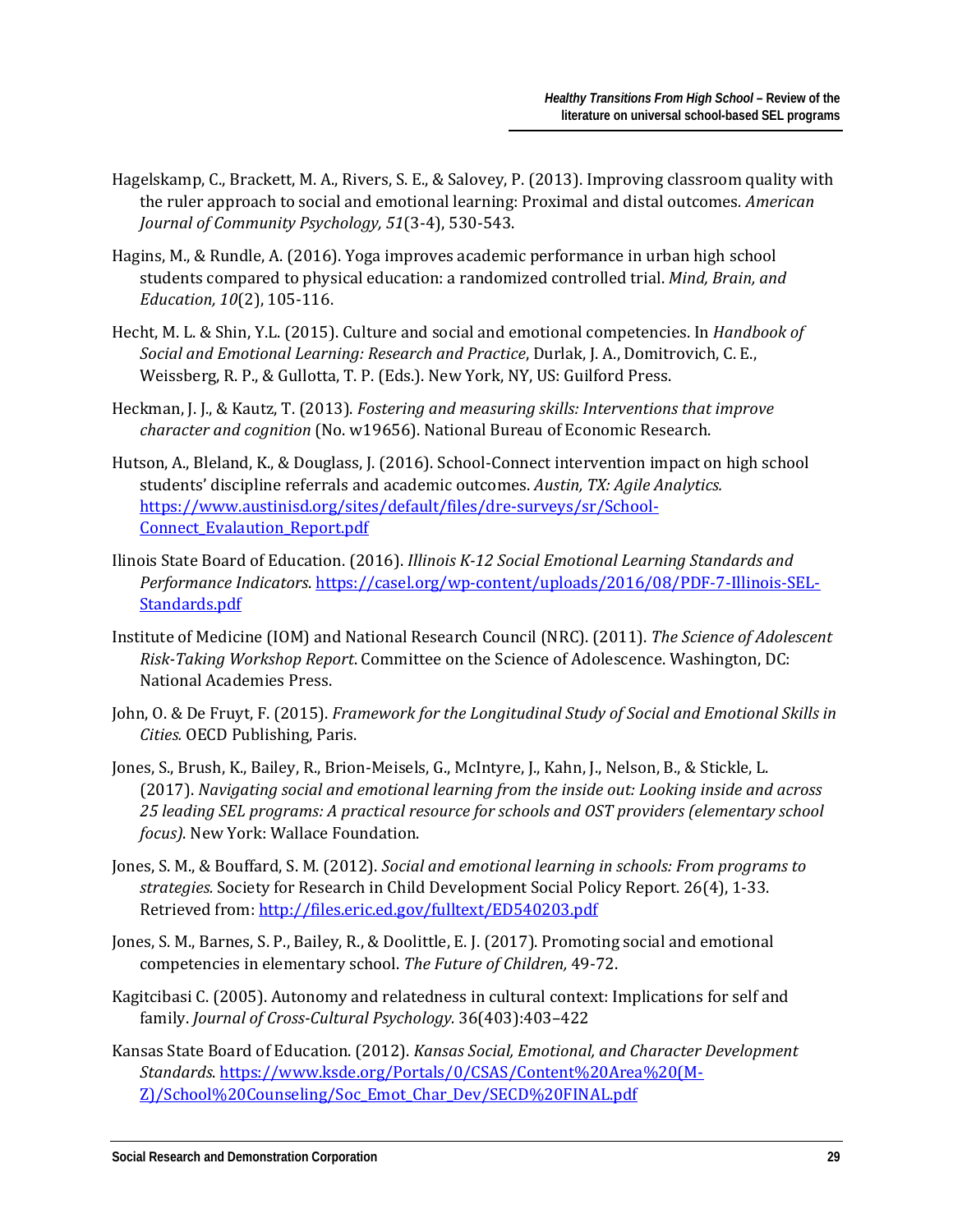Hagelskamp, C., Brackett, M. A., Rivers, S. E., & Salovey, P. (2013). Improving classroom quality with the ruler approach to social and emotional learning: Proximal and distal outcomes. *American Journal of Community Psychology, 51*(3-4), 530-543.

Hagins, M., & Rundle, A. (2016). Yoga improves academic performance in urban high school students compared to physical education: a randomized controlled trial. *Mind, Brain, and Education, 10*(2), 105-116.

Hecht, M. L. & Shin, Y.L. (2015). Culture and social and emotional competencies. In *Handbook of Social and Emotional Learning: Research and Practice*, Durlak, J. A., Domitrovich, C. E., Weissberg, R. P., & Gullotta, T. P. (Eds.). New York, NY, US: Guilford Press.

Heckman, J. J., & Kautz, T. (2013). *Fostering and measuring skills: Interventions that improve character and cognition* (No. w19656). National Bureau of Economic Research.

Hutson, A., Bleland, K., & Douglass, J. (2016). School-Connect intervention impact on high school students' discipline referrals and academic outcomes. *Austin, TX: Agile Analytics.* [https://www.austinisd.org/sites/default/files/dre-surveys/sr/School-Connect_Evalaution_Report.pdf](https://www.austinisd.org/sites/default/files/dre-surveys/sr/School-Connect_Evalaution_Report.pdf)

Ilinois State Board of Education. (2016). *Illinois K-12 Social Emotional Learning Standards and Performance Indicators*. [https://casel.org/wp-content/uploads/2016/08/PDF-7-Illinois-SEL-Standards.pdf](https://casel.org/wp-content/uploads/2016/08/PDF-7-Illinois-SEL-Standards.pdf)

Institute of Medicine (IOM) and National Research Council (NRC). (2011). *The Science of Adolescent Risk-Taking Workshop Report*. Committee on the Science of Adolescence. Washington, DC: National Academies Press.

John, O. & De Fruyt, F. (2015). *Framework for the Longitudinal Study of Social and Emotional Skills in Cities.* OECD Publishing, Paris.

Jones, S., Brush, K., Bailey, R., Brion-Meisels, G., McIntyre, J., Kahn, J., Nelson, B., & Stickle, L. (2017). *Navigating social and emotional learning from the inside out: Looking inside and across 25 leading SEL programs: A practical resource for schools and OST providers (elementary school focus).* New York: Wallace Foundation.

Jones, S. M., & Bouffard, S. M. (2012). *Social and emotional learning in schools: From programs to strategies.* Society for Research in Child Development Social Policy Report. 26(4), 1-33. Retrieved from: [http://files.eric.ed.gov/fulltext/ED540203.pdf](http://files.eric.ed.gov/fulltext/ED540203.pdf)

Jones, S. M., Barnes, S. P., Bailey, R., & Doolittle, E. J. (2017). Promoting social and emotional competencies in elementary school. *The Future of Children,* 49-72.

Kagitcibasi C. (2005). Autonomy and relatedness in cultural context: Implications for self and family. *Journal of Cross-Cultural Psychology.* 36(403):403–422

Kansas State Board of Education. (2012). *Kansas Social, Emotional, and Character Development Standards*. [https://www.ksde.org/Portals/0/CSAS/Content%20Area%20(M-Z)/School%20Counseling/Soc_Emot_Char_Dev/SECD%20FINAL.pdf](https://www.ksde.org/Portals/0/CSAS/Content%20Area%20(M-Z)/School%20Counseling/Soc_Emot_Char_Dev/SECD%20FINAL.pdf)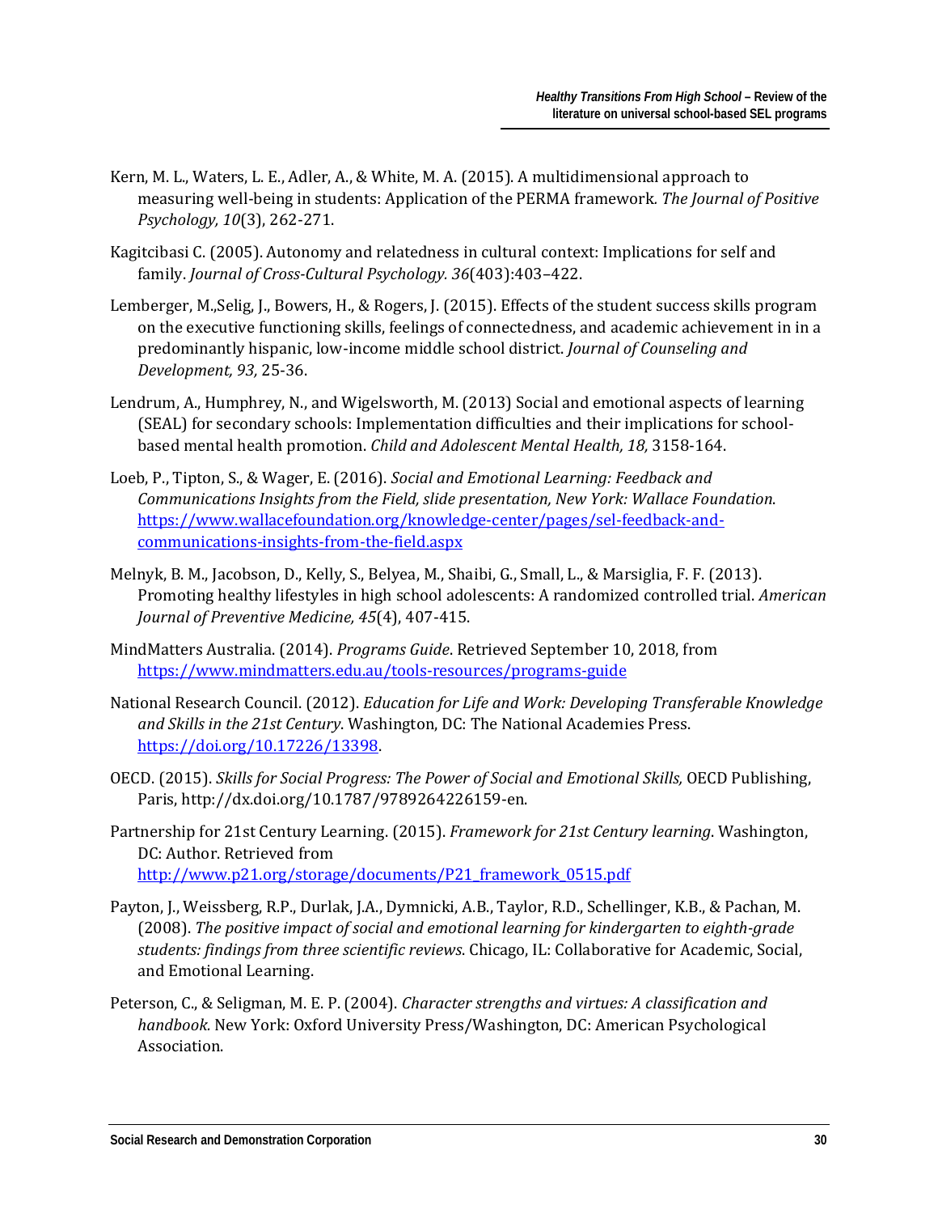Kern, M. L., Waters, L. E., Adler, A., & White, M. A. (2015). A multidimensional approach to measuring well-being in students: Application of the PERMA framework. *The Journal of Positive Psychology, 10*(3), 262-271.

Kagitcibasi C. (2005). Autonomy and relatedness in cultural context: Implications for self and family. *Journal of Cross-Cultural Psychology. 36*(403):403–422.

Lemberger, M.,Selig, J., Bowers, H., & Rogers, J. (2015). Effects of the student success skills program on the executive functioning skills, feelings of connectedness, and academic achievement in in a predominantly hispanic, low-income middle school district. *Journal of Counseling and Development, 93,* 25-36.

Lendrum, A., Humphrey, N., and Wigelsworth, M. (2013) Social and emotional aspects of learning (SEAL) for secondary schools: Implementation difficulties and their implications for school-based mental health promotion. *Child and Adolescent Mental Health, 18,* 3158-164.

Loeb, P., Tipton, S., & Wager, E. (2016). *Social and Emotional Learning: Feedback and Communications Insights from the Field, slide presentation, New York: Wallace Foundation*. https://www.wallacefoundation.org/knowledge-center/pages/sel-feedback-and-communications-insights-from-the-field.aspx

Melnyk, B. M., Jacobson, D., Kelly, S., Belyea, M., Shaibi, G., Small, L., & Marsiglia, F. F. (2013). Promoting healthy lifestyles in high school adolescents: A randomized controlled trial. *American Journal of Preventive Medicine, 45*(4), 407-415.

MindMatters Australia. (2014). *Programs Guide*. Retrieved September 10, 2018, from https://www.mindmatters.edu.au/tools-resources/programs-guide

National Research Council. (2012). *Education for Life and Work: Developing Transferable Knowledge and Skills in the 21st Century*. Washington, DC: The National Academies Press. https://doi.org/10.17226/13398.

OECD. (2015). *Skills for Social Progress: The Power of Social and Emotional Skills,* OECD Publishing, Paris, http://dx.doi.org/10.1787/9789264226159-en.

Partnership for 21st Century Learning. (2015). *Framework for 21st Century learning*. Washington, DC: Author. Retrieved from http://www.p21.org/storage/documents/P21_framework_0515.pdf

Payton, J., Weissberg, R.P., Durlak, J.A., Dymnicki, A.B., Taylor, R.D., Schellinger, K.B., & Pachan, M. (2008). *The positive impact of social and emotional learning for kindergarten to eighth-grade students: findings from three scientific reviews*. Chicago, IL: Collaborative for Academic, Social, and Emotional Learning.

Peterson, C., & Seligman, M. E. P. (2004). *Character strengths and virtues: A classification and handbook.* New York: Oxford University Press/Washington, DC: American Psychological Association.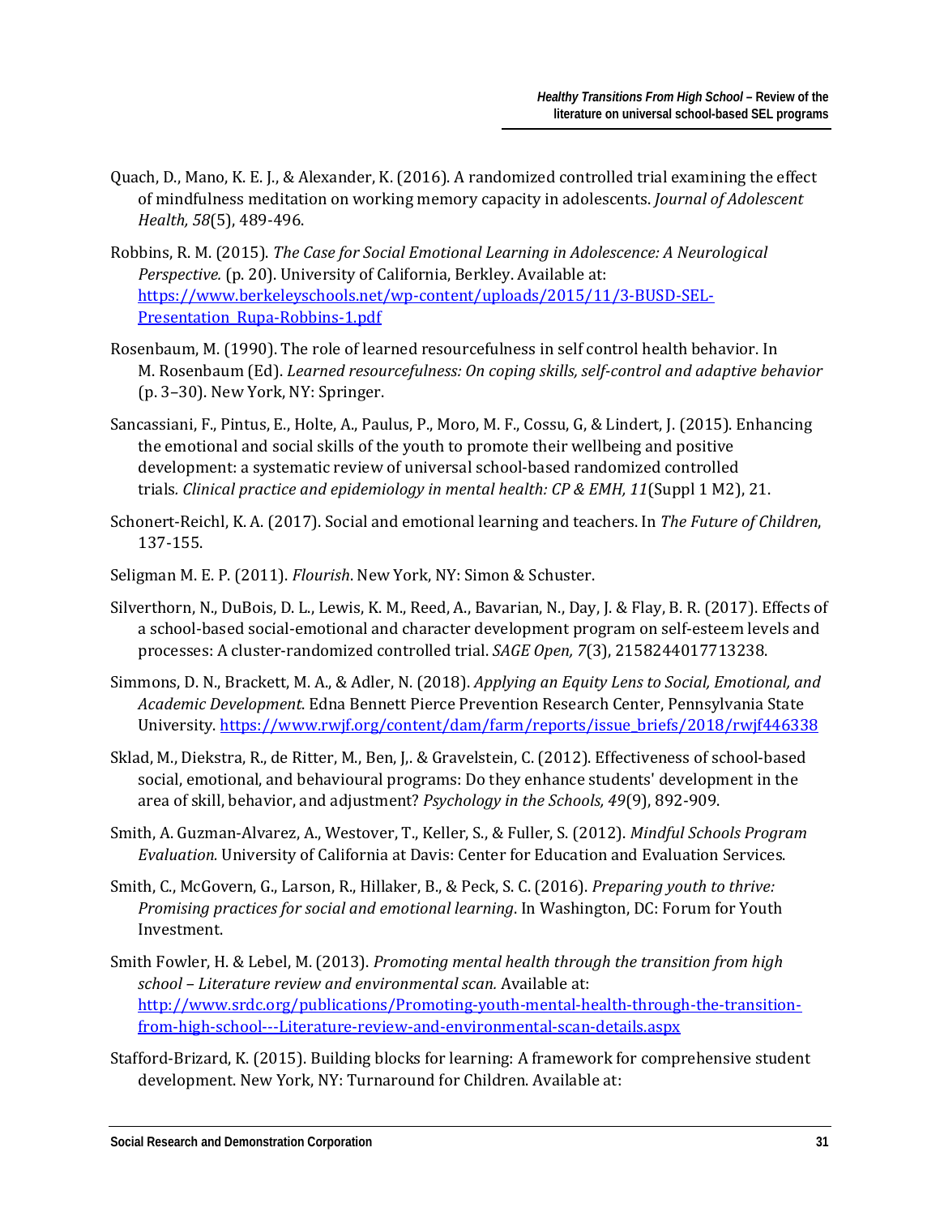Quach, D., Mano, K. E. J., & Alexander, K. (2016). A randomized controlled trial examining the effect of mindfulness meditation on working memory capacity in adolescents. *Journal of Adolescent Health, 58*(5), 489-496.

Robbins, R. M. (2015). *The Case for Social Emotional Learning in Adolescence: A Neurological Perspective.* (p. 20). University of California, Berkley. Available at: https://www.berkeleyschools.net/wp-content/uploads/2015/11/3-BUSD-SEL-Presentation_Rupa-Robbins-1.pdf

Rosenbaum, M. (1990). The role of learned resourcefulness in self control health behavior. In M. Rosenbaum (Ed). *Learned resourcefulness: On coping skills, self-control and adaptive behavior* (p. 3–30). New York, NY: Springer.

Sancassiani, F., Pintus, E., Holte, A., Paulus, P., Moro, M. F., Cossu, G, & Lindert, J. (2015). Enhancing the emotional and social skills of the youth to promote their wellbeing and positive development: a systematic review of universal school-based randomized controlled trials*. Clinical practice and epidemiology in mental health: CP & EMH, 11*(Suppl 1 M2), 21.

Schonert-Reichl, K. A. (2017). Social and emotional learning and teachers. In *The Future of Children*, 137-155.

Seligman M. E. P. (2011). *Flourish*. New York, NY: Simon & Schuster.

Silverthorn, N., DuBois, D. L., Lewis, K. M., Reed, A., Bavarian, N., Day, J. & Flay, B. R. (2017). Effects of a school-based social-emotional and character development program on self-esteem levels and processes: A cluster-randomized controlled trial. *SAGE Open, 7*(3), 2158244017713238.

Simmons, D. N., Brackett, M. A., & Adler, N. (2018). *Applying an Equity Lens to Social, Emotional, and Academic Development*. Edna Bennett Pierce Prevention Research Center, Pennsylvania State University. https://www.rwjf.org/content/dam/farm/reports/issue_briefs/2018/rwjf446338

Sklad, M., Diekstra, R., de Ritter, M., Ben, J,. & Gravelstein, C. (2012). Effectiveness of school-based social, emotional, and behavioural programs: Do they enhance students' development in the area of skill, behavior, and adjustment? *Psychology in the Schools, 49*(9), 892-909.

Smith, A. Guzman-Alvarez, A., Westover, T., Keller, S., & Fuller, S. (2012). *Mindful Schools Program Evaluation.* University of California at Davis: Center for Education and Evaluation Services.

Smith, C., McGovern, G., Larson, R., Hillaker, B., & Peck, S. C. (2016). *Preparing youth to thrive: Promising practices for social and emotional learning*. In Washington, DC: Forum for Youth Investment.

Smith Fowler, H. & Lebel, M. (2013). *Promoting mental health through the transition from high school – Literature review and environmental scan.* Available at: http://www.srdc.org/publications/Promoting-youth-mental-health-through-the-transition-from-high-school---Literature-review-and-environmental-scan-details.aspx

Stafford-Brizard, K. (2015). Building blocks for learning: A framework for comprehensive student development. New York, NY: Turnaround for Children. Available at: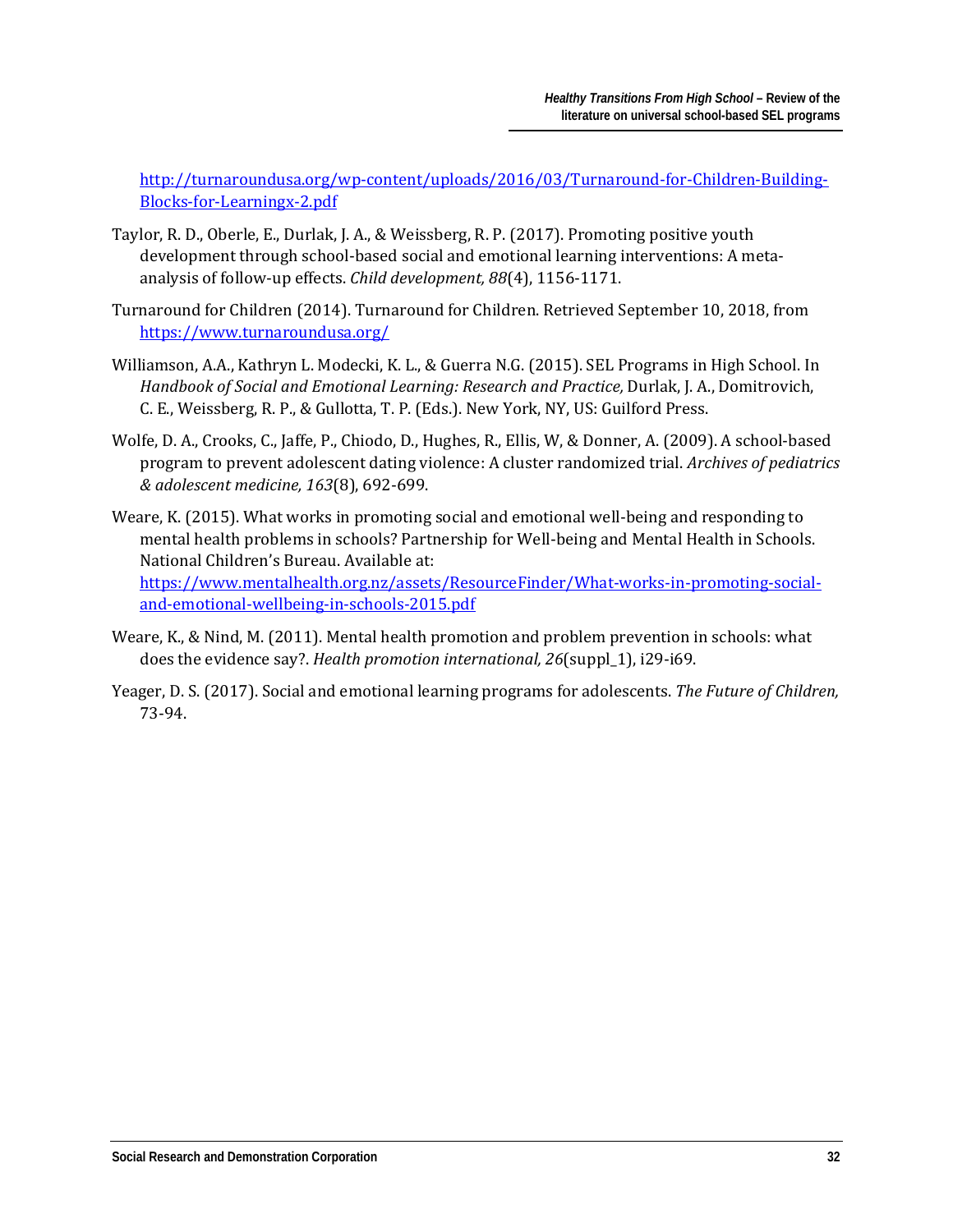http://turnaroundusa.org/wp-content/uploads/2016/03/Turnaround-for-Children-Building-Blocks-for-Learningx-2.pdf

Taylor, R. D., Oberle, E., Durlak, J. A., & Weissberg, R. P. (2017). Promoting positive youth development through school-based social and emotional learning interventions: A meta-analysis of follow-up effects. *Child development, 88*(4), 1156-1171.

Turnaround for Children (2014). Turnaround for Children. Retrieved September 10, 2018, from https://www.turnaroundusa.org/

Williamson, A.A., Kathryn L. Modecki, K. L., & Guerra N.G. (2015). SEL Programs in High School. In *Handbook of Social and Emotional Learning: Research and Practice,* Durlak, J. A., Domitrovich, C. E., Weissberg, R. P., & Gullotta, T. P. (Eds.). New York, NY, US: Guilford Press.

Wolfe, D. A., Crooks, C., Jaffe, P., Chiodo, D., Hughes, R., Ellis, W, & Donner, A. (2009). A school-based program to prevent adolescent dating violence: A cluster randomized trial. *Archives of pediatrics & adolescent medicine, 163*(8), 692-699.

Weare, K. (2015). What works in promoting social and emotional well-being and responding to mental health problems in schools? Partnership for Well-being and Mental Health in Schools. National Children's Bureau. Available at: https://www.mentalhealth.org.nz/assets/ResourceFinder/What-works-in-promoting-social-and-emotional-wellbeing-in-schools-2015.pdf

Weare, K., & Nind, M. (2011). Mental health promotion and problem prevention in schools: what does the evidence say?. *Health promotion international, 26*(suppl_1), i29-i69.

Yeager, D. S. (2017). Social and emotional learning programs for adolescents. *The Future of Children,* 73-94.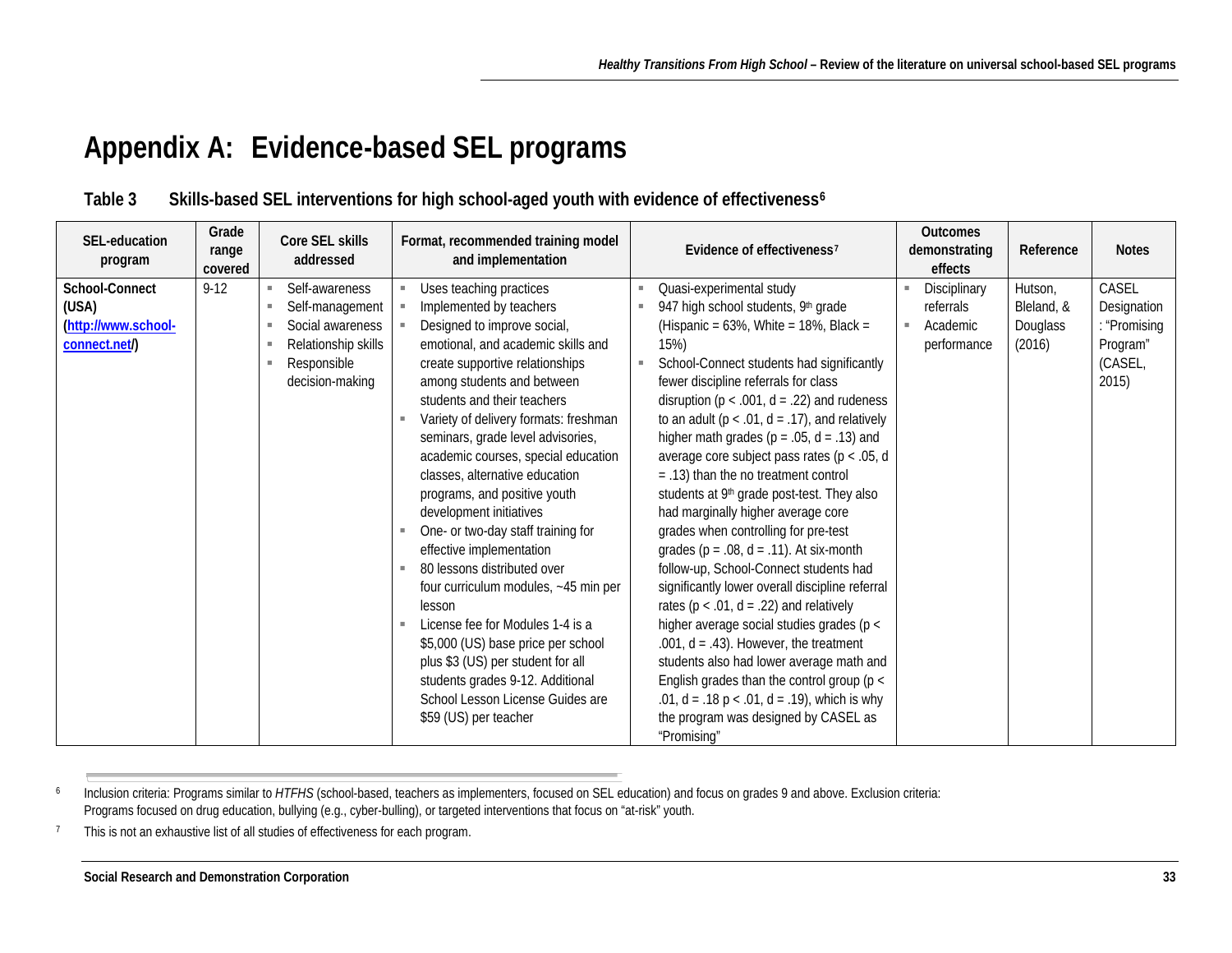# Appendix A: Evidence-based SEL programs

**Table 3 Skills-based SEL interventions for high school-aged youth with evidence of effectiveness[6]**

| SEL-education program | Grade range covered | Core SEL skills addressed | Format, recommended training model and implementation | Evidence of effectiveness[7] | Outcomes demonstrating effects | Reference | Notes |
|---|---|---|---|---|---|---|---|
| **School-Connect (USA) ([http://www.school-connect.net/](http://www.school-connect.net/))** | 9-12 | ▪ Self-awareness<br>▪ Self-management<br>▪ Social awareness<br>▪ Relationship skills<br>▪ Responsible decision-making | ▪ Uses teaching practices<br>▪ Implemented by teachers<br>▪ Designed to improve social, emotional, and academic skills and create supportive relationships among students and between students and their teachers<br>▪ Variety of delivery formats: freshman seminars, grade level advisories, academic courses, special education classes, alternative education programs, and positive youth development initiatives<br>▪ One- or two-day staff training for effective implementation<br>▪ 80 lessons distributed over four curriculum modules, ~45 min per lesson<br>▪ License fee for Modules 1-4 is a $5,000 (US) base price per school plus $3 (US) per student for all students grades 9-12. Additional School Lesson License Guides are $59 (US) per teacher | ▪ Quasi-experimental study<br>▪ 947 high school students, 9th grade (Hispanic = 63%, White = 18%, Black = 15%)<br>▪ School-Connect students had significantly fewer discipline referrals for class disruption ($p < .001$, $d = .22$) and rudeness to an adult ($p < .01$, $d = .17$), and relatively higher math grades ($p = .05$, $d = .13$) and average core subject pass rates ($p < .05$, $d = .13$) than the no treatment control students at 9th grade post-test. They also had marginally higher average core grades when controlling for pre-test grades ($p = .08$, $d = .11$). At six-month follow-up, School-Connect students had significantly lower overall discipline referral rates ($p < .01$, $d = .22$) and relatively higher average social studies grades ($p < .001$, $d = .43$). However, the treatment students also had lower average math and English grades than the control group ($p < .01$, $d = .18$ $p < .01$, $d = .19$), which is why the program was designed by CASEL as "Promising" | ▪ Disciplinary referrals<br>▪ Academic performance | Hutson, Bleland, & Douglass (2016) | CASEL Designation: "Promising Program" (CASEL, 2015) |

[6] Inclusion criteria: Programs similar to *HTFHS* (school-based, teachers as implementers, focused on SEL education) and focus on grades 9 and above. Exclusion criteria: Programs focused on drug education, bullying (e.g., cyber-bulling), or targeted interventions that focus on "at-risk" youth.

[7] This is not an exhaustive list of all studies of effectiveness for each program.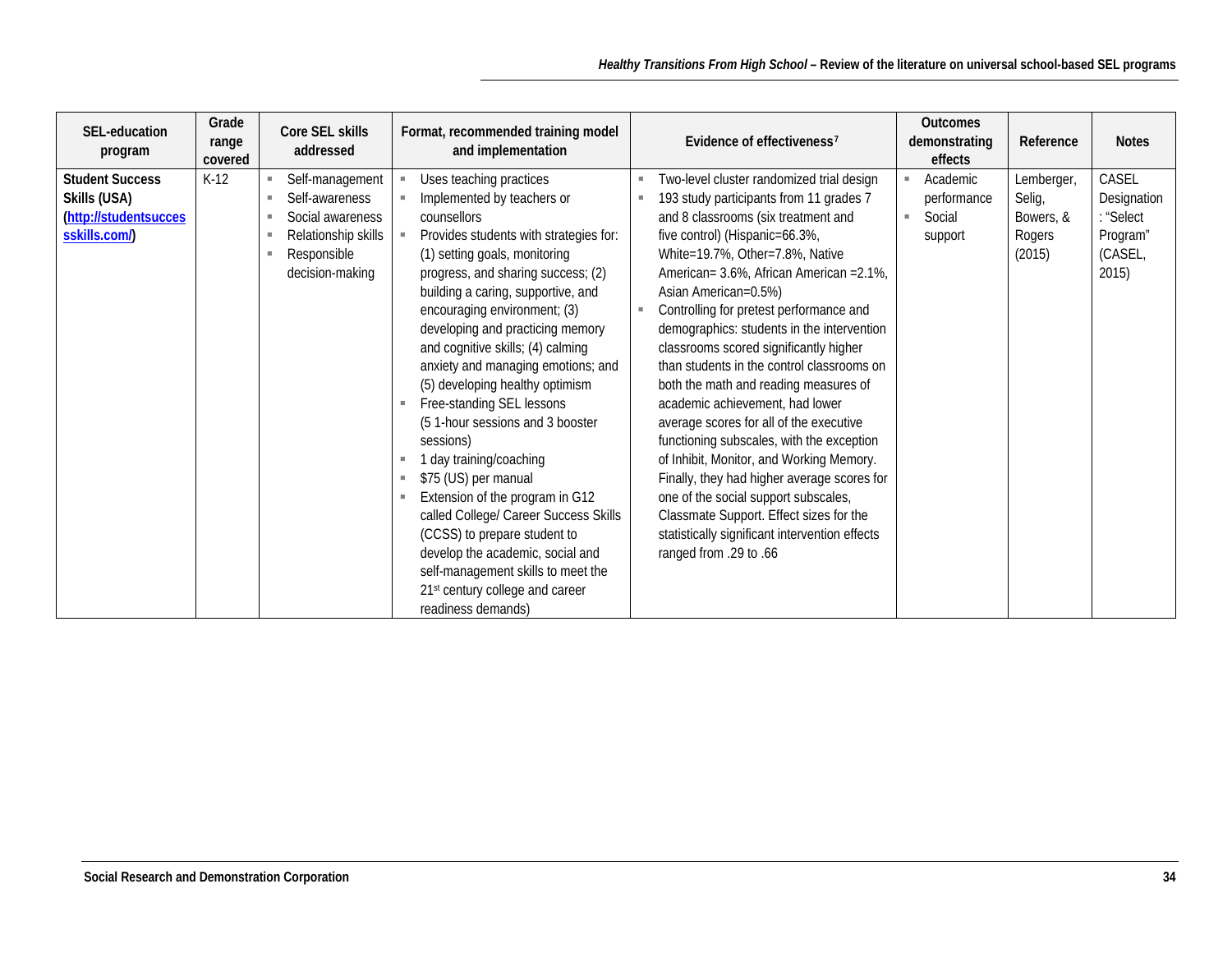| SEL-education program | Grade range covered | Core SEL skills addressed | Format, recommended training model and implementation | Evidence of effectiveness[7] | Outcomes demonstrating effects | Reference | Notes |
|---|---|---|---|---|---|---|---|
| **Student Success Skills (USA) (http://studentsuccesskills.com/)** | K-12 | ▪ Self-management<br>▪ Self-awareness<br>▪ Social awareness<br>▪ Relationship skills<br>▪ Responsible decision-making | ▪ Uses teaching practices<br>▪ Implemented by teachers or counsellors<br>▪ Provides students with strategies for: (1) setting goals, monitoring progress, and sharing success; (2) building a caring, supportive, and encouraging environment; (3) developing and practicing memory and cognitive skills; (4) calming anxiety and managing emotions; and (5) developing healthy optimism<br>▪ Free-standing SEL lessons (5 1-hour sessions and 3 booster sessions)<br>▪ 1 day training/coaching<br>▪ $75 (US) per manual<br>▪ Extension of the program in G12 called College/ Career Success Skills (CCSS) to prepare student to develop the academic, social and self-management skills to meet the 21st century college and career readiness demands) | ▪ Two-level cluster randomized trial design<br>▪ 193 study participants from 11 grades 7 and 8 classrooms (six treatment and five control) (Hispanic=66.3%, White=19.7%, Other=7.8%, Native American= 3.6%, African American =2.1%, Asian American=0.5%)<br>▪ Controlling for pretest performance and demographics: students in the intervention classrooms scored significantly higher than students in the control classrooms on both the math and reading measures of academic achievement, had lower average scores for all of the executive functioning subscales, with the exception of Inhibit, Monitor, and Working Memory. Finally, they had higher average scores for one of the social support subscales, Classmate Support. Effect sizes for the statistically significant intervention effects ranged from .29 to .66 | ▪ Academic performance<br>▪ Social support | Lemberger, Selig, Bowers, & Rogers (2015) | CASEL Designation: "Select Program" (CASEL, 2015) |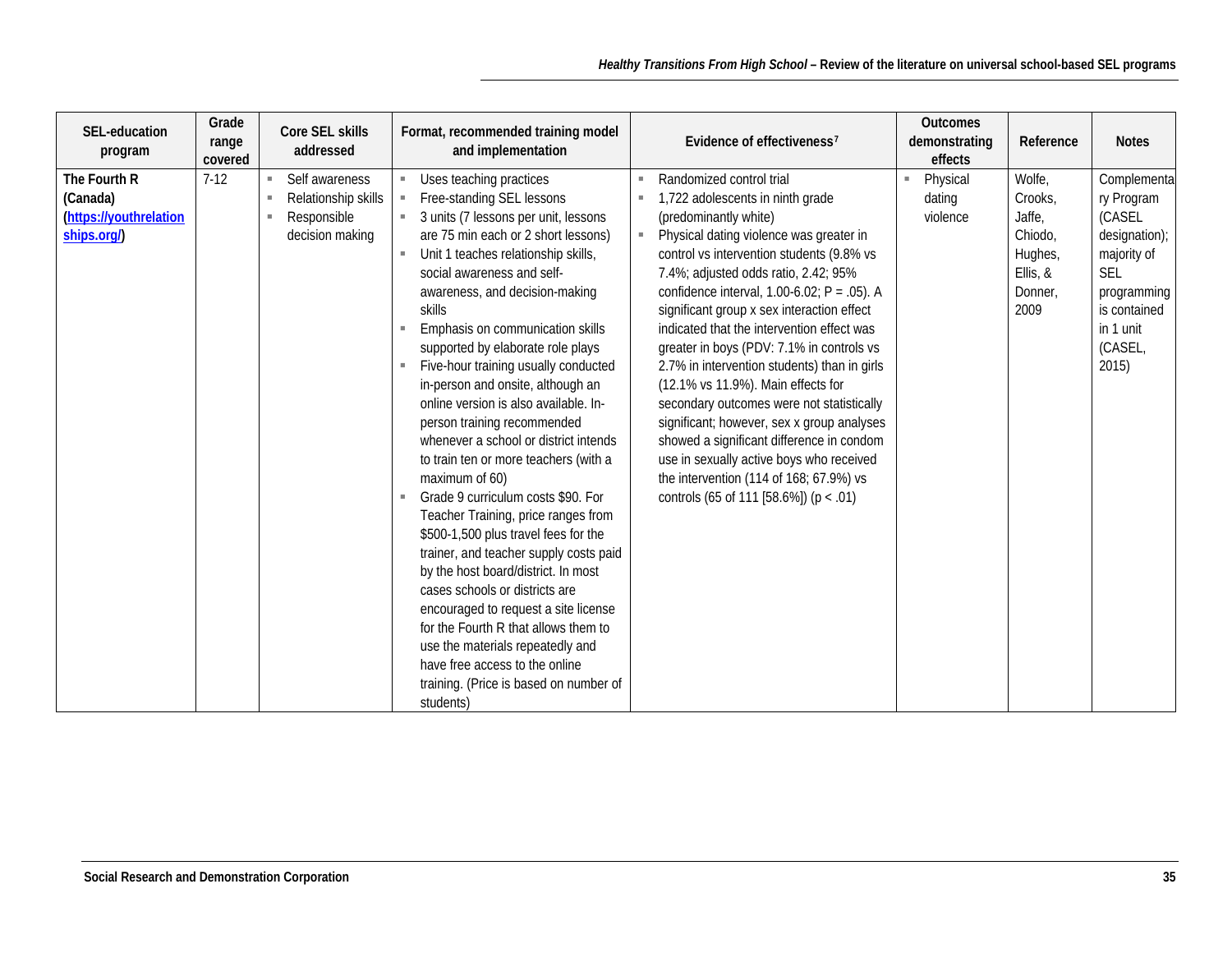| SEL-education program | Grade range covered | Core SEL skills addressed | Format, recommended training model and implementation | Evidence of effectiveness[7] | Outcomes demonstrating effects | Reference | Notes |
|---|---|---|---|---|---|---|---|
| **The Fourth R (Canada) ([https://youthrelationships.org/](https://youthrelationships.org/))** | 7-12 | ▪ Self awareness<br>▪ Relationship skills<br>▪ Responsible decision making | ▪ Uses teaching practices<br>▪ Free-standing SEL lessons<br>▪ 3 units (7 lessons per unit, lessons are 75 min each or 2 short lessons)<br>▪ Unit 1 teaches relationship skills, social awareness and self-awareness, and decision-making skills<br>▪ Emphasis on communication skills supported by elaborate role plays<br>▪ Five-hour training usually conducted in-person and onsite, although an online version is also available. In-person training recommended whenever a school or district intends to train ten or more teachers (with a maximum of 60)<br>▪ Grade 9 curriculum costs $90. For Teacher Training, price ranges from $500-1,500 plus travel fees for the trainer, and teacher supply costs paid by the host board/district. In most cases schools or districts are encouraged to request a site license for the Fourth R that allows them to use the materials repeatedly and have free access to the online training. (Price is based on number of students) | ▪ Randomized control trial<br>▪ 1,722 adolescents in ninth grade (predominantly white)<br>▪ Physical dating violence was greater in control vs intervention students (9.8% vs 7.4%; adjusted odds ratio, 2.42; 95% confidence interval, 1.00-6.02; P = .05). A significant group x sex interaction effect indicated that the intervention effect was greater in boys (PDV: 7.1% in controls vs 2.7% in intervention students) than in girls (12.1% vs 11.9%). Main effects for secondary outcomes were not statistically significant; however, sex x group analyses showed a significant difference in condom use in sexually active boys who received the intervention (114 of 168; 67.9%) vs controls (65 of 111 [58.6%]) (p < .01) | ▪ Physical dating violence | Wolfe, Crooks, Jaffe, Chiodo, Hughes, Ellis, & Donner, 2009 | Complementary Program (CASEL designation); majority of SEL programming is contained in 1 unit (CASEL, 2015) |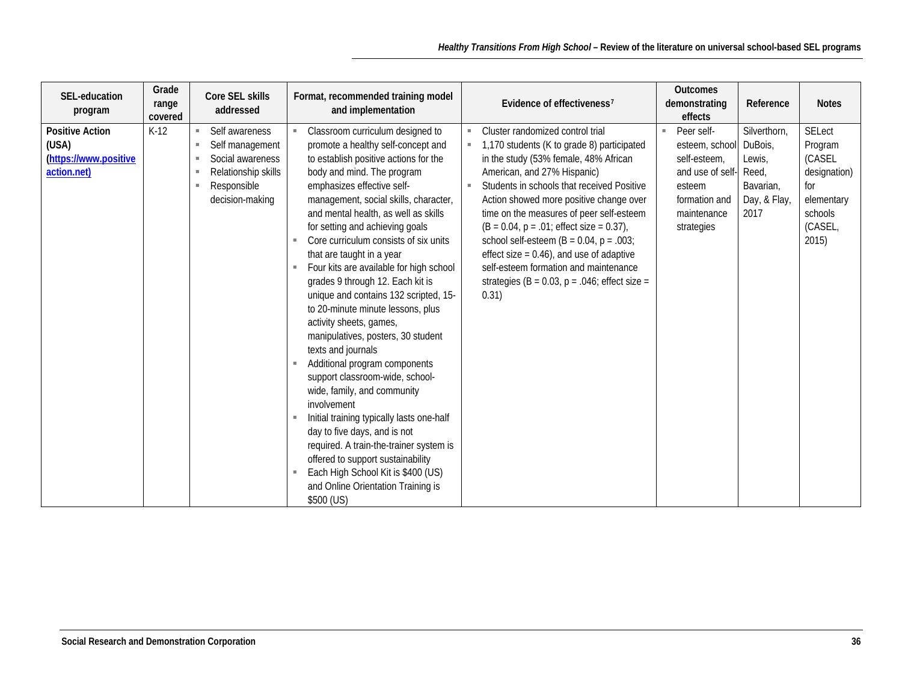| SEL-education program | Grade range covered | Core SEL skills addressed | Format, recommended training model and implementation | Evidence of effectiveness[7] | Outcomes demonstrating effects | Reference | Notes |
|---|---|---|---|---|---|---|---|
| **Positive Action (USA) (https://www.positiveaction.net)** | K-12 | ▪ Self awareness<br>▪ Self management<br>▪ Social awareness<br>▪ Relationship skills<br>▪ Responsible decision-making | ▪ Classroom curriculum designed to promote a healthy self-concept and to establish positive actions for the body and mind. The program emphasizes effective self-management, social skills, character, and mental health, as well as skills for setting and achieving goals<br>▪ Core curriculum consists of six units that are taught in a year<br>▪ Four kits are available for high school grades 9 through 12. Each kit is unique and contains 132 scripted, 15- to 20-minute minute lessons, plus activity sheets, games, manipulatives, posters, 30 student texts and journals<br>▪ Additional program components support classroom-wide, school-wide, family, and community involvement<br>▪ Initial training typically lasts one-half day to five days, and is not required. A train-the-trainer system is offered to support sustainability<br>▪ Each High School Kit is $400 (US) and Online Orientation Training is $500 (US) | ▪ Cluster randomized control trial<br>▪ 1,170 students (K to grade 8) participated in the study (53% female, 48% African American, and 27% Hispanic)<br>▪ Students in schools that received Positive Action showed more positive change over time on the measures of peer self-esteem ($B = 0.04$, $p = .01$; effect size = 0.37), school self-esteem ($B = 0.04$, $p = .003$; effect size = 0.46), and use of adaptive self-esteem formation and maintenance strategies ($B = 0.03$, $p = .046$; effect size = 0.31) | ▪ Peer self-esteem, school self-esteem, and use of self-esteem formation and maintenance strategies | Silverthorn, DuBois, Lewis, Reed, Bavarian, Day, & Flay, 2017 | SELect Program (CASEL designation) for elementary schools (CASEL, 2015) |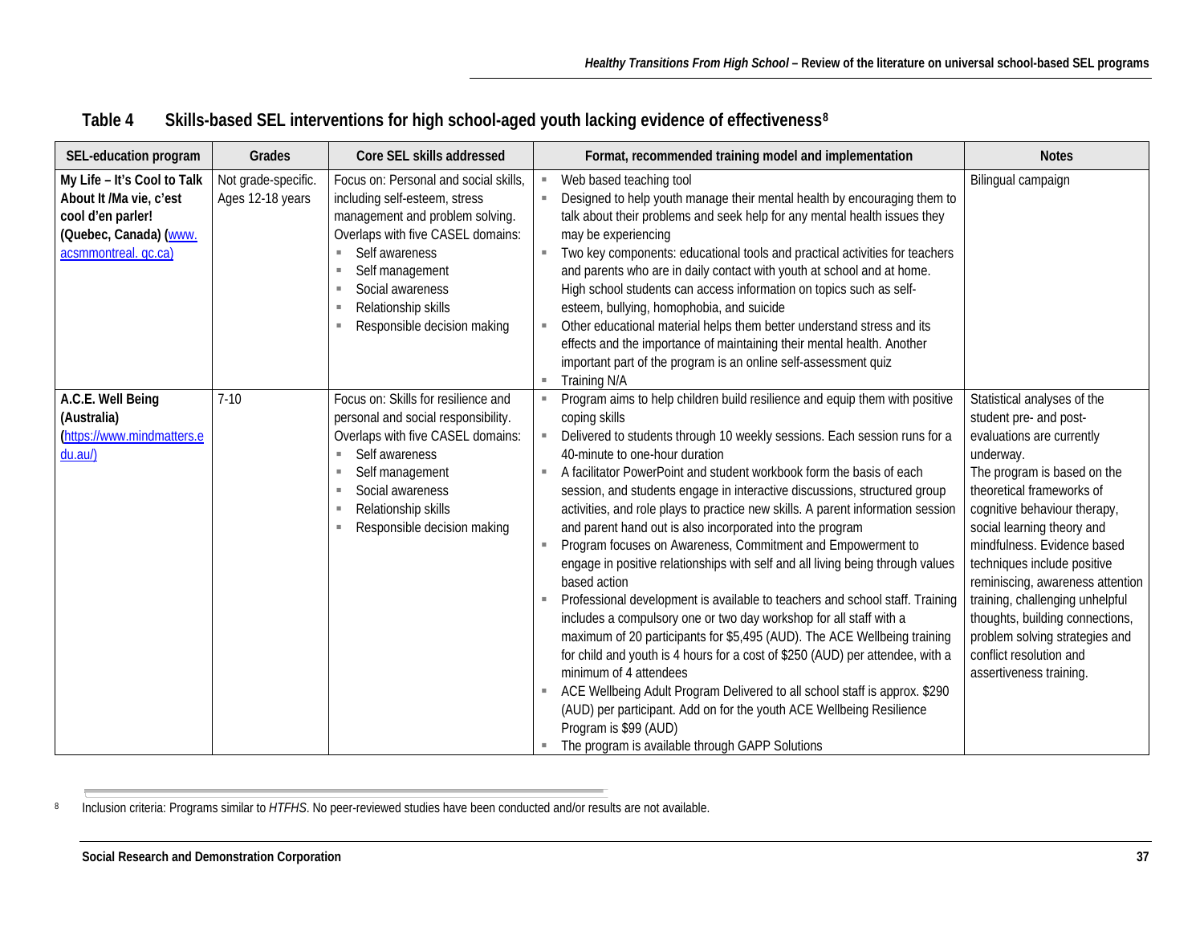**Table 4 Skills-based SEL interventions for high school-aged youth lacking evidence of effectiveness[8]**

| SEL-education program | Grades | Core SEL skills addressed | Format, recommended training model and implementation | Notes |
|---|---|---|---|---|
| **My Life – It's Cool to Talk About It /Ma vie, c'est cool d'en parler! (Quebec, Canada)** (www. acsmmontreal. qc.ca) | Not grade-specific. Ages 12-18 years | Focus on: Personal and social skills, including self-esteem, stress management and problem solving. Overlaps with five CASEL domains: ▪ Self awareness ▪ Self management ▪ Social awareness ▪ Relationship skills ▪ Responsible decision making | ▪ Web based teaching tool ▪ Designed to help youth manage their mental health by encouraging them to talk about their problems and seek help for any mental health issues they may be experiencing ▪ Two key components: educational tools and practical activities for teachers and parents who are in daily contact with youth at school and at home. High school students can access information on topics such as self-esteem, bullying, homophobia, and suicide ▪ Other educational material helps them better understand stress and its effects and the importance of maintaining their mental health. Another important part of the program is an online self-assessment quiz ▪ Training N/A | Bilingual campaign |
| **A.C.E. Well Being (Australia)** (https://www.mindmatters.edu.au/) | 7-10 | Focus on: Skills for resilience and personal and social responsibility. Overlaps with five CASEL domains: ▪ Self awareness ▪ Self management ▪ Social awareness ▪ Relationship skills ▪ Responsible decision making | ▪ Program aims to help children build resilience and equip them with positive coping skills ▪ Delivered to students through 10 weekly sessions. Each session runs for a 40-minute to one-hour duration ▪ A facilitator PowerPoint and student workbook form the basis of each session, and students engage in interactive discussions, structured group activities, and role plays to practice new skills. A parent information session and parent hand out is also incorporated into the program ▪ Program focuses on Awareness, Commitment and Empowerment to engage in positive relationships with self and all living being through values based action ▪ Professional development is available to teachers and school staff. Training includes a compulsory one or two day workshop for all staff with a maximum of 20 participants for $5,495 (AUD). The ACE Wellbeing training for child and youth is 4 hours for a cost of $250 (AUD) per attendee, with a minimum of 4 attendees ▪ ACE Wellbeing Adult Program Delivered to all school staff is approx. $290 (AUD) per participant. Add on for the youth ACE Wellbeing Resilience Program is $99 (AUD) ▪ The program is available through GAPP Solutions | Statistical analyses of the student pre- and post-evaluations are currently underway. The program is based on the theoretical frameworks of cognitive behaviour therapy, social learning theory and mindfulness. Evidence based techniques include positive reminiscing, awareness attention training, challenging unhelpful thoughts, building connections, problem solving strategies and conflict resolution and assertiveness training. |

[8] Inclusion criteria: Programs similar to *HTFHS*. No peer-reviewed studies have been conducted and/or results are not available.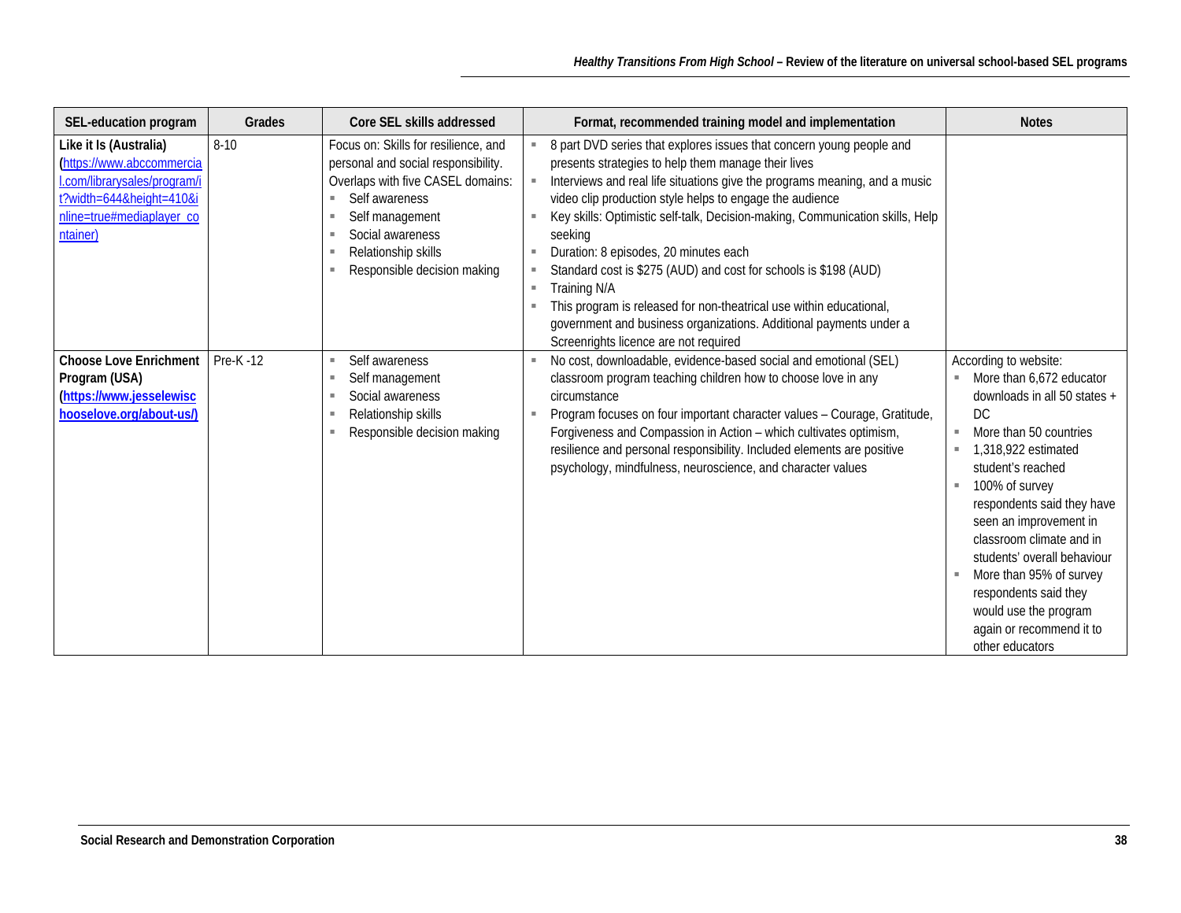| SEL-education program | Grades | Core SEL skills addressed | Format, recommended training model and implementation | Notes |
|---|---|---|---|---|
| **Like it Is (Australia)** (https://www.abccommercial.com/librarysales/program/it?width=644&height=410&inline=true#mediaplayer_container) | 8-10 | Focus on: Skills for resilience, and personal and social responsibility. Overlaps with five CASEL domains:<br>▪ Self awareness<br>▪ Self management<br>▪ Social awareness<br>▪ Relationship skills<br>▪ Responsible decision making | ▪ 8 part DVD series that explores issues that concern young people and presents strategies to help them manage their lives<br>▪ Interviews and real life situations give the programs meaning, and a music video clip production style helps to engage the audience<br>▪ Key skills: Optimistic self-talk, Decision-making, Communication skills, Help seeking<br>▪ Duration: 8 episodes, 20 minutes each<br>▪ Standard cost is $275 (AUD) and cost for schools is $198 (AUD)<br>▪ Training N/A<br>▪ This program is released for non-theatrical use within educational, government and business organizations. Additional payments under a Screenrights licence are not required | |
| **Choose Love Enrichment Program (USA)** (**https://www.jesselewischooselove.org/about-us/**) | Pre-K -12 | ▪ Self awareness<br>▪ Self management<br>▪ Social awareness<br>▪ Relationship skills<br>▪ Responsible decision making | ▪ No cost, downloadable, evidence-based social and emotional (SEL) classroom program teaching children how to choose love in any circumstance<br>▪ Program focuses on four important character values – Courage, Gratitude, Forgiveness and Compassion in Action – which cultivates optimism, resilience and personal responsibility. Included elements are positive psychology, mindfulness, neuroscience, and character values | According to website:<br>▪ More than 6,672 educator downloads in all 50 states + DC<br>▪ More than 50 countries<br>▪ 1,318,922 estimated student's reached<br>▪ 100% of survey respondents said they have seen an improvement in classroom climate and in students' overall behaviour<br>▪ More than 95% of survey respondents said they would use the program again or recommend it to other educators |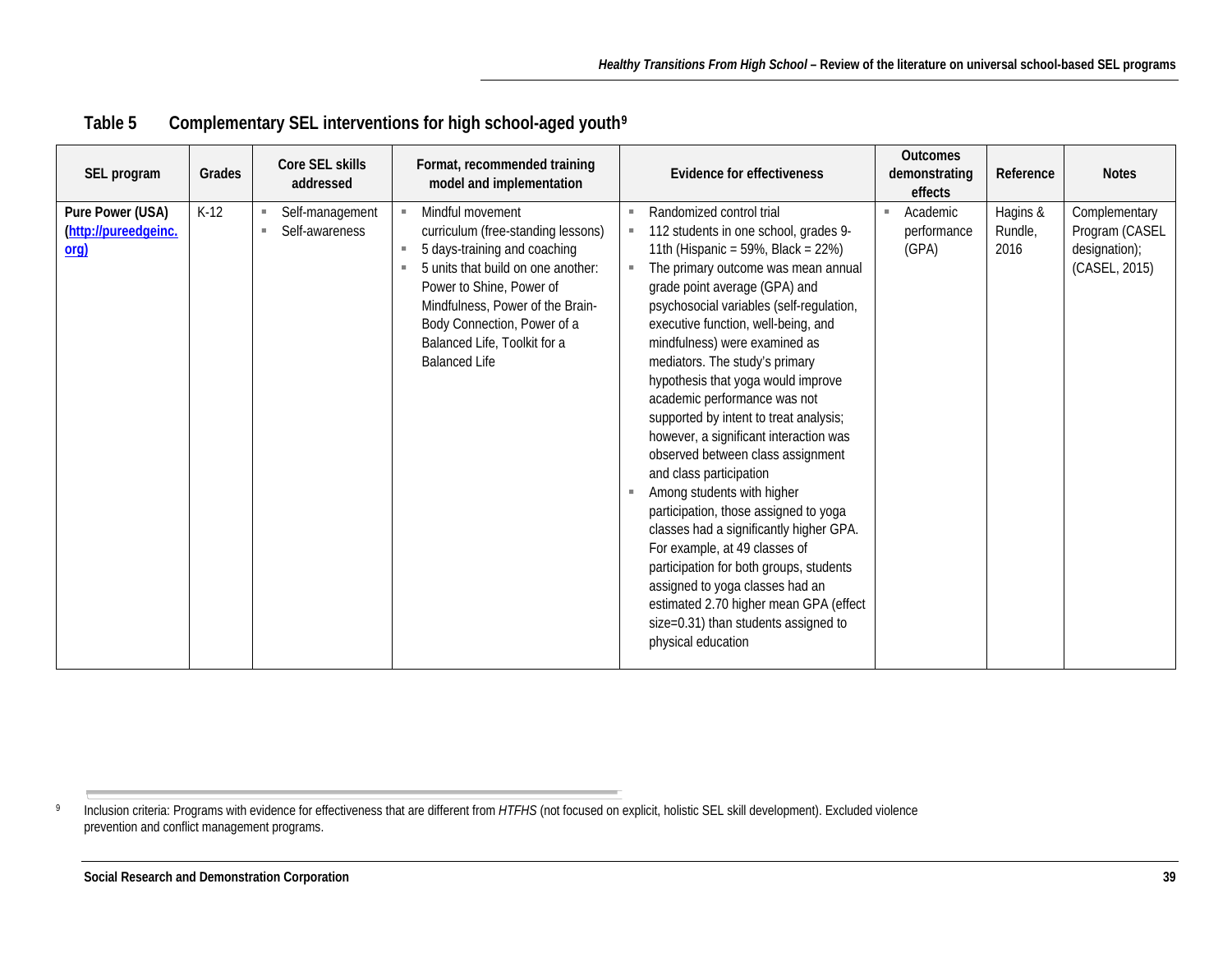## Table 5 Complementary SEL interventions for high school-aged youth[9]

| SEL program | Grades | Core SEL skills addressed | Format, recommended training model and implementation | Evidence for effectiveness | Outcomes demonstrating effects | Reference | Notes |
|---|---|---|---|---|---|---|---|
| **Pure Power (USA) (http://pureedgeinc.org)** | K-12 | ▪ Self-management<br>▪ Self-awareness | ▪ Mindful movement curriculum (free-standing lessons)<br>▪ 5 days-training and coaching<br>▪ 5 units that build on one another: Power to Shine, Power of Mindfulness, Power of the Brain-Body Connection, Power of a Balanced Life, Toolkit for a Balanced Life | ▪ Randomized control trial<br>▪ 112 students in one school, grades 9-11th (Hispanic = 59%, Black = 22%)<br>▪ The primary outcome was mean annual grade point average (GPA) and psychosocial variables (self-regulation, executive function, well-being, and mindfulness) were examined as mediators. The study's primary hypothesis that yoga would improve academic performance was not supported by intent to treat analysis; however, a significant interaction was observed between class assignment and class participation<br>▪ Among students with higher participation, those assigned to yoga classes had a significantly higher GPA. For example, at 49 classes of participation for both groups, students assigned to yoga classes had an estimated 2.70 higher mean GPA (effect size=0.31) than students assigned to physical education | ▪ Academic performance (GPA) | Hagins & Rundle, 2016 | Complementary Program (CASEL designation); (CASEL, 2015) |

[9] Inclusion criteria: Programs with evidence for effectiveness that are different from *HTFHS* (not focused on explicit, holistic SEL skill development). Excluded violence prevention and conflict management programs.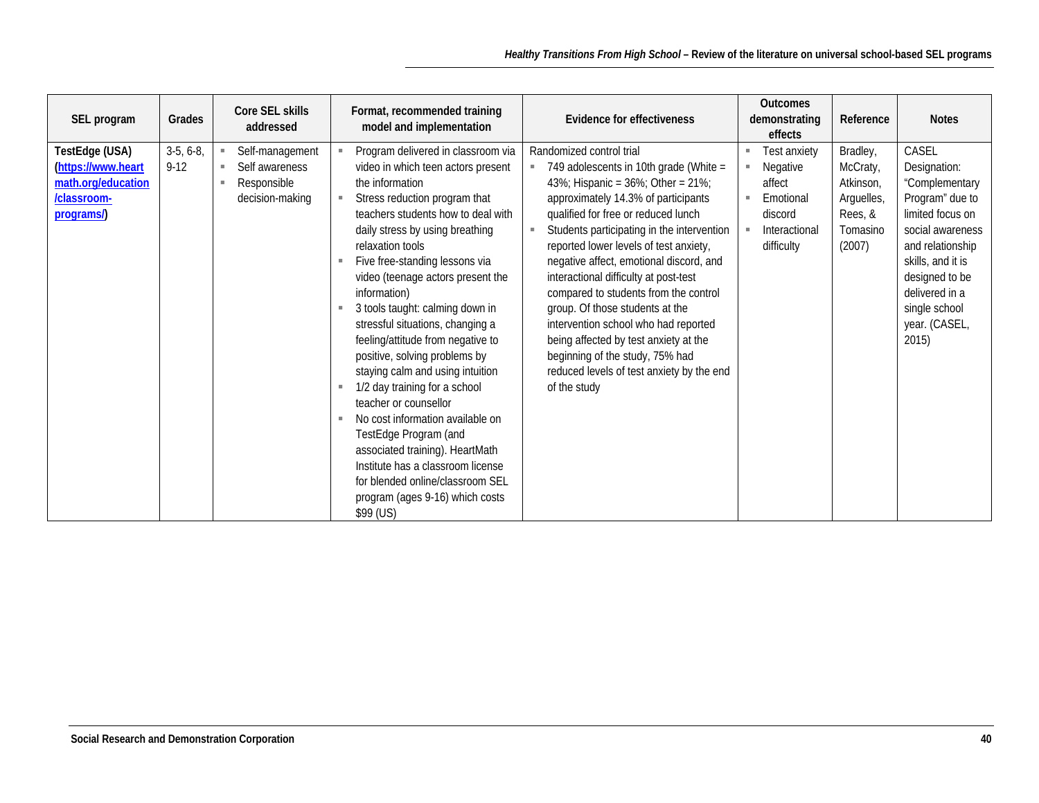| SEL program | Grades | Core SEL skills addressed | Format, recommended training model and implementation | Evidence for effectiveness | Outcomes demonstrating effects | Reference | Notes |
|---|---|---|---|---|---|---|---|
| **TestEdge (USA) ([https://www.heartmath.org/education/classroom-programs/](https://www.heartmath.org/education/classroom-programs/))** | 3-5, 6-8, 9-12 | ▪ Self-management<br>▪ Self awareness<br>▪ Responsible decision-making | ▪ Program delivered in classroom via video in which teen actors present the information<br>▪ Stress reduction program that teachers students how to deal with daily stress by using breathing relaxation tools<br>▪ Five free-standing lessons via video (teenage actors present the information)<br>▪ 3 tools taught: calming down in stressful situations, changing a feeling/attitude from negative to positive, solving problems by staying calm and using intuition<br>▪ 1/2 day training for a school teacher or counsellor<br>▪ No cost information available on TestEdge Program (and associated training). HeartMath Institute has a classroom license for blended online/classroom SEL program (ages 9-16) which costs $99 (US) | Randomized control trial<br>▪ 749 adolescents in 10th grade (White = 43%; Hispanic = 36%; Other = 21%; approximately 14.3% of participants qualified for free or reduced lunch<br>▪ Students participating in the intervention reported lower levels of test anxiety, negative affect, emotional discord, and interactional difficulty at post-test compared to students from the control group. Of those students at the intervention school who had reported being affected by test anxiety at the beginning of the study, 75% had reduced levels of test anxiety by the end of the study | ▪ Test anxiety<br>▪ Negative affect<br>▪ Emotional discord<br>▪ Interactional difficulty | Bradley, McCraty, Atkinson, Arguelles, Rees, & Tomasino (2007) | CASEL Designation: "Complementary Program" due to limited focus on social awareness and relationship skills, and it is designed to be delivered in a single school year. (CASEL, 2015) |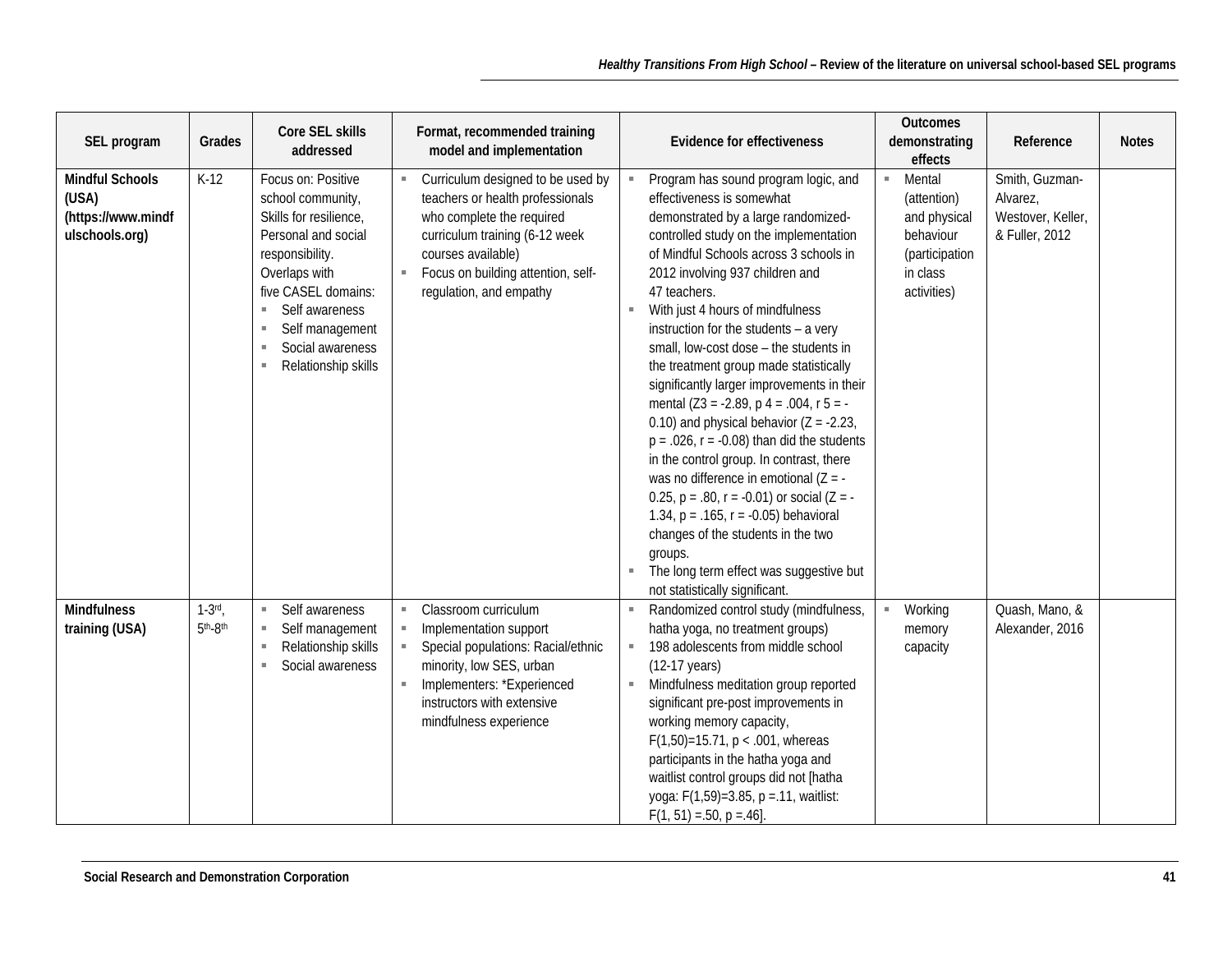| SEL program | Grades | Core SEL skills addressed | Format, recommended training model and implementation | Evidence for effectiveness | Outcomes demonstrating effects | Reference | Notes |
|---|---|---|---|---|---|---|---|
| **Mindful Schools (USA) (https://www.mindfulschools.org)** | K-12 | Focus on: Positive school community, Skills for resilience, Personal and social responsibility. Overlaps with five CASEL domains: <br>▪ Self awareness <br>▪ Self management <br>▪ Social awareness <br>▪ Relationship skills | ▪ Curriculum designed to be used by teachers or health professionals who complete the required curriculum training (6-12 week courses available) <br>▪ Focus on building attention, self-regulation, and empathy | ▪ Program has sound program logic, and effectiveness is somewhat demonstrated by a large randomized-controlled study on the implementation of Mindful Schools across 3 schools in 2012 involving 937 children and 47 teachers. <br>▪ With just 4 hours of mindfulness instruction for the students – a very small, low-cost dose – the students in the treatment group made statistically significantly larger improvements in their mental (Z3 = -2.89, p 4 = .004, r 5 = -0.10) and physical behavior ($Z = -2.23$, $p = .026$, $r = -0.08$) than did the students in the control group. In contrast, there was no difference in emotional ($Z = -0.25$, $p = .80$, $r = -0.01$) or social ($Z = -1.34$, $p = .165$, $r = -0.05$) behavioral changes of the students in the two groups. <br>▪ The long term effect was suggestive but not statistically significant. | ▪ Mental (attention) and physical behaviour (participation in class activities) | Smith, Guzman-Alvarez, Westover, Keller, & Fuller, 2012 | |
| **Mindfulness training (USA)** | 1-3rd, 5th-8th | ▪ Self awareness <br>▪ Self management <br>▪ Relationship skills <br>▪ Social awareness | ▪ Classroom curriculum <br>▪ Implementation support <br>▪ Special populations: Racial/ethnic minority, low SES, urban <br>▪ Implementers: *Experienced instructors with extensive mindfulness experience | ▪ Randomized control study (mindfulness, hatha yoga, no treatment groups) <br>▪ 198 adolescents from middle school (12-17 years) <br>▪ Mindfulness meditation group reported significant pre-post improvements in working memory capacity, $F(1,50)=15.71$, $p < .001$, whereas participants in the hatha yoga and waitlist control groups did not [hatha yoga: $F(1,59)=3.85$, $p = .11$, waitlist: $F(1, 51) = .50$, $p = .46$]. | ▪ Working memory capacity | Quash, Mano, & Alexander, 2016 | |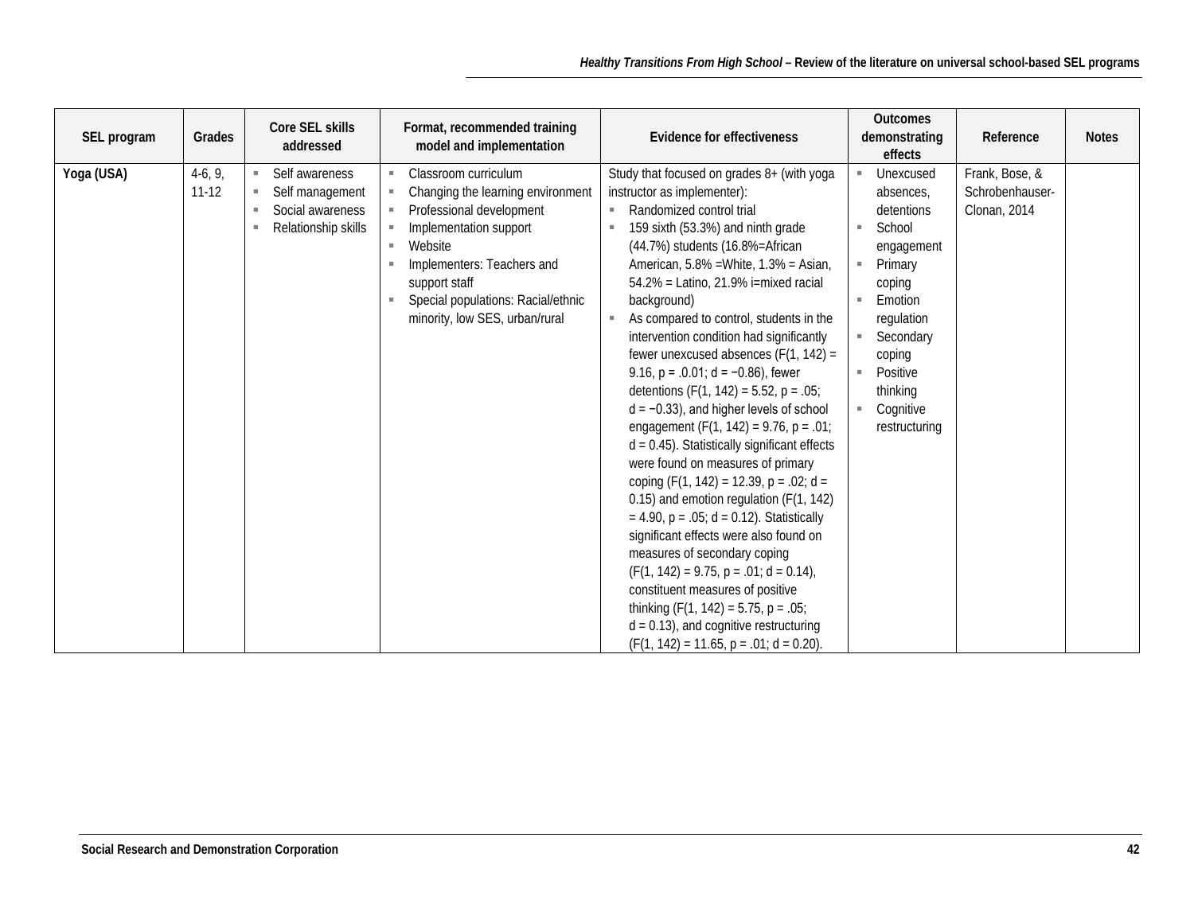| SEL program | Grades | Core SEL skills addressed | Format, recommended training model and implementation | Evidence for effectiveness | Outcomes demonstrating effects | Reference | Notes |
|---|---|---|---|---|---|---|---|
| **Yoga (USA)** | 4-6, 9, 11-12 | ▪ Self awareness<br>▪ Self management<br>▪ Social awareness<br>▪ Relationship skills | ▪ Classroom curriculum<br>▪ Changing the learning environment<br>▪ Professional development<br>▪ Implementation support<br>▪ Website<br>▪ Implementers: Teachers and support staff<br>▪ Special populations: Racial/ethnic minority, low SES, urban/rural | Study that focused on grades 8+ (with yoga instructor as implementer):<br>▪ Randomized control trial<br>▪ 159 sixth (53.3%) and ninth grade (44.7%) students (16.8%=African American, 5.8% =White, 1.3% = Asian, 54.2% = Latino, 21.9% i=mixed racial background)<br>▪ As compared to control, students in the intervention condition had significantly fewer unexcused absences ($F(1, 142) = 9.16$, $p = .0.01$; $d = -0.86$), fewer detentions ($F(1, 142) = 5.52$, $p = .05$; $d = -0.33$), and higher levels of school engagement ($F(1, 142) = 9.76$, $p = .01$; $d = 0.45$). Statistically significant effects were found on measures of primary coping ($F(1, 142) = 12.39$, $p = .02$; $d = 0.15$) and emotion regulation ($F(1, 142) = 4.90$, $p = .05$; $d = 0.12$). Statistically significant effects were also found on measures of secondary coping ($F(1, 142) = 9.75$, $p = .01$; $d = 0.14$), constituent measures of positive thinking ($F(1, 142) = 5.75$, $p = .05$; $d = 0.13$), and cognitive restructuring ($F(1, 142) = 11.65$, $p = .01$; $d = 0.20$). | ▪ Unexcused absences, detentions<br>▪ School engagement<br>▪ Primary coping<br>▪ Emotion regulation<br>▪ Secondary coping<br>▪ Positive thinking<br>▪ Cognitive restructuring | Frank, Bose, & Schrobenhauser-Clonan, 2014 | |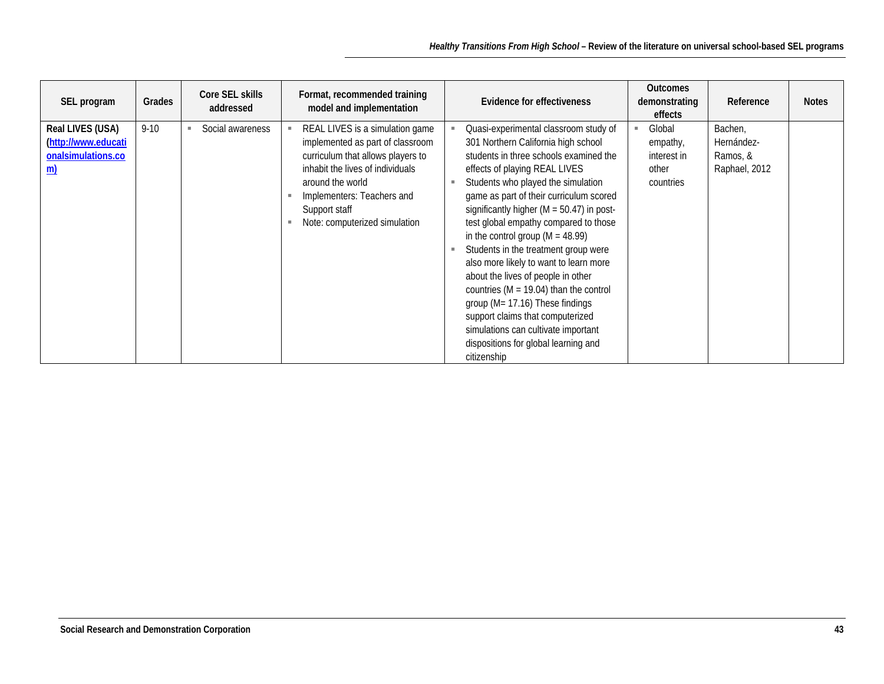| SEL program | Grades | Core SEL skills addressed | Format, recommended training model and implementation | Evidence for effectiveness | Outcomes demonstrating effects | Reference | Notes |
|---|---|---|---|---|---|---|---|
| **Real LIVES (USA) ([http://www.educationalsimulations.com](http://www.educationalsimulations.com))** | 9-10 | ▪ Social awareness | ▪ REAL LIVES is a simulation game implemented as part of classroom curriculum that allows players to inhabit the lives of individuals around the world<br>▪ Implementers: Teachers and Support staff<br>▪ Note: computerized simulation | ▪ Quasi-experimental classroom study of 301 Northern California high school students in three schools examined the effects of playing REAL LIVES<br>▪ Students who played the simulation game as part of their curriculum scored significantly higher (M = 50.47) in post-test global empathy compared to those in the control group (M = 48.99)<br>▪ Students in the treatment group were also more likely to want to learn more about the lives of people in other countries (M = 19.04) than the control group (M= 17.16) These findings support claims that computerized simulations can cultivate important dispositions for global learning and citizenship | ▪ Global empathy, interest in other countries | Bachen, Hernández-Ramos, & Raphael, 2012 | |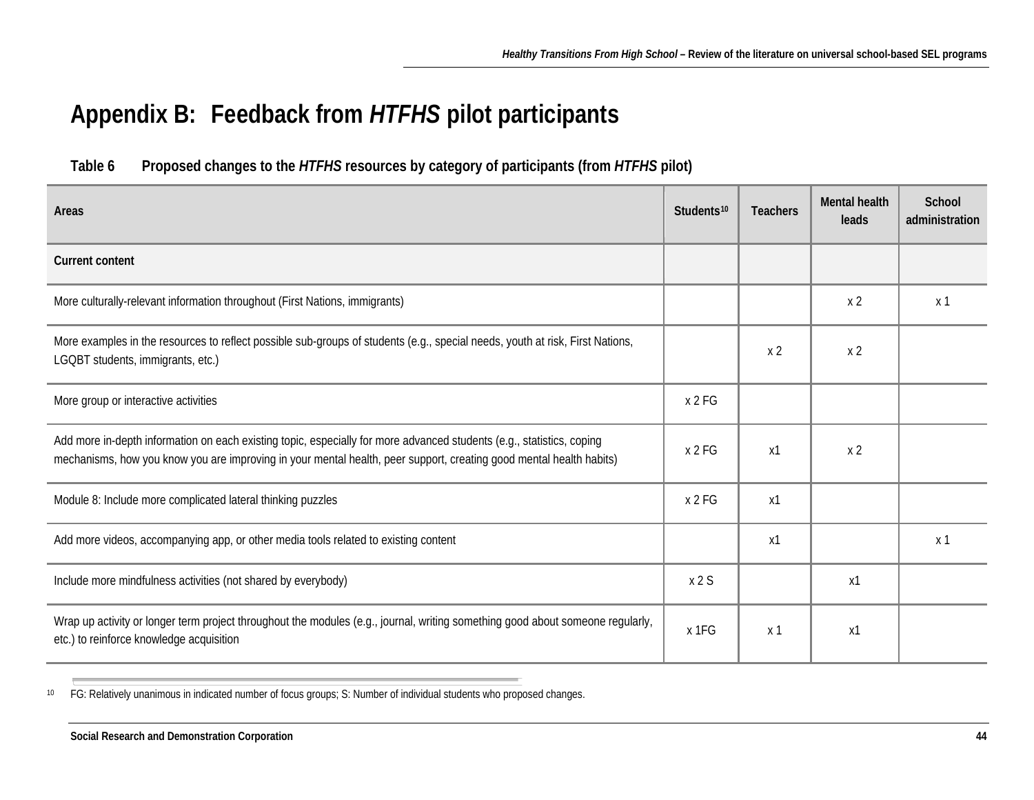# Appendix B: Feedback from *HTFHS* pilot participants

**Table 6 Proposed changes to the *HTFHS* resources by category of participants (from *HTFHS* pilot)**

| Areas | Students[10] | Teachers | Mental health leads | School administration |
|---|---|---|---|---|
| **Current content** | | | | |
| More culturally-relevant information throughout (First Nations, immigrants) | | | x 2 | x 1 |
| More examples in the resources to reflect possible sub-groups of students (e.g., special needs, youth at risk, First Nations, LGQBT students, immigrants, etc.) | | x 2 | x 2 | |
| More group or interactive activities | x 2 FG | | | |
| Add more in-depth information on each existing topic, especially for more advanced students (e.g., statistics, coping mechanisms, how you know you are improving in your mental health, peer support, creating good mental health habits) | x 2 FG | x1 | x 2 | |
| Module 8: Include more complicated lateral thinking puzzles | x 2 FG | x1 | | |
| Add more videos, accompanying app, or other media tools related to existing content | | x1 | | x 1 |
| Include more mindfulness activities (not shared by everybody) | x 2 S | | x1 | |
| Wrap up activity or longer term project throughout the modules (e.g., journal, writing something good about someone regularly, etc.) to reinforce knowledge acquisition | x 1FG | x 1 | x1 | |

[10] FG: Relatively unanimous in indicated number of focus groups; S: Number of individual students who proposed changes.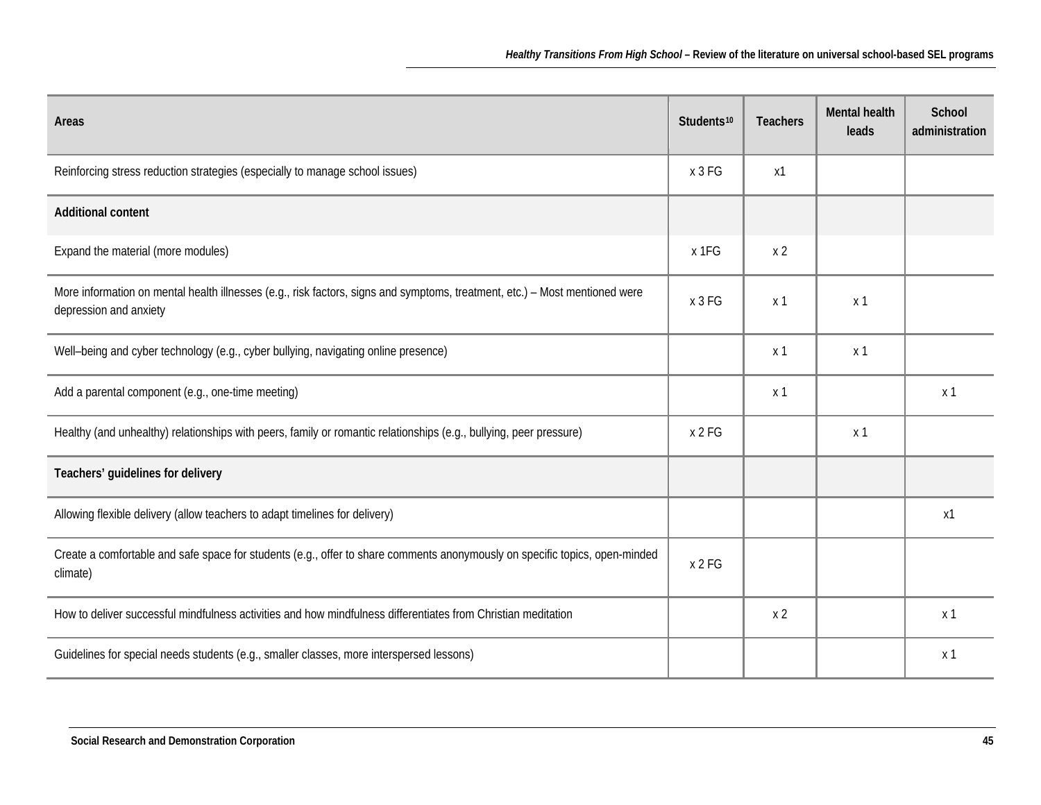| Areas | Students[10] | Teachers | Mental health leads | School administration |
|---|---|---|---|---|
| Reinforcing stress reduction strategies (especially to manage school issues) | x 3 FG | x1 | | |
| **Additional content** | | | | |
| Expand the material (more modules) | x 1FG | x 2 | | |
| More information on mental health illnesses (e.g., risk factors, signs and symptoms, treatment, etc.) – Most mentioned were depression and anxiety | x 3 FG | x 1 | x 1 | |
| Well–being and cyber technology (e.g., cyber bullying, navigating online presence) | | x 1 | x 1 | |
| Add a parental component (e.g., one-time meeting) | | x 1 | | x 1 |
| Healthy (and unhealthy) relationships with peers, family or romantic relationships (e.g., bullying, peer pressure) | x 2 FG | | x 1 | |
| **Teachers' guidelines for delivery** | | | | |
| Allowing flexible delivery (allow teachers to adapt timelines for delivery) | | | | x1 |
| Create a comfortable and safe space for students (e.g., offer to share comments anonymously on specific topics, open-minded climate) | x 2 FG | | | |
| How to deliver successful mindfulness activities and how mindfulness differentiates from Christian meditation | | x 2 | | x 1 |
| Guidelines for special needs students (e.g., smaller classes, more interspersed lessons) | | | | x 1 |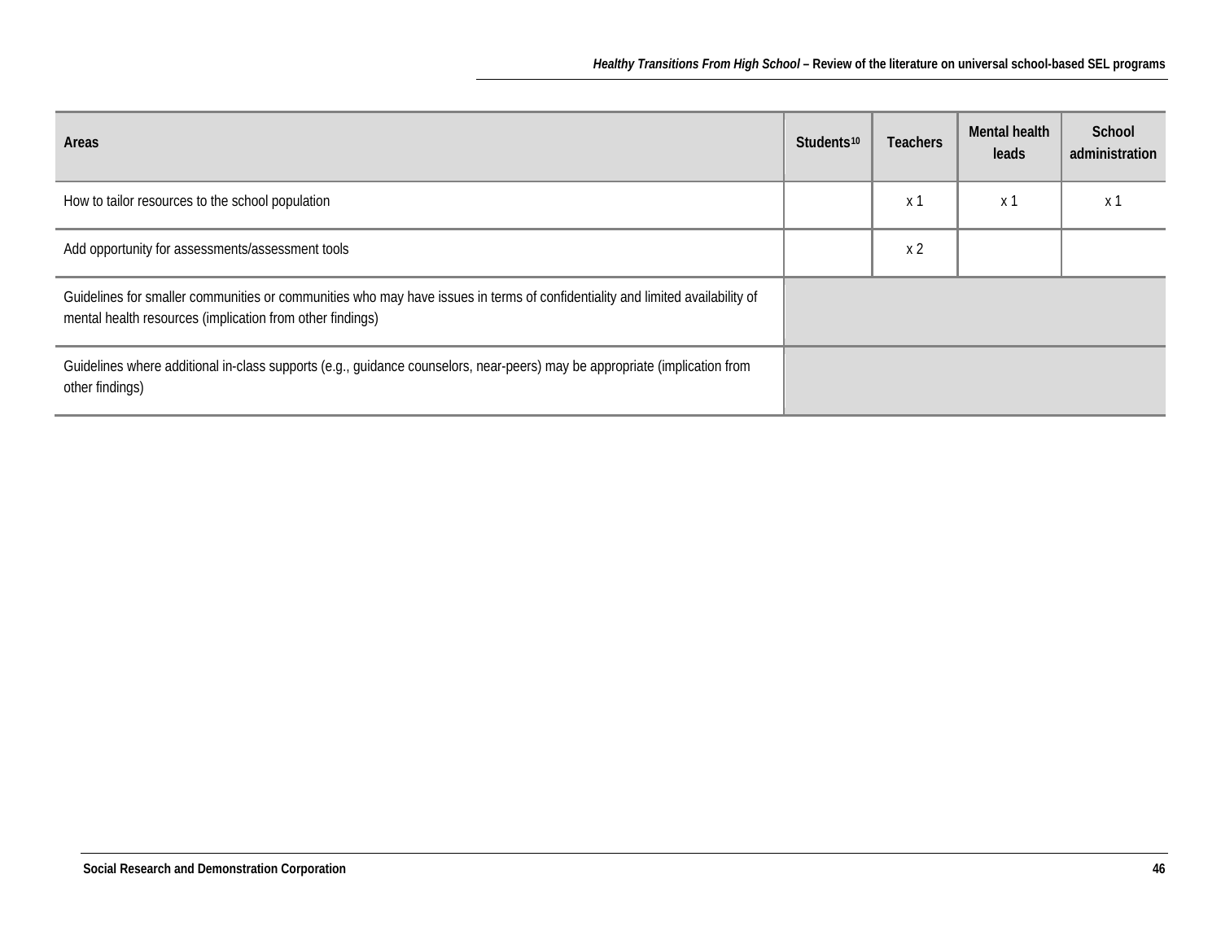| Areas | Students[10] | Teachers | Mental health leads | School administration |
|---|---|---|---|---|
| How to tailor resources to the school population | | x 1 | x 1 | x 1 |
| Add opportunity for assessments/assessment tools | | x 2 | | |
| Guidelines for smaller communities or communities who may have issues in terms of confidentiality and limited availability of mental health resources (implication from other findings) | | | | |
| Guidelines where additional in-class supports (e.g., guidance counselors, near-peers) may be appropriate (implication from other findings) | | | | |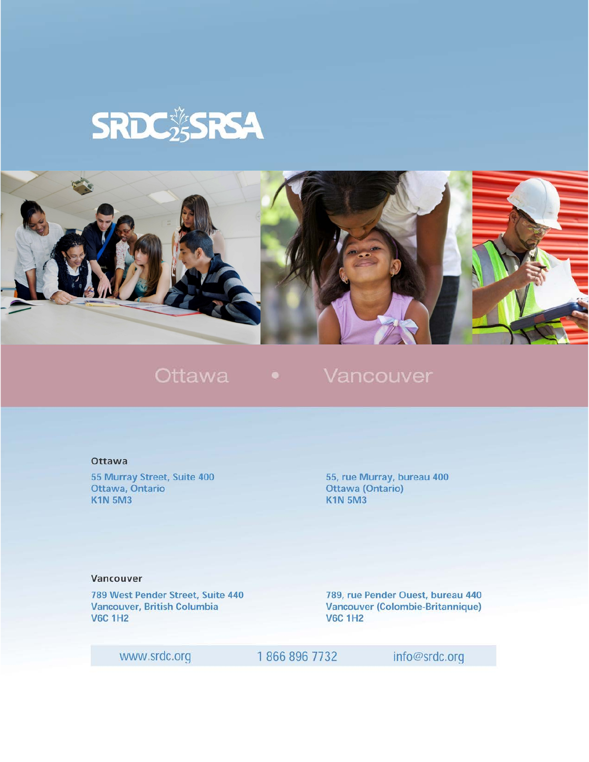SRDC SRSA

Ottawa • Vancouver

**Ottawa**

55 Murray Street, Suite 400
Ottawa, Ontario
K1N 5M3

55, rue Murray, bureau 400
Ottawa (Ontario)
K1N 5M3

**Vancouver**

789 West Pender Street, Suite 440
Vancouver, British Columbia
V6C 1H2

789, rue Pender Ouest, bureau 440
Vancouver (Colombie-Britannique)
V6C 1H2

www.srdc.org 1 866 896 7732 info@srdc.org